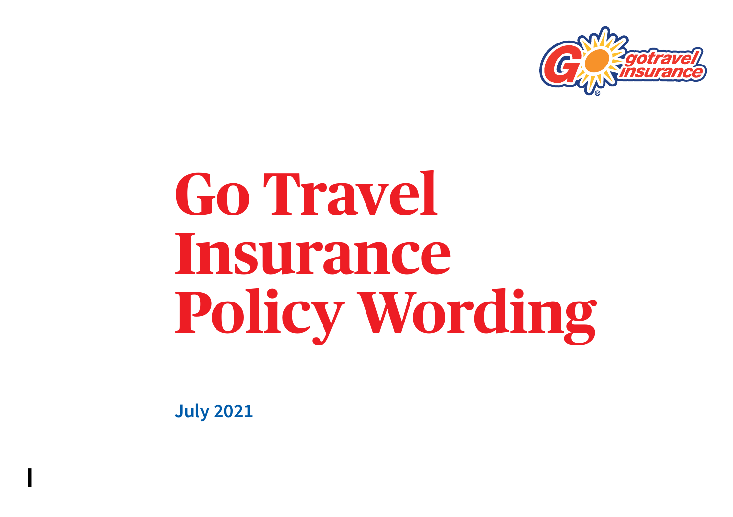# Go Travel Insurance Policy Wording

**July 2021**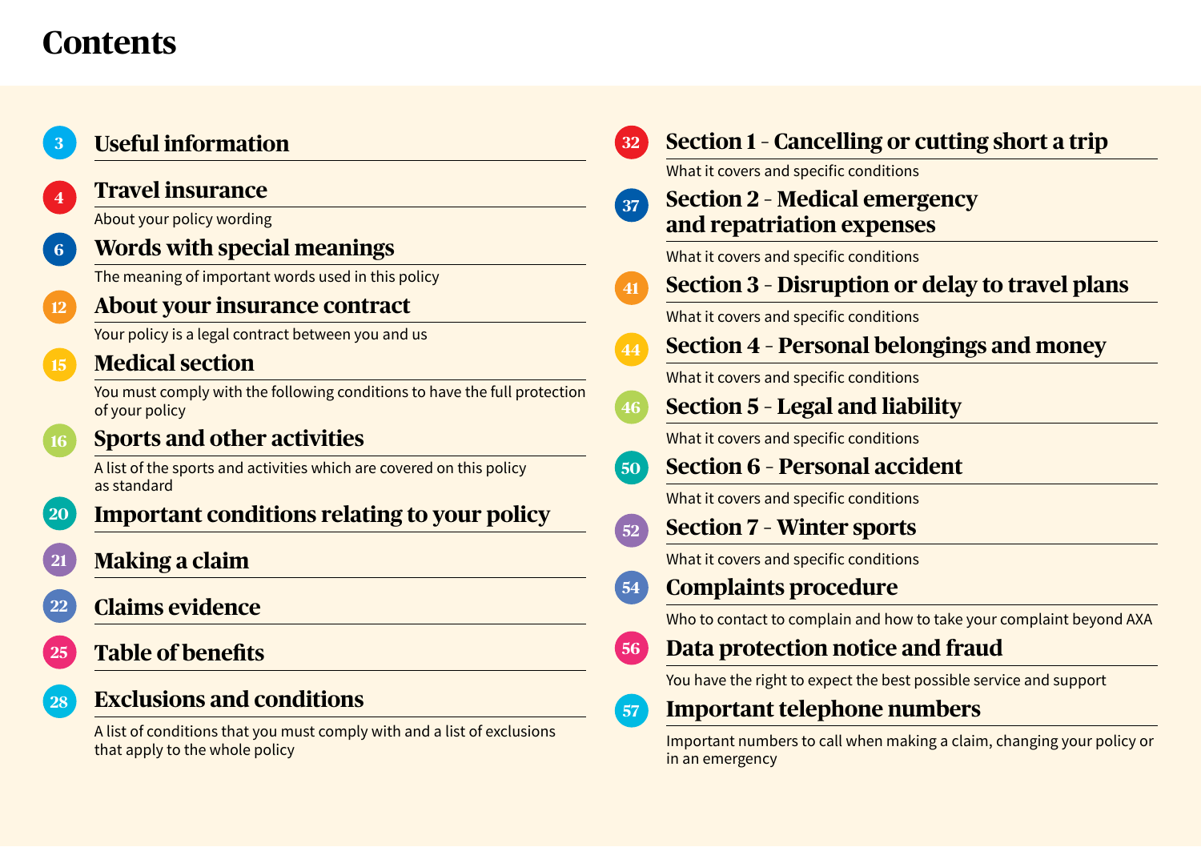# Contents

- **3 Useful information**
- **4 Travel insurance**
  About your policy wording
- **6 Words with special meanings**
  The meaning of important words used in this policy
- **12 About your insurance contract**
  Your policy is a legal contract between you and us
- **15 Medical section**
  You must comply with the following conditions to have the full protection of your policy
- **16 Sports and other activities**
  A list of the sports and activities which are covered on this policy as standard
- **20 Important conditions relating to your policy**
- **21 Making a claim**
- **22 Claims evidence**
- **25 Table of benefits**
- **28 Exclusions and conditions**
  A list of conditions that you must comply with and a list of exclusions that apply to the whole policy
- **32 Section 1 - Cancelling or cutting short a trip**
  What it covers and specific conditions
- **37 Section 2 - Medical emergency and repatriation expenses**
  What it covers and specific conditions
- **41 Section 3 - Disruption or delay to travel plans**
  What it covers and specific conditions
- **44 Section 4 - Personal belongings and money**
  What it covers and specific conditions
- **46 Section 5 - Legal and liability**
  What it covers and specific conditions
- **50 Section 6 - Personal accident**
  What it covers and specific conditions
- **52 Section 7 - Winter sports**
  What it covers and specific conditions
- **54 Complaints procedure**
  Who to contact to complain and how to take your complaint beyond AXA
- **56 Data protection notice and fraud**
  You have the right to expect the best possible service and support
- **57 Important telephone numbers**
  Important numbers to call when making a claim, changing your policy or in an emergency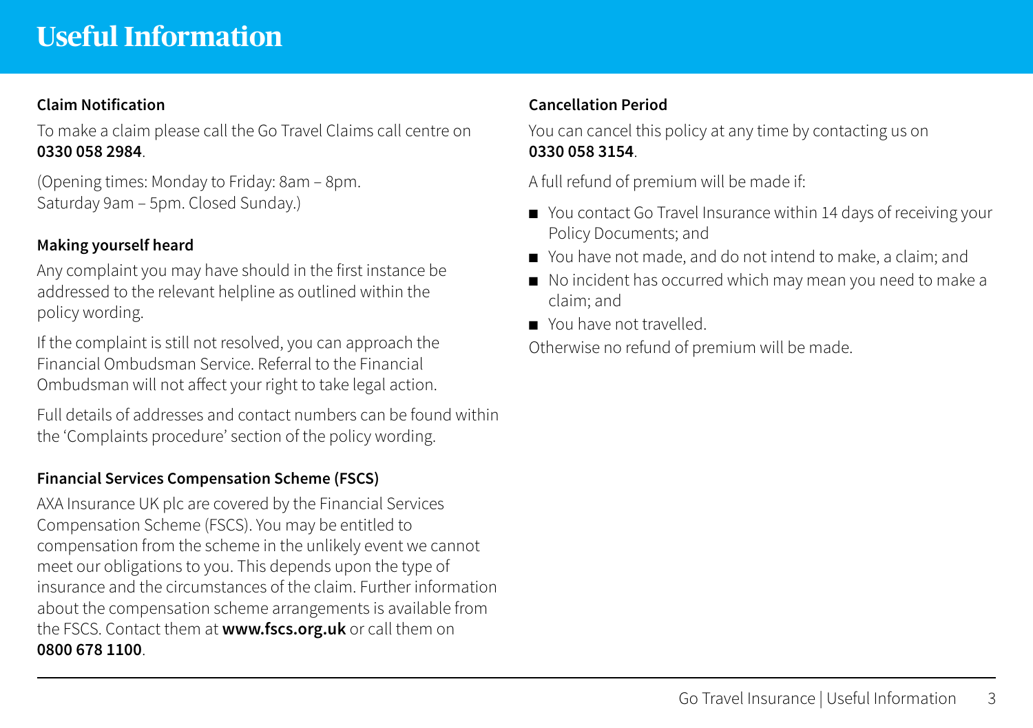# Useful Information

### Claim Notification

To make a claim please call the Go Travel Claims call centre on **0330 058 2984**.

(Opening times: Monday to Friday: 8am – 8pm. Saturday 9am – 5pm. Closed Sunday.)

### Making yourself heard

Any complaint you may have should in the first instance be addressed to the relevant helpline as outlined within the policy wording.

If the complaint is still not resolved, you can approach the Financial Ombudsman Service. Referral to the Financial Ombudsman will not affect your right to take legal action.

Full details of addresses and contact numbers can be found within the 'Complaints procedure' section of the policy wording.

### Financial Services Compensation Scheme (FSCS)

AXA Insurance UK plc are covered by the Financial Services Compensation Scheme (FSCS). You may be entitled to compensation from the scheme in the unlikely event we cannot meet our obligations to you. This depends upon the type of insurance and the circumstances of the claim. Further information about the compensation scheme arrangements is available from the FSCS. Contact them at **www.fscs.org.uk** or call them on **0800 678 1100**.

### Cancellation Period

You can cancel this policy at any time by contacting us on **0330 058 3154**.

A full refund of premium will be made if:

- You contact Go Travel Insurance within 14 days of receiving your Policy Documents; and
- You have not made, and do not intend to make, a claim; and
- No incident has occurred which may mean you need to make a claim; and
- You have not travelled.

Otherwise no refund of premium will be made.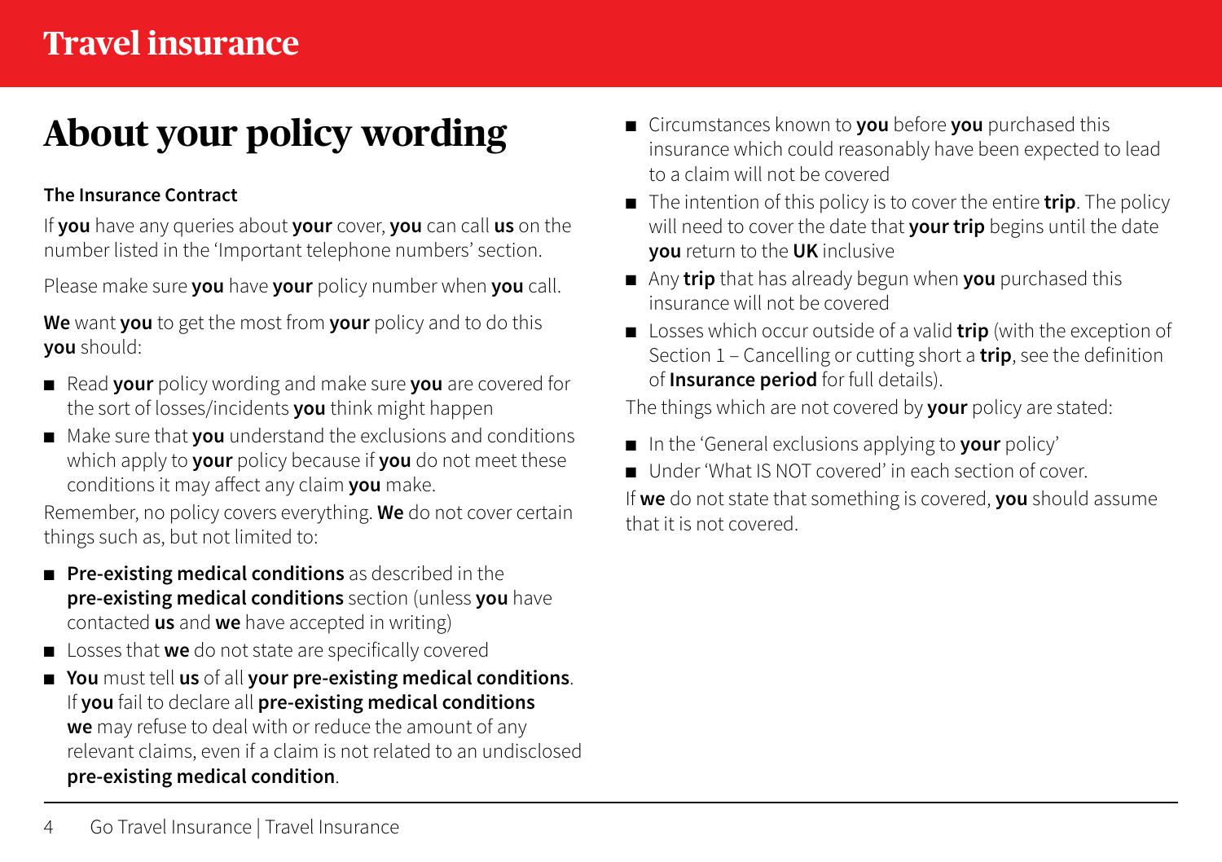# About your policy wording

**The Insurance Contract**

If **you** have any queries about **your** cover, **you** can call **us** on the number listed in the 'Important telephone numbers' section.

Please make sure **you** have **your** policy number when **you** call.

**We** want **you** to get the most from **your** policy and to do this **you** should:

- Read **your** policy wording and make sure **you** are covered for the sort of losses/incidents **you** think might happen
- Make sure that **you** understand the exclusions and conditions which apply to **your** policy because if **you** do not meet these conditions it may affect any claim **you** make.

Remember, no policy covers everything. **We** do not cover certain things such as, but not limited to:

- **Pre-existing medical conditions** as described in the **pre-existing medical conditions** section (unless **you** have contacted **us** and **we** have accepted in writing)
- Losses that **we** do not state are specifically covered
- **You** must tell **us** of all **your pre-existing medical conditions**. If **you** fail to declare all **pre-existing medical conditions** **we** may refuse to deal with or reduce the amount of any relevant claims, even if a claim is not related to an undisclosed **pre-existing medical condition**.
- Circumstances known to **you** before **you** purchased this insurance which could reasonably have been expected to lead to a claim will not be covered
- The intention of this policy is to cover the entire **trip**. The policy will need to cover the date that **your trip** begins until the date **you** return to the **UK** inclusive
- Any **trip** that has already begun when **you** purchased this insurance will not be covered
- Losses which occur outside of a valid **trip** (with the exception of Section 1 – Cancelling or cutting short a **trip**, see the definition of **Insurance period** for full details).

The things which are not covered by **your** policy are stated:

- In the 'General exclusions applying to **your** policy'
- Under 'What IS NOT covered' in each section of cover.

If **we** do not state that something is covered, **you** should assume that it is not covered.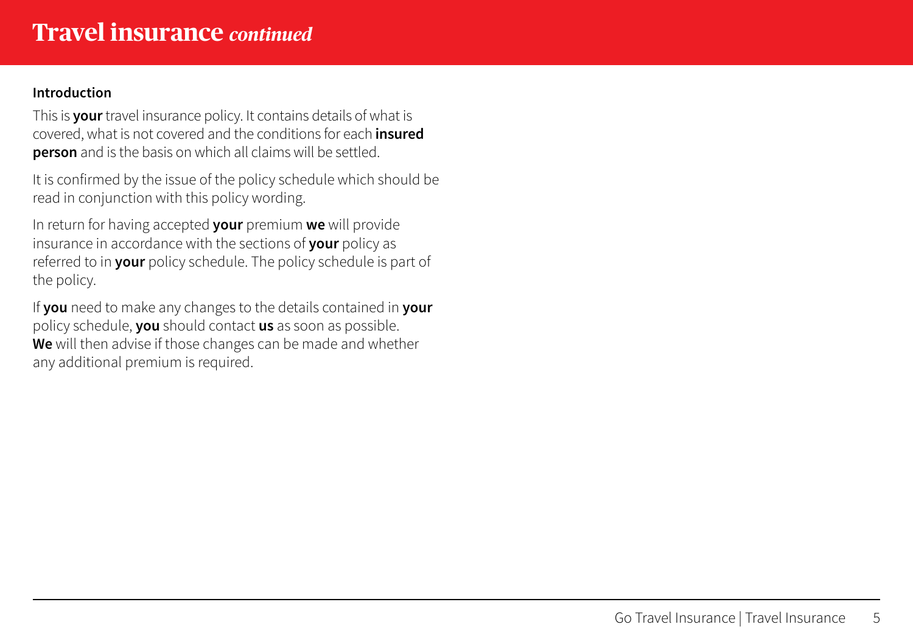# Travel insurance *continued*

### Introduction

This is **your** travel insurance policy. It contains details of what is covered, what is not covered and the conditions for each **insured person** and is the basis on which all claims will be settled.

It is confirmed by the issue of the policy schedule which should be read in conjunction with this policy wording.

In return for having accepted **your** premium **we** will provide insurance in accordance with the sections of **your** policy as referred to in **your** policy schedule. The policy schedule is part of the policy.

If **you** need to make any changes to the details contained in **your** policy schedule, **you** should contact **us** as soon as possible. **We** will then advise if those changes can be made and whether any additional premium is required.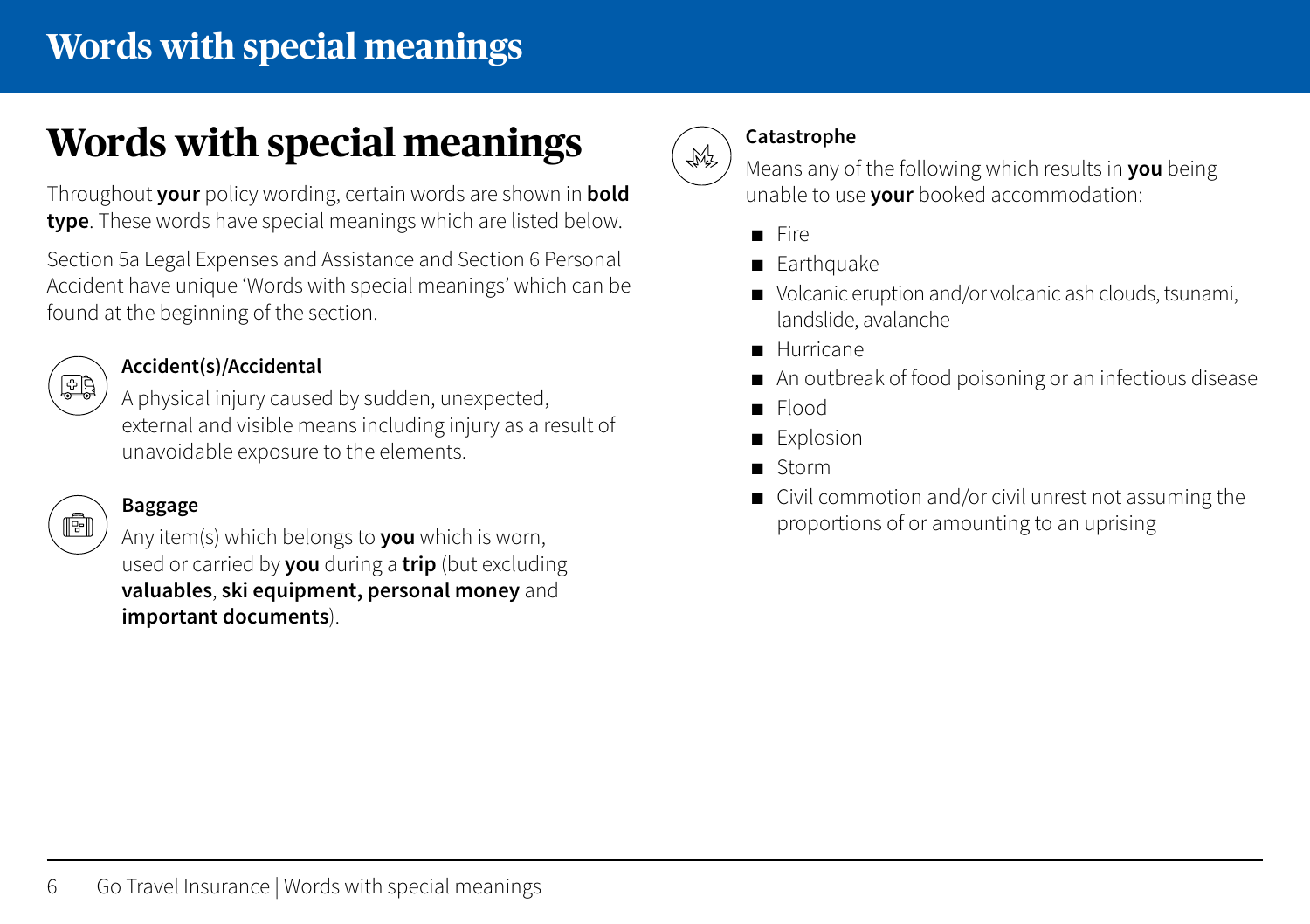# Words with special meanings

Throughout **your** policy wording, certain words are shown in **bold type**. These words have special meanings which are listed below.

Section 5a Legal Expenses and Assistance and Section 6 Personal Accident have unique 'Words with special meanings' which can be found at the beginning of the section.

**Accident(s)/Accidental**

A physical injury caused by sudden, unexpected, external and visible means including injury as a result of unavoidable exposure to the elements.

**Baggage**

Any item(s) which belongs to **you** which is worn, used or carried by **you** during a **trip** (but excluding **valuables**, **ski equipment, personal money** and **important documents**).

**Catastrophe**

Means any of the following which results in **you** being unable to use **your** booked accommodation:

- Fire
- Earthquake
- Volcanic eruption and/or volcanic ash clouds, tsunami, landslide, avalanche
- Hurricane
- An outbreak of food poisoning or an infectious disease
- Flood
- Explosion
- Storm
- Civil commotion and/or civil unrest not assuming the proportions of or amounting to an uprising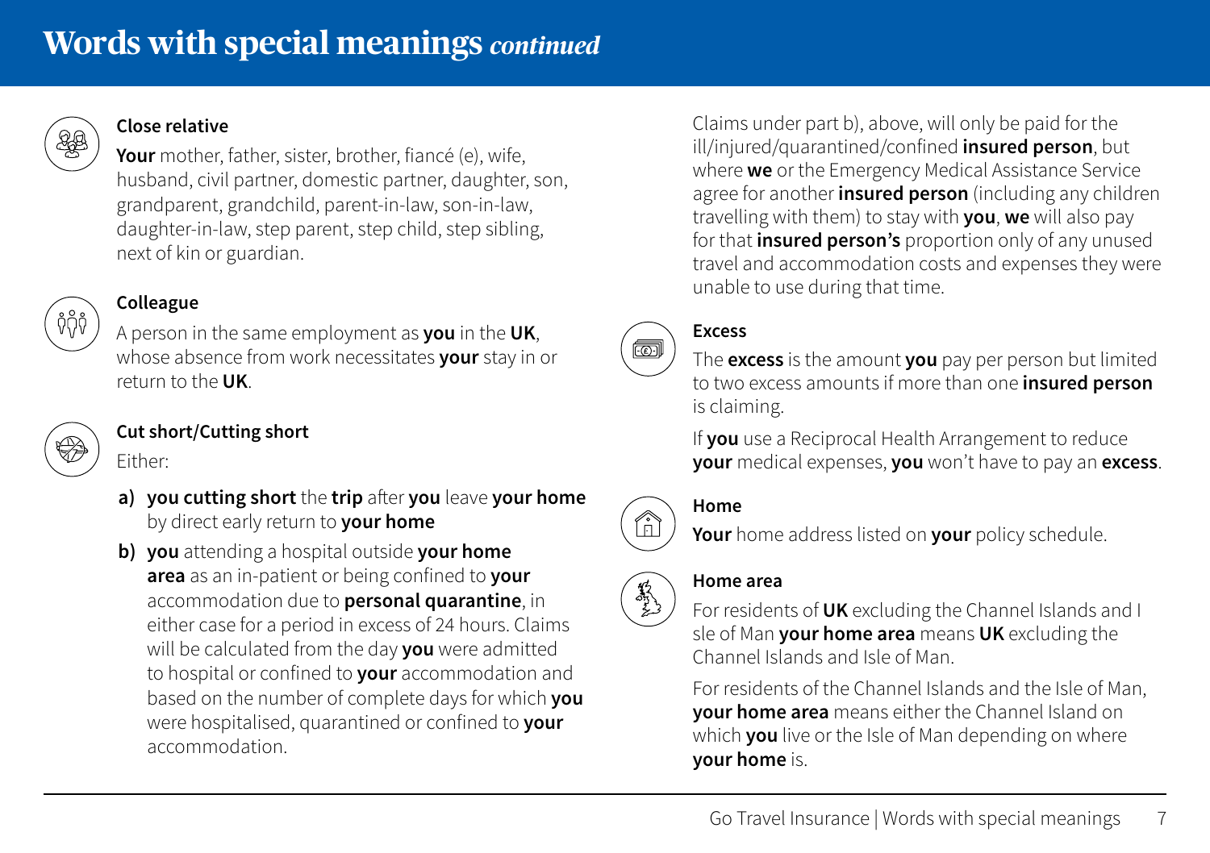# Words with special meanings *continued*

### Close relative

**Your** mother, father, sister, brother, fiancé (e), wife, husband, civil partner, domestic partner, daughter, son, grandparent, grandchild, parent-in-law, son-in-law, daughter-in-law, step parent, step child, step sibling, next of kin or guardian.

### Colleague

A person in the same employment as **you** in the **UK**, whose absence from work necessitates **your** stay in or return to the **UK**.

### Cut short/Cutting short

Either:

**a)** **you cutting short** the **trip** after **you** leave **your home** by direct early return to **your home**

**b)** **you** attending a hospital outside **your home area** as an in-patient or being confined to **your** accommodation due to **personal quarantine**, in either case for a period in excess of 24 hours. Claims will be calculated from the day **you** were admitted to hospital or confined to **your** accommodation and based on the number of complete days for which **you** were hospitalised, quarantined or confined to **your** accommodation.

Claims under part b), above, will only be paid for the ill/injured/quarantined/confined **insured person**, but where **we** or the Emergency Medical Assistance Service agree for another **insured person** (including any children travelling with them) to stay with **you**, **we** will also pay for that **insured person's** proportion only of any unused travel and accommodation costs and expenses they were unable to use during that time.

### Excess

The **excess** is the amount **you** pay per person but limited to two excess amounts if more than one **insured person** is claiming.

If **you** use a Reciprocal Health Arrangement to reduce **your** medical expenses, **you** won't have to pay an **excess**.

### Home

**Your** home address listed on **your** policy schedule.

### Home area

For residents of **UK** excluding the Channel Islands and I sle of Man **your home area** means **UK** excluding the Channel Islands and Isle of Man.

For residents of the Channel Islands and the Isle of Man, **your home area** means either the Channel Island on which **you** live or the Isle of Man depending on where **your home** is.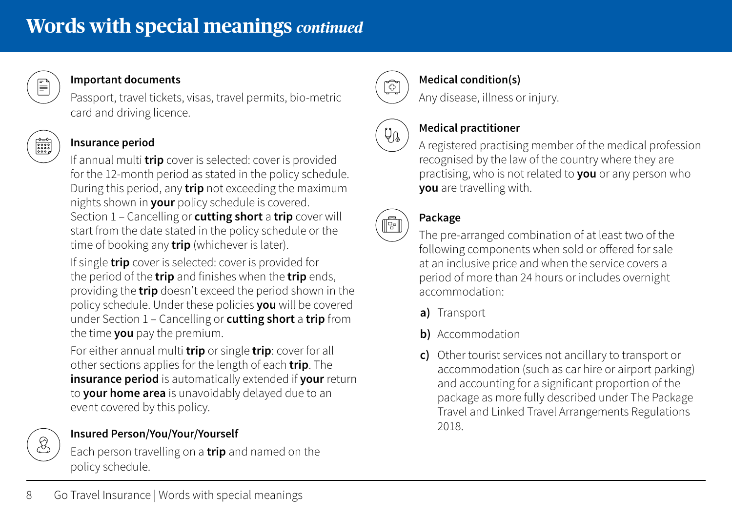# Words with special meanings *continued*

### Important documents

Passport, travel tickets, visas, travel permits, bio-metric card and driving licence.

### Insurance period

If annual multi **trip** cover is selected: cover is provided for the 12-month period as stated in the policy schedule. During this period, any **trip** not exceeding the maximum nights shown in **your** policy schedule is covered. Section 1 – Cancelling or **cutting short** a **trip** cover will start from the date stated in the policy schedule or the time of booking any **trip** (whichever is later).

If single **trip** cover is selected: cover is provided for the period of the **trip** and finishes when the **trip** ends, providing the **trip** doesn't exceed the period shown in the policy schedule. Under these policies **you** will be covered under Section 1 – Cancelling or **cutting short** a **trip** from the time **you** pay the premium.

For either annual multi **trip** or single **trip**: cover for all other sections applies for the length of each **trip**. The **insurance period** is automatically extended if **your** return to **your home area** is unavoidably delayed due to an event covered by this policy.

### Insured Person/You/Your/Yourself

Each person travelling on a **trip** and named on the policy schedule.

### Medical condition(s)

Any disease, illness or injury.

### Medical practitioner

A registered practising member of the medical profession recognised by the law of the country where they are practising, who is not related to **you** or any person who **you** are travelling with.

### Package

The pre-arranged combination of at least two of the following components when sold or offered for sale at an inclusive price and when the service covers a period of more than 24 hours or includes overnight accommodation:

**a)** Transport

**b)** Accommodation

**c)** Other tourist services not ancillary to transport or accommodation (such as car hire or airport parking) and accounting for a significant proportion of the package as more fully described under The Package Travel and Linked Travel Arrangements Regulations 2018.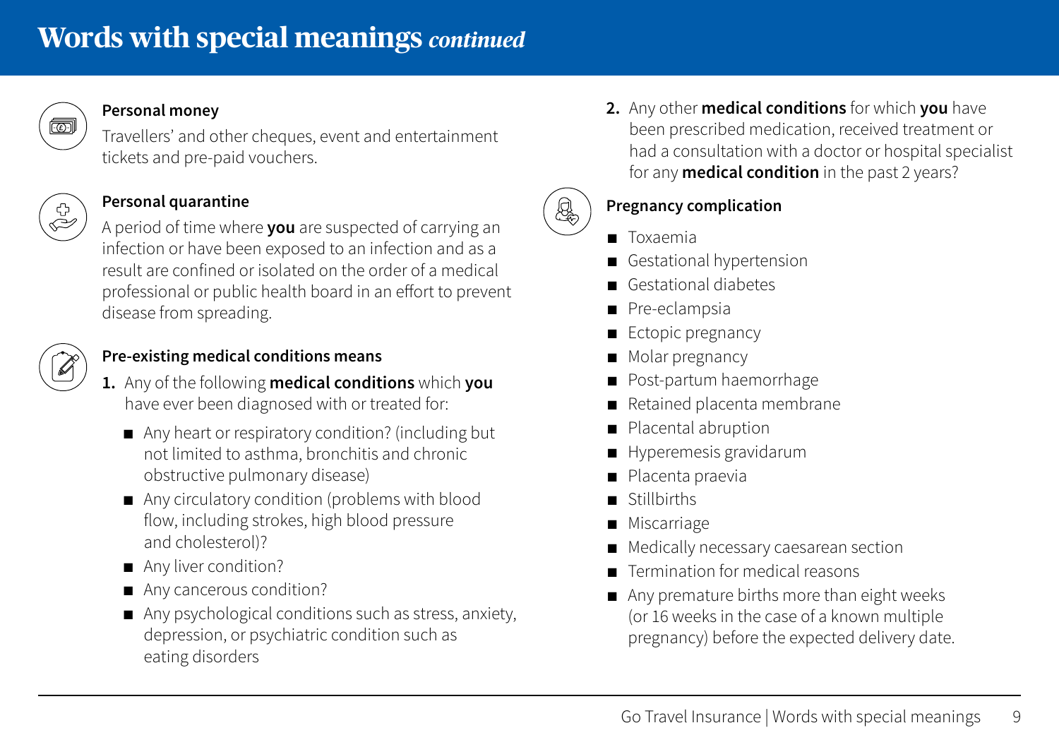# Words with special meanings *continued*

### Personal money

Travellers' and other cheques, event and entertainment tickets and pre-paid vouchers.

### Personal quarantine

A period of time where **you** are suspected of carrying an infection or have been exposed to an infection and as a result are confined or isolated on the order of a medical professional or public health board in an effort to prevent disease from spreading.

### Pre-existing medical conditions means

1. Any of the following **medical conditions** which **you** have ever been diagnosed with or treated for:
   - Any heart or respiratory condition? (including but not limited to asthma, bronchitis and chronic obstructive pulmonary disease)
   - Any circulatory condition (problems with blood flow, including strokes, high blood pressure and cholesterol)?
   - Any liver condition?
   - Any cancerous condition?
   - Any psychological conditions such as stress, anxiety, depression, or psychiatric condition such as eating disorders
2. Any other **medical conditions** for which **you** have been prescribed medication, received treatment or had a consultation with a doctor or hospital specialist for any **medical condition** in the past 2 years?

### Pregnancy complication

- Toxaemia
- Gestational hypertension
- Gestational diabetes
- Pre-eclampsia
- Ectopic pregnancy
- Molar pregnancy
- Post-partum haemorrhage
- Retained placenta membrane
- Placental abruption
- Hyperemesis gravidarum
- Placenta praevia
- Stillbirths
- Miscarriage
- Medically necessary caesarean section
- Termination for medical reasons
- Any premature births more than eight weeks (or 16 weeks in the case of a known multiple pregnancy) before the expected delivery date.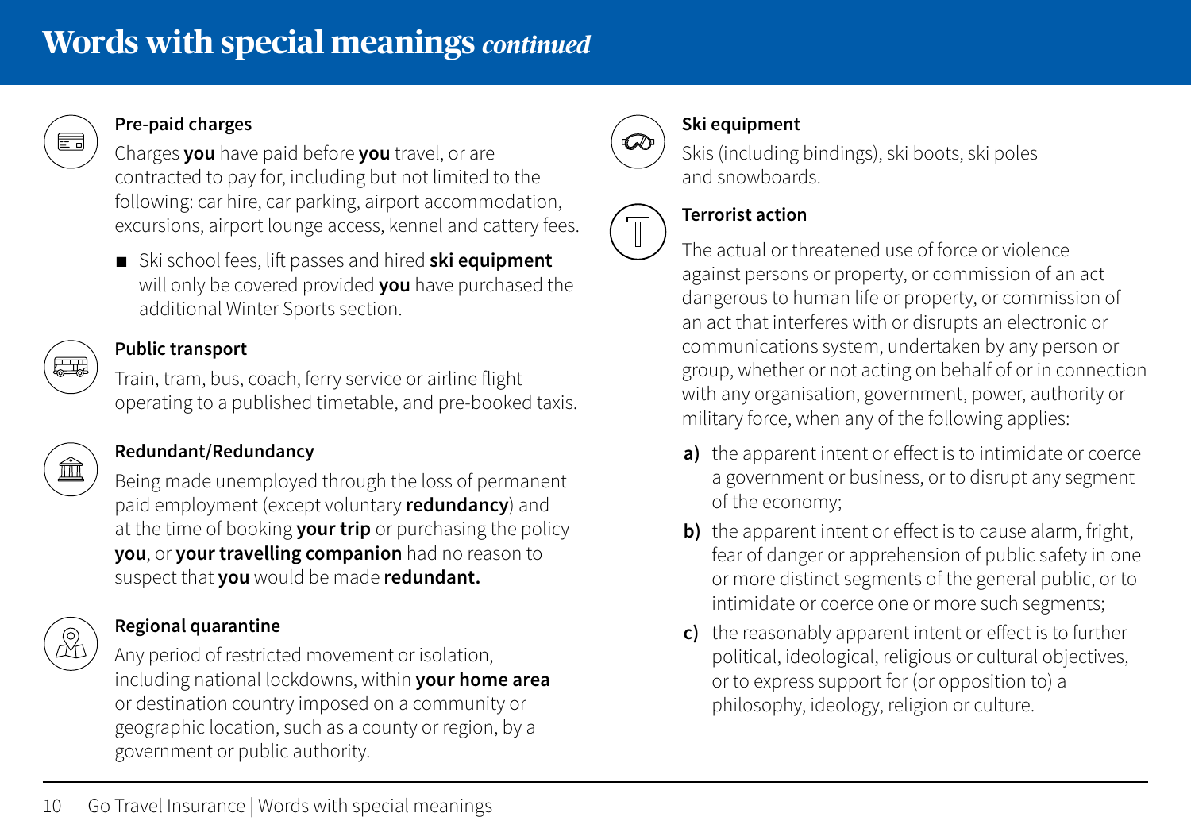# Words with special meanings *continued*

### Pre-paid charges

Charges **you** have paid before **you** travel, or are contracted to pay for, including but not limited to the following: car hire, car parking, airport accommodation, excursions, airport lounge access, kennel and cattery fees.

- Ski school fees, lift passes and hired **ski equipment** will only be covered provided **you** have purchased the additional Winter Sports section.

### Public transport

Train, tram, bus, coach, ferry service or airline flight operating to a published timetable, and pre-booked taxis.

### Redundant/Redundancy

Being made unemployed through the loss of permanent paid employment (except voluntary **redundancy**) and at the time of booking **your trip** or purchasing the policy **you**, or **your travelling companion** had no reason to suspect that **you** would be made **redundant.**

### Regional quarantine

Any period of restricted movement or isolation, including national lockdowns, within **your home area** or destination country imposed on a community or geographic location, such as a county or region, by a government or public authority.

### Ski equipment

Skis (including bindings), ski boots, ski poles and snowboards.

### Terrorist action

The actual or threatened use of force or violence against persons or property, or commission of an act dangerous to human life or property, or commission of an act that interferes with or disrupts an electronic or communications system, undertaken by any person or group, whether or not acting on behalf of or in connection with any organisation, government, power, authority or military force, when any of the following applies:

**a)** the apparent intent or effect is to intimidate or coerce a government or business, or to disrupt any segment of the economy;

**b)** the apparent intent or effect is to cause alarm, fright, fear of danger or apprehension of public safety in one or more distinct segments of the general public, or to intimidate or coerce one or more such segments;

**c)** the reasonably apparent intent or effect is to further political, ideological, religious or cultural objectives, or to express support for (or opposition to) a philosophy, ideology, religion or culture.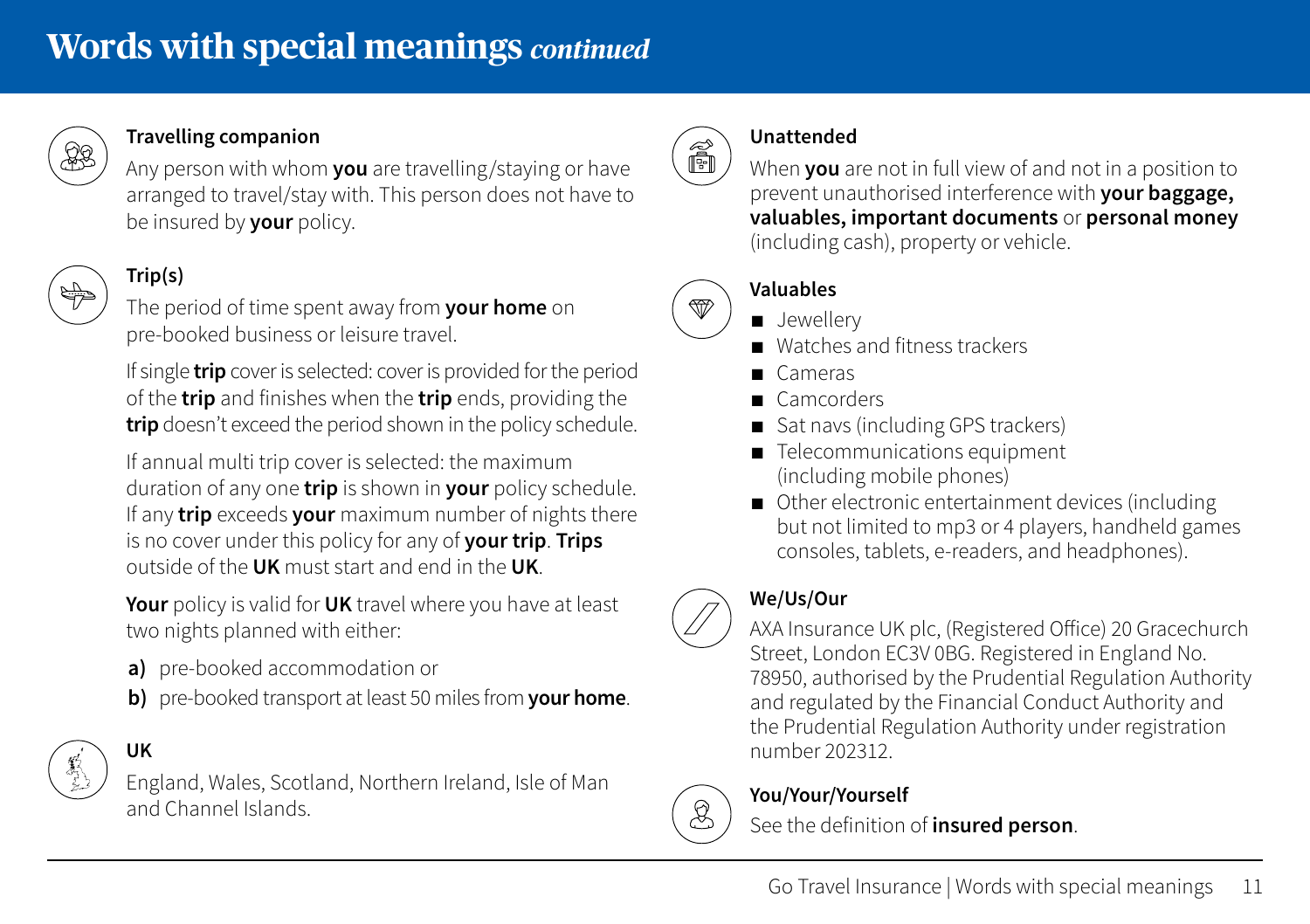# Words with special meanings *continued*

**Travelling companion**

Any person with whom **you** are travelling/staying or have arranged to travel/stay with. This person does not have to be insured by **your** policy.

**Trip(s)**

The period of time spent away from **your home** on pre-booked business or leisure travel.

If single **trip** cover is selected: cover is provided for the period of the **trip** and finishes when the **trip** ends, providing the **trip** doesn't exceed the period shown in the policy schedule.

If annual multi trip cover is selected: the maximum duration of any one **trip** is shown in **your** policy schedule. If any **trip** exceeds **your** maximum number of nights there is no cover under this policy for any of **your trip**. **Trips** outside of the **UK** must start and end in the **UK**.

**Your** policy is valid for **UK** travel where you have at least two nights planned with either:

**a)** pre-booked accommodation or

**b)** pre-booked transport at least 50 miles from **your home**.

**UK**

England, Wales, Scotland, Northern Ireland, Isle of Man and Channel Islands.

**Unattended**

When **you** are not in full view of and not in a position to prevent unauthorised interference with **your baggage, valuables, important documents** or **personal money** (including cash), property or vehicle.

**Valuables**

- Jewellery
- Watches and fitness trackers
- Cameras
- Camcorders
- Sat navs (including GPS trackers)
- Telecommunications equipment (including mobile phones)
- Other electronic entertainment devices (including but not limited to mp3 or 4 players, handheld games consoles, tablets, e-readers, and headphones).

**We/Us/Our**

AXA Insurance UK plc, (Registered Office) 20 Gracechurch Street, London EC3V 0BG. Registered in England No. 78950, authorised by the Prudential Regulation Authority and regulated by the Financial Conduct Authority and the Prudential Regulation Authority under registration number 202312.

**You/Your/Yourself**

See the definition of **insured person**.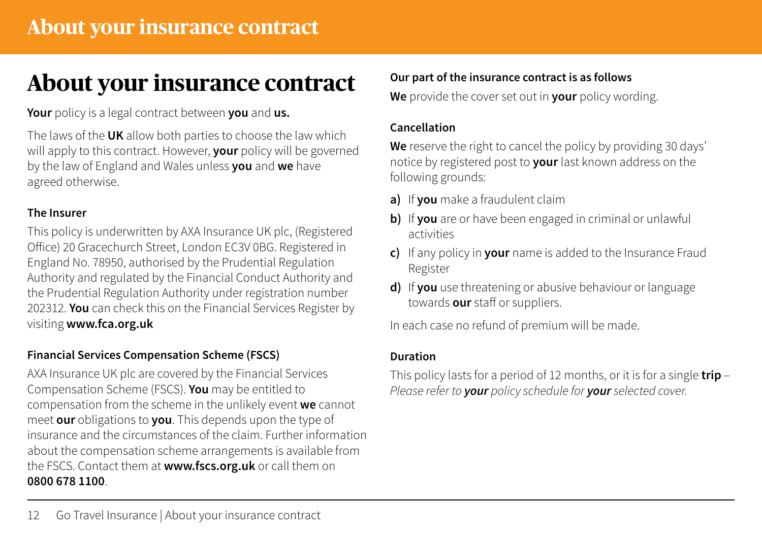# About your insurance contract

**Your** policy is a legal contract between **you** and **us.**

The laws of the **UK** allow both parties to choose the law which will apply to this contract. However, **your** policy will be governed by the law of England and Wales unless **you** and **we** have agreed otherwise.

### The Insurer

This policy is underwritten by AXA Insurance UK plc, (Registered Office) 20 Gracechurch Street, London EC3V 0BG. Registered in England No. 78950, authorised by the Prudential Regulation Authority and regulated by the Financial Conduct Authority and the Prudential Regulation Authority under registration number 202312. **You** can check this on the Financial Services Register by visiting **www.fca.org.uk**

### Financial Services Compensation Scheme (FSCS)

AXA Insurance UK plc are covered by the Financial Services Compensation Scheme (FSCS). **You** may be entitled to compensation from the scheme in the unlikely event **we** cannot meet **our** obligations to **you**. This depends upon the type of insurance and the circumstances of the claim. Further information about the compensation scheme arrangements is available from the FSCS. Contact them at **www.fscs.org.uk** or call them on **0800 678 1100**.

### Our part of the insurance contract is as follows

**We** provide the cover set out in **your** policy wording.

### Cancellation

**We** reserve the right to cancel the policy by providing 30 days' notice by registered post to **your** last known address on the following grounds:

**a)** If **you** make a fraudulent claim

**b)** If **you** are or have been engaged in criminal or unlawful activities

**c)** If any policy in **your** name is added to the Insurance Fraud Register

**d)** If **you** use threatening or abusive behaviour or language towards **our** staff or suppliers.

In each case no refund of premium will be made.

### Duration

This policy lasts for a period of 12 months, or it is for a single **trip** – *Please refer to **your** policy schedule for **your** selected cover.*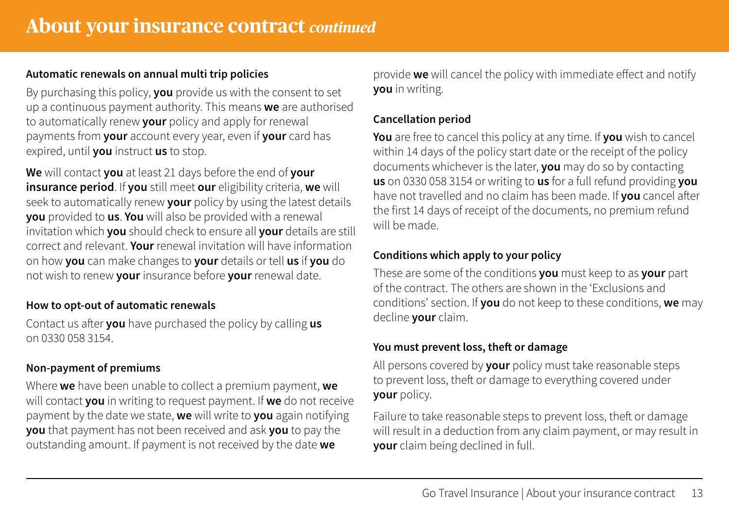# About your insurance contract *continued*

### Automatic renewals on annual multi trip policies

By purchasing this policy, **you** provide us with the consent to set up a continuous payment authority. This means **we** are authorised to automatically renew **your** policy and apply for renewal payments from **your** account every year, even if **your** card has expired, until **you** instruct **us** to stop.

**We** will contact **you** at least 21 days before the end of **your insurance period**. If **you** still meet **our** eligibility criteria, **we** will seek to automatically renew **your** policy by using the latest details **you** provided to **us**. **You** will also be provided with a renewal invitation which **you** should check to ensure all **your** details are still correct and relevant. **Your** renewal invitation will have information on how **you** can make changes to **your** details or tell **us** if **you** do not wish to renew **your** insurance before **your** renewal date.

### How to opt-out of automatic renewals

Contact us after **you** have purchased the policy by calling **us** on 0330 058 3154.

### Non-payment of premiums

Where **we** have been unable to collect a premium payment, **we** will contact **you** in writing to request payment. If **we** do not receive payment by the date we state, **we** will write to **you** again notifying **you** that payment has not been received and ask **you** to pay the outstanding amount. If payment is not received by the date **we** provide **we** will cancel the policy with immediate effect and notify **you** in writing.

### Cancellation period

**You** are free to cancel this policy at any time. If **you** wish to cancel within 14 days of the policy start date or the receipt of the policy documents whichever is the later, **you** may do so by contacting **us** on 0330 058 3154 or writing to **us** for a full refund providing **you** have not travelled and no claim has been made. If **you** cancel after the first 14 days of receipt of the documents, no premium refund will be made.

### Conditions which apply to your policy

These are some of the conditions **you** must keep to as **your** part of the contract. The others are shown in the 'Exclusions and conditions' section. If **you** do not keep to these conditions, **we** may decline **your** claim.

### You must prevent loss, theft or damage

All persons covered by **your** policy must take reasonable steps to prevent loss, theft or damage to everything covered under **your** policy.

Failure to take reasonable steps to prevent loss, theft or damage will result in a deduction from any claim payment, or may result in **your** claim being declined in full.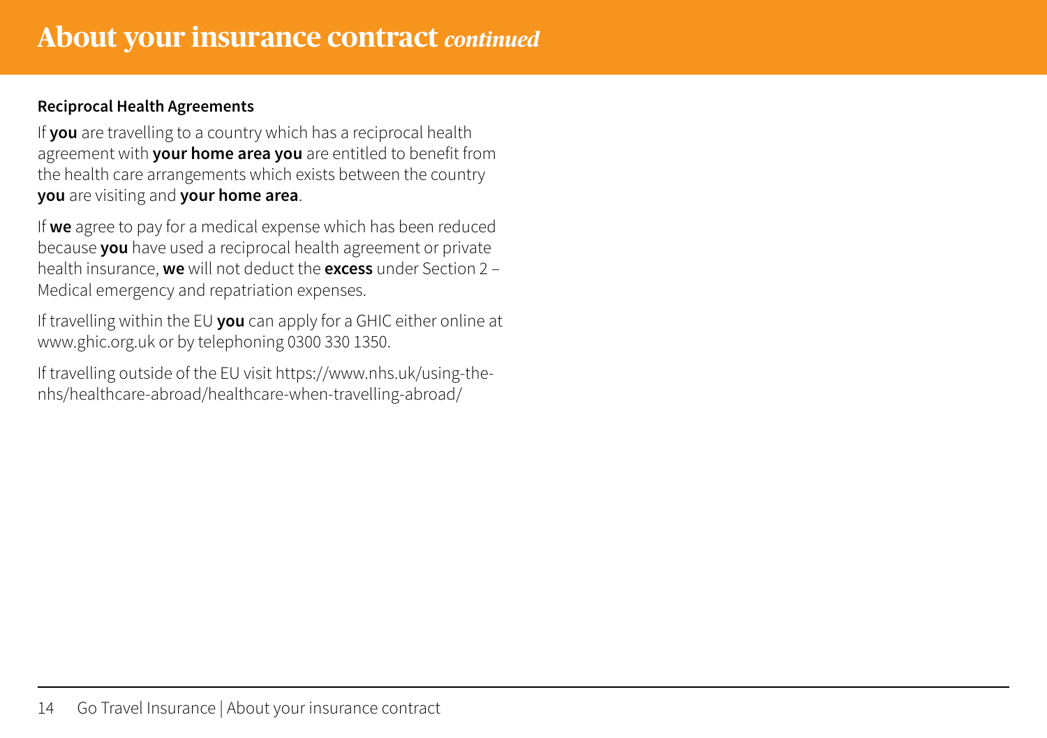# About your insurance contract *continued*

**Reciprocal Health Agreements**

If **you** are travelling to a country which has a reciprocal health agreement with **your home area you** are entitled to benefit from the health care arrangements which exists between the country **you** are visiting and **your home area**.

If **we** agree to pay for a medical expense which has been reduced because **you** have used a reciprocal health agreement or private health insurance, **we** will not deduct the **excess** under Section 2 – Medical emergency and repatriation expenses.

If travelling within the EU **you** can apply for a GHIC either online at www.ghic.org.uk or by telephoning 0300 330 1350.

If travelling outside of the EU visit https://www.nhs.uk/using-the-nhs/healthcare-abroad/healthcare-when-travelling-abroad/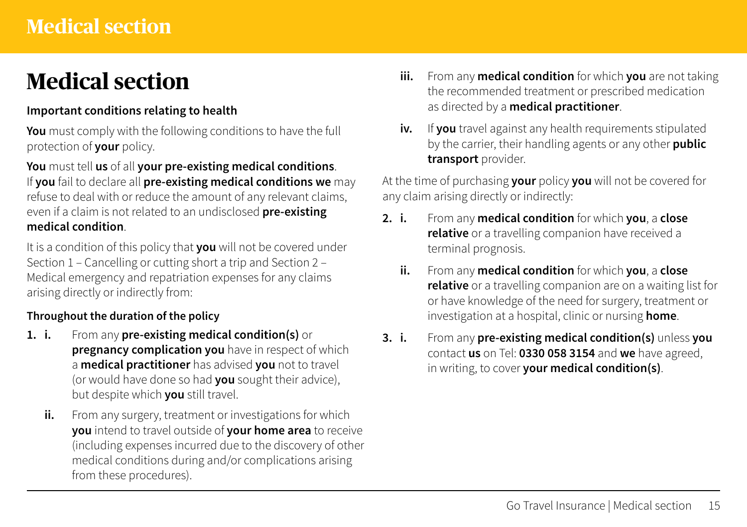# Medical section

### Important conditions relating to health

**You** must comply with the following conditions to have the full protection of **your** policy.

**You** must tell **us** of all **your pre-existing medical conditions**. If **you** fail to declare all **pre-existing medical conditions we** may refuse to deal with or reduce the amount of any relevant claims, even if a claim is not related to an undisclosed **pre-existing medical condition**.

It is a condition of this policy that **you** will not be covered under Section 1 – Cancelling or cutting short a trip and Section 2 – Medical emergency and repatriation expenses for any claims arising directly or indirectly from:

### Throughout the duration of the policy

**1. i.** From any **pre-existing medical condition(s)** or **pregnancy complication you** have in respect of which a **medical practitioner** has advised **you** not to travel (or would have done so had **you** sought their advice), but despite which **you** still travel.

**ii.** From any surgery, treatment or investigations for which **you** intend to travel outside of **your home area** to receive (including expenses incurred due to the discovery of other medical conditions during and/or complications arising from these procedures).

**iii.** From any **medical condition** for which **you** are not taking the recommended treatment or prescribed medication as directed by a **medical practitioner**.

**iv.** If **you** travel against any health requirements stipulated by the carrier, their handling agents or any other **public transport** provider.

At the time of purchasing **your** policy **you** will not be covered for any claim arising directly or indirectly:

**2. i.** From any **medical condition** for which **you**, a **close relative** or a travelling companion have received a terminal prognosis.

**ii.** From any **medical condition** for which **you**, a **close relative** or a travelling companion are on a waiting list for or have knowledge of the need for surgery, treatment or investigation at a hospital, clinic or nursing **home**.

**3. i.** From any **pre-existing medical condition(s)** unless **you** contact **us** on Tel: **0330 058 3154** and **we** have agreed, in writing, to cover **your medical condition(s)**.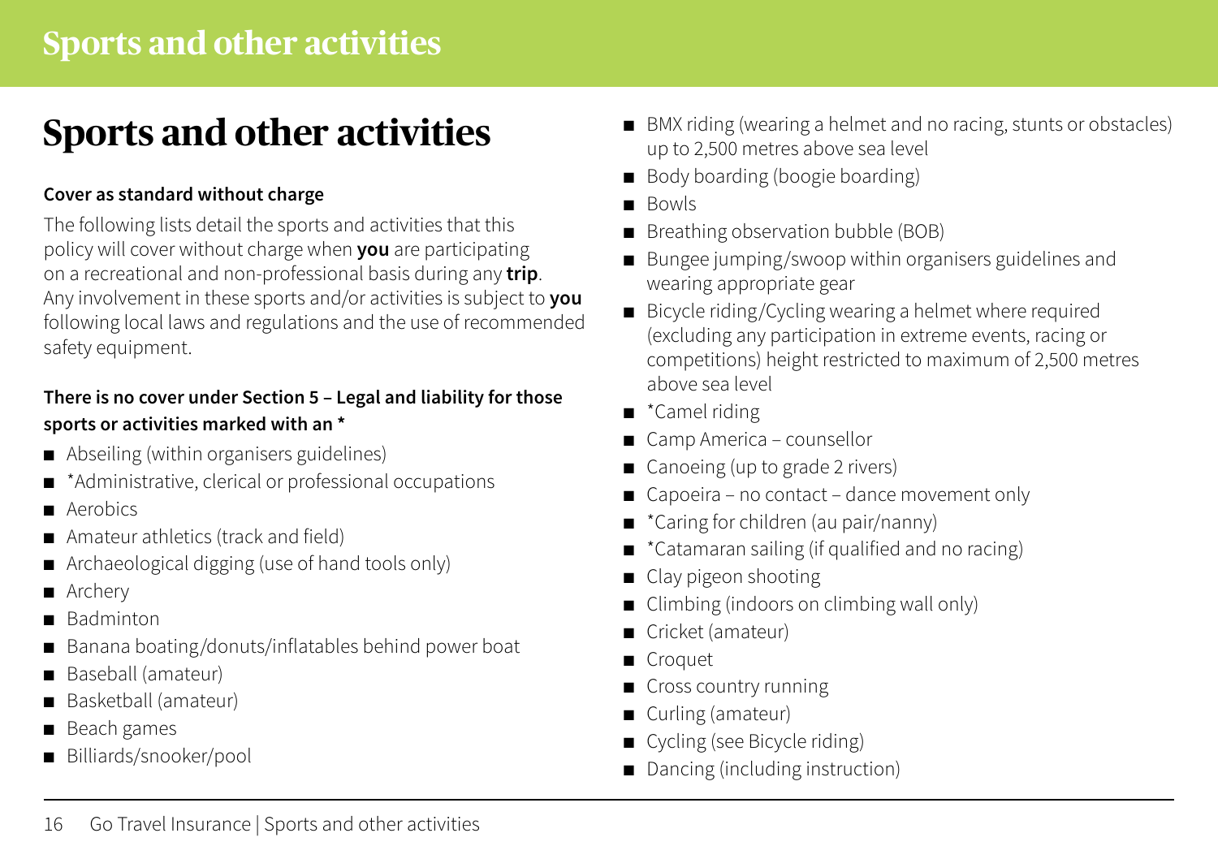# Sports and other activities

**Cover as standard without charge**

The following lists detail the sports and activities that this policy will cover without charge when **you** are participating on a recreational and non-professional basis during any **trip**. Any involvement in these sports and/or activities is subject to **you** following local laws and regulations and the use of recommended safety equipment.

**There is no cover under Section 5 – Legal and liability for those sports or activities marked with an ***

- Abseiling (within organisers guidelines)
- *Administrative, clerical or professional occupations
- Aerobics
- Amateur athletics (track and field)
- Archaeological digging (use of hand tools only)
- Archery
- Badminton
- Banana boating/donuts/inflatables behind power boat
- Baseball (amateur)
- Basketball (amateur)
- Beach games
- Billiards/snooker/pool
- BMX riding (wearing a helmet and no racing, stunts or obstacles) up to 2,500 metres above sea level
- Body boarding (boogie boarding)
- Bowls
- Breathing observation bubble (BOB)
- Bungee jumping/swoop within organisers guidelines and wearing appropriate gear
- Bicycle riding/Cycling wearing a helmet where required (excluding any participation in extreme events, racing or competitions) height restricted to maximum of 2,500 metres above sea level
- *Camel riding
- Camp America – counsellor
- Canoeing (up to grade 2 rivers)
- Capoeira – no contact – dance movement only
- *Caring for children (au pair/nanny)
- *Catamaran sailing (if qualified and no racing)
- Clay pigeon shooting
- Climbing (indoors on climbing wall only)
- Cricket (amateur)
- Croquet
- Cross country running
- Curling (amateur)
- Cycling (see Bicycle riding)
- Dancing (including instruction)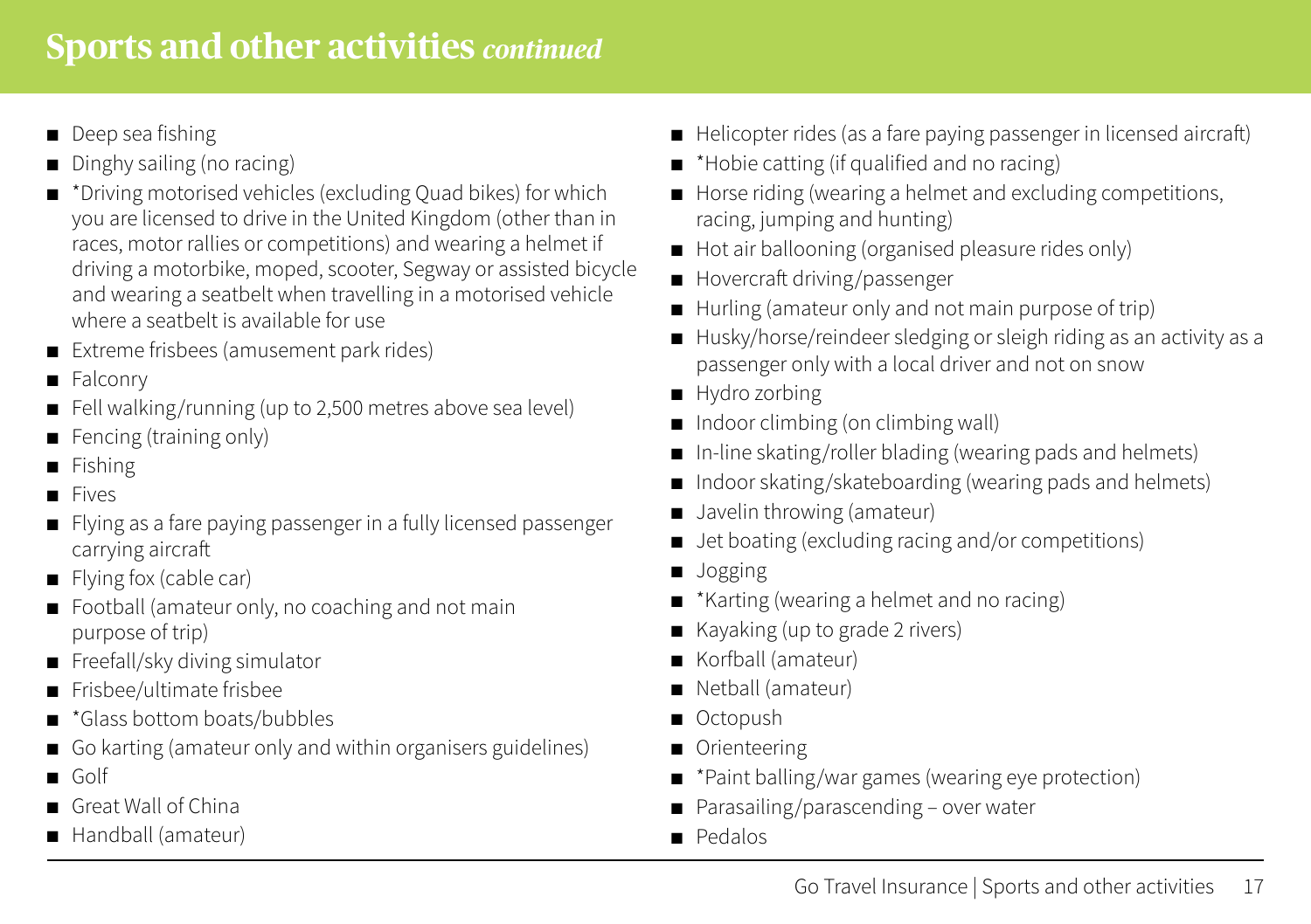# Sports and other activities *continued*

- Deep sea fishing
- Dinghy sailing (no racing)
- *Driving motorised vehicles (excluding Quad bikes) for which you are licensed to drive in the United Kingdom (other than in races, motor rallies or competitions) and wearing a helmet if driving a motorbike, moped, scooter, Segway or assisted bicycle and wearing a seatbelt when travelling in a motorised vehicle where a seatbelt is available for use
- Extreme frisbees (amusement park rides)
- Falconry
- Fell walking/running (up to 2,500 metres above sea level)
- Fencing (training only)
- Fishing
- Fives
- Flying as a fare paying passenger in a fully licensed passenger carrying aircraft
- Flying fox (cable car)
- Football (amateur only, no coaching and not main purpose of trip)
- Freefall/sky diving simulator
- Frisbee/ultimate frisbee
- *Glass bottom boats/bubbles
- Go karting (amateur only and within organisers guidelines)
- Golf
- Great Wall of China
- Handball (amateur)
- Helicopter rides (as a fare paying passenger in licensed aircraft)
- *Hobie catting (if qualified and no racing)
- Horse riding (wearing a helmet and excluding competitions, racing, jumping and hunting)
- Hot air ballooning (organised pleasure rides only)
- Hovercraft driving/passenger
- Hurling (amateur only and not main purpose of trip)
- Husky/horse/reindeer sledging or sleigh riding as an activity as a passenger only with a local driver and not on snow
- Hydro zorbing
- Indoor climbing (on climbing wall)
- In-line skating/roller blading (wearing pads and helmets)
- Indoor skating/skateboarding (wearing pads and helmets)
- Javelin throwing (amateur)
- Jet boating (excluding racing and/or competitions)
- Jogging
- *Karting (wearing a helmet and no racing)
- Kayaking (up to grade 2 rivers)
- Korfball (amateur)
- Netball (amateur)
- Octopush
- Orienteering
- *Paint balling/war games (wearing eye protection)
- Parasailing/parascending – over water
- Pedalos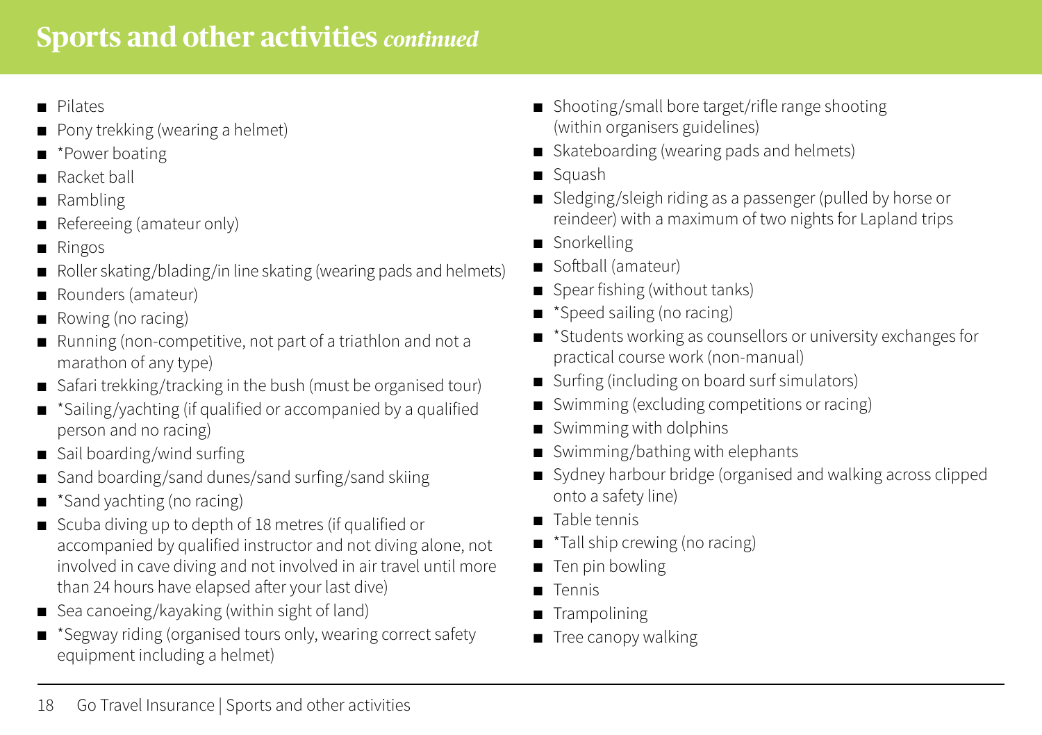# Sports and other activities *continued*

- Pilates
- Pony trekking (wearing a helmet)
- *Power boating
- Racket ball
- Rambling
- Refereeing (amateur only)
- Ringos
- Roller skating/blading/in line skating (wearing pads and helmets)
- Rounders (amateur)
- Rowing (no racing)
- Running (non-competitive, not part of a triathlon and not a marathon of any type)
- Safari trekking/tracking in the bush (must be organised tour)
- *Sailing/yachting (if qualified or accompanied by a qualified person and no racing)
- Sail boarding/wind surfing
- Sand boarding/sand dunes/sand surfing/sand skiing
- *Sand yachting (no racing)
- Scuba diving up to depth of 18 metres (if qualified or accompanied by qualified instructor and not diving alone, not involved in cave diving and not involved in air travel until more than 24 hours have elapsed after your last dive)
- Sea canoeing/kayaking (within sight of land)
- *Segway riding (organised tours only, wearing correct safety equipment including a helmet)
- Shooting/small bore target/rifle range shooting (within organisers guidelines)
- Skateboarding (wearing pads and helmets)
- Squash
- Sledging/sleigh riding as a passenger (pulled by horse or reindeer) with a maximum of two nights for Lapland trips
- Snorkelling
- Softball (amateur)
- Spear fishing (without tanks)
- *Speed sailing (no racing)
- *Students working as counsellors or university exchanges for practical course work (non-manual)
- Surfing (including on board surf simulators)
- Swimming (excluding competitions or racing)
- Swimming with dolphins
- Swimming/bathing with elephants
- Sydney harbour bridge (organised and walking across clipped onto a safety line)
- Table tennis
- *Tall ship crewing (no racing)
- Ten pin bowling
- Tennis
- Trampolining
- Tree canopy walking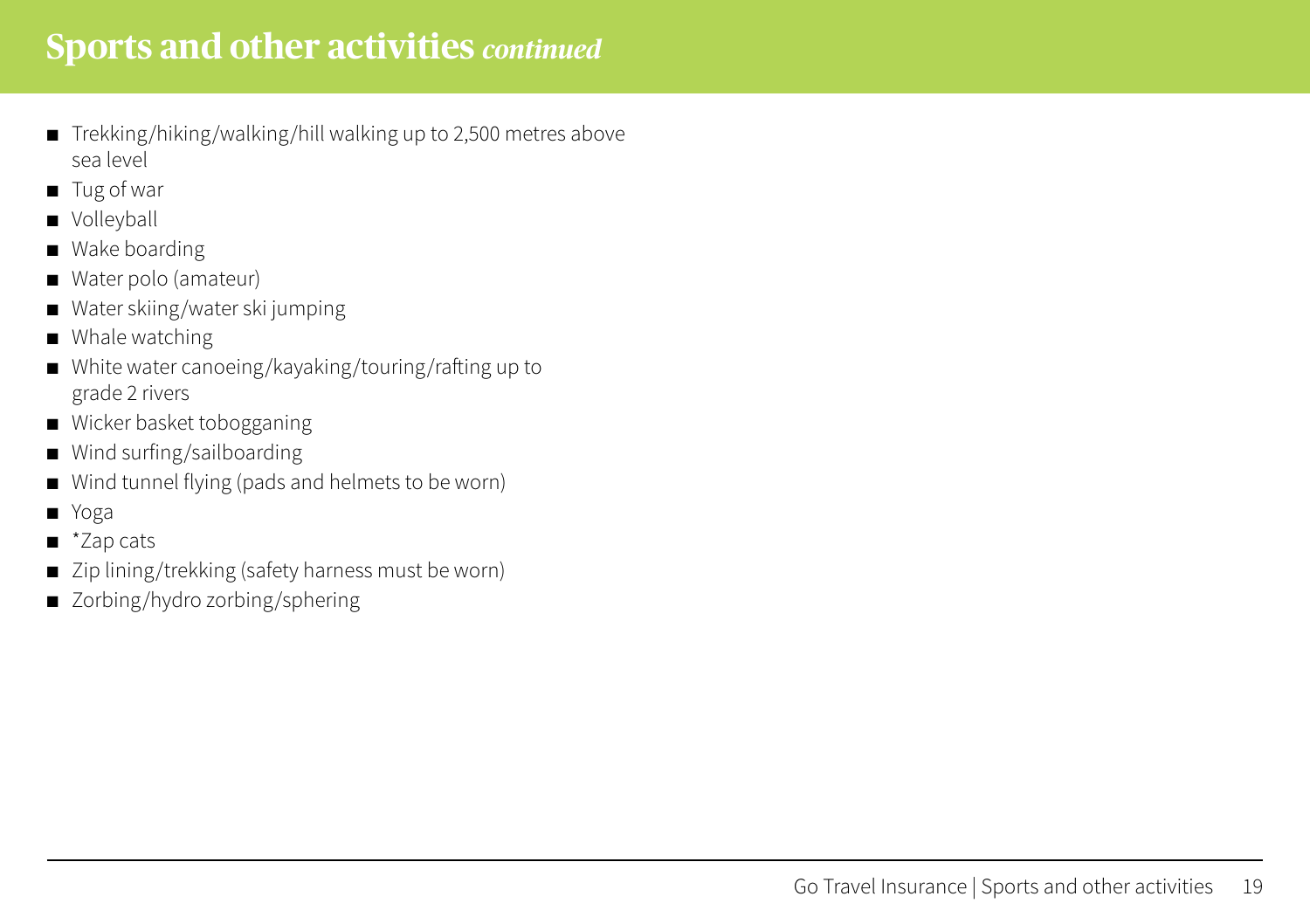## Sports and other activities *continued*

- Trekking/hiking/walking/hill walking up to 2,500 metres above sea level
- Tug of war
- Volleyball
- Wake boarding
- Water polo (amateur)
- Water skiing/water ski jumping
- Whale watching
- White water canoeing/kayaking/touring/rafting up to grade 2 rivers
- Wicker basket tobogganing
- Wind surfing/sailboarding
- Wind tunnel flying (pads and helmets to be worn)
- Yoga
- *Zap cats
- Zip lining/trekking (safety harness must be worn)
- Zorbing/hydro zorbing/sphering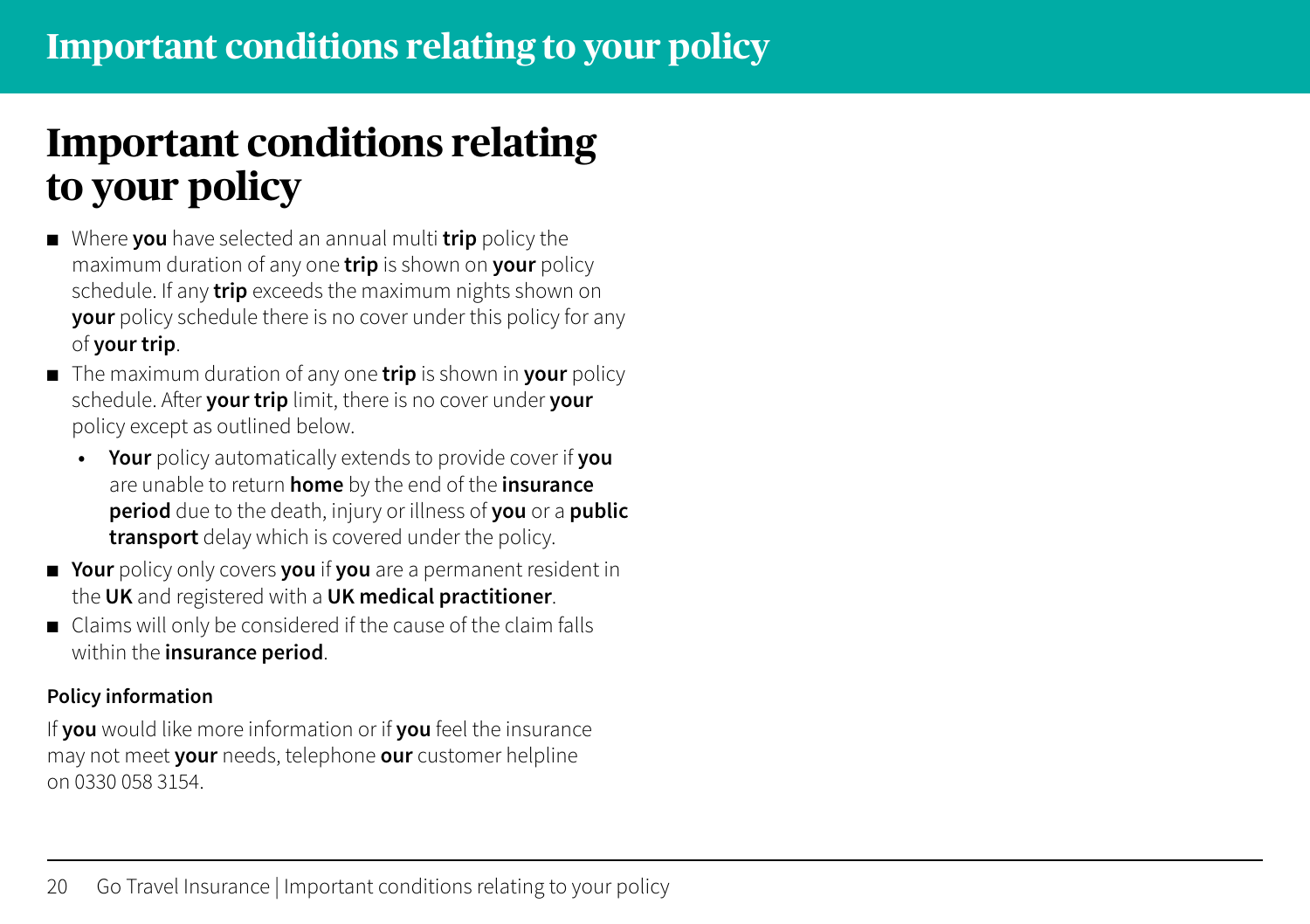# Important conditions relating to your policy

- Where **you** have selected an annual multi **trip** policy the maximum duration of any one **trip** is shown on **your** policy schedule. If any **trip** exceeds the maximum nights shown on **your** policy schedule there is no cover under this policy for any of **your trip**.
- The maximum duration of any one **trip** is shown in **your** policy schedule. After **your trip** limit, there is no cover under **your** policy except as outlined below.
  - **Your** policy automatically extends to provide cover if **you** are unable to return **home** by the end of the **insurance period** due to the death, injury or illness of **you** or a **public transport** delay which is covered under the policy.
- **Your** policy only covers **you** if **you** are a permanent resident in the **UK** and registered with a **UK medical practitioner**.
- Claims will only be considered if the cause of the claim falls within the **insurance period**.

**Policy information**

If **you** would like more information or if **you** feel the insurance may not meet **your** needs, telephone **our** customer helpline on 0330 058 3154.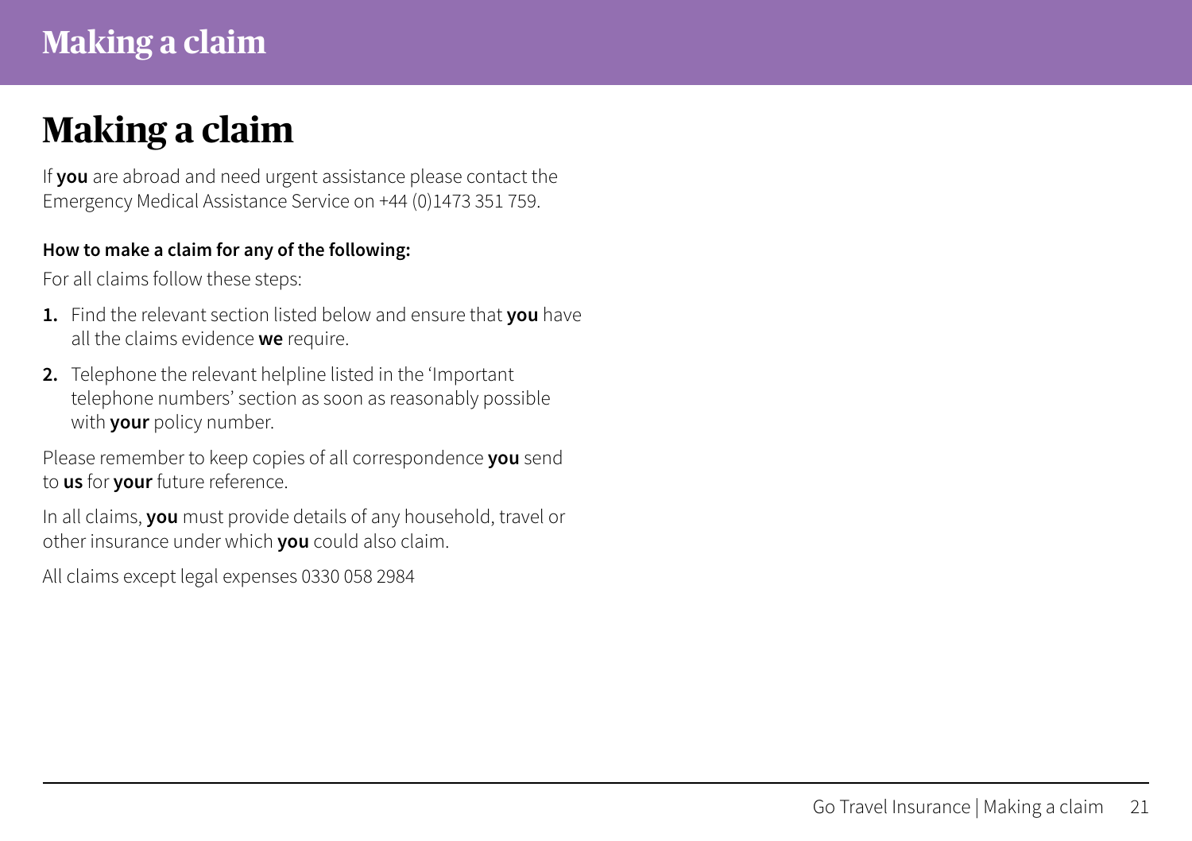# Making a claim

If **you** are abroad and need urgent assistance please contact the Emergency Medical Assistance Service on +44 (0)1473 351 759.

**How to make a claim for any of the following:**

For all claims follow these steps:

1. Find the relevant section listed below and ensure that **you** have all the claims evidence **we** require.
2. Telephone the relevant helpline listed in the 'Important telephone numbers' section as soon as reasonably possible with **your** policy number.

Please remember to keep copies of all correspondence **you** send to **us** for **your** future reference.

In all claims, **you** must provide details of any household, travel or other insurance under which **you** could also claim.

All claims except legal expenses 0330 058 2984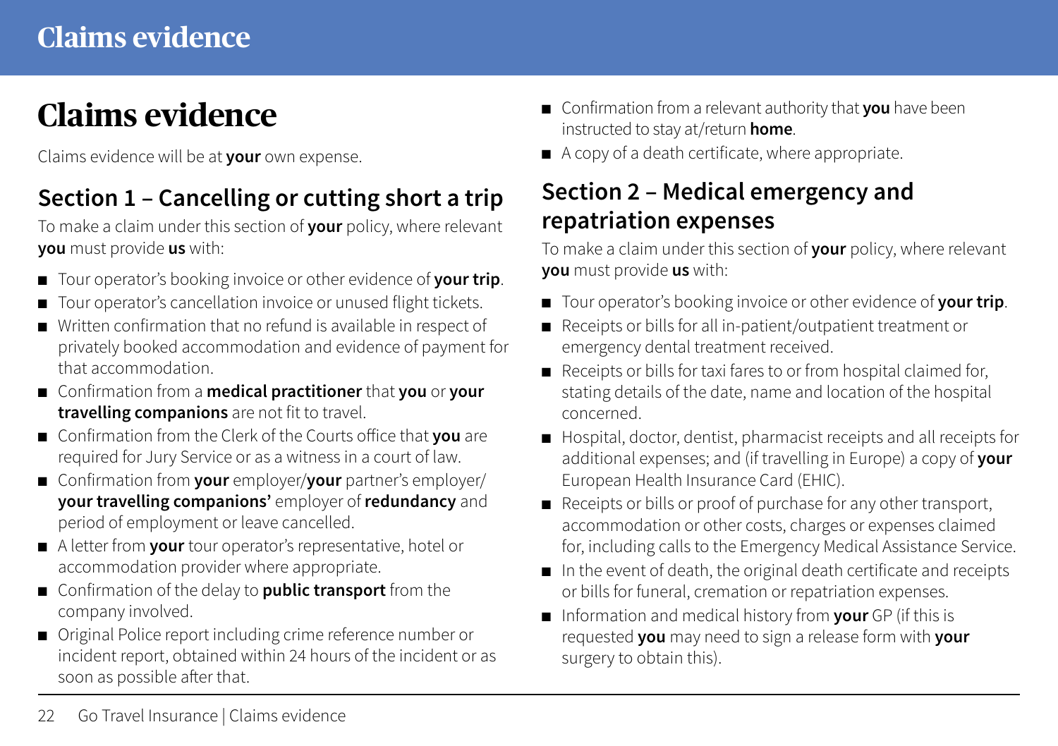# Claims evidence

Claims evidence will be at **your** own expense.

## Section 1 – Cancelling or cutting short a trip

To make a claim under this section of **your** policy, where relevant **you** must provide **us** with:

- Tour operator's booking invoice or other evidence of **your trip**.
- Tour operator's cancellation invoice or unused flight tickets.
- Written confirmation that no refund is available in respect of privately booked accommodation and evidence of payment for that accommodation.
- Confirmation from a **medical practitioner** that **you** or **your travelling companions** are not fit to travel.
- Confirmation from the Clerk of the Courts office that **you** are required for Jury Service or as a witness in a court of law.
- Confirmation from **your** employer/**your** partner's employer/**your travelling companions'** employer of **redundancy** and period of employment or leave cancelled.
- A letter from **your** tour operator's representative, hotel or accommodation provider where appropriate.
- Confirmation of the delay to **public transport** from the company involved.
- Original Police report including crime reference number or incident report, obtained within 24 hours of the incident or as soon as possible after that.
- Confirmation from a relevant authority that **you** have been instructed to stay at/return **home**.
- A copy of a death certificate, where appropriate.

## Section 2 – Medical emergency and repatriation expenses

To make a claim under this section of **your** policy, where relevant **you** must provide **us** with:

- Tour operator's booking invoice or other evidence of **your trip**.
- Receipts or bills for all in-patient/outpatient treatment or emergency dental treatment received.
- Receipts or bills for taxi fares to or from hospital claimed for, stating details of the date, name and location of the hospital concerned.
- Hospital, doctor, dentist, pharmacist receipts and all receipts for additional expenses; and (if travelling in Europe) a copy of **your** European Health Insurance Card (EHIC).
- Receipts or bills or proof of purchase for any other transport, accommodation or other costs, charges or expenses claimed for, including calls to the Emergency Medical Assistance Service.
- In the event of death, the original death certificate and receipts or bills for funeral, cremation or repatriation expenses.
- Information and medical history from **your** GP (if this is requested **you** may need to sign a release form with **your** surgery to obtain this).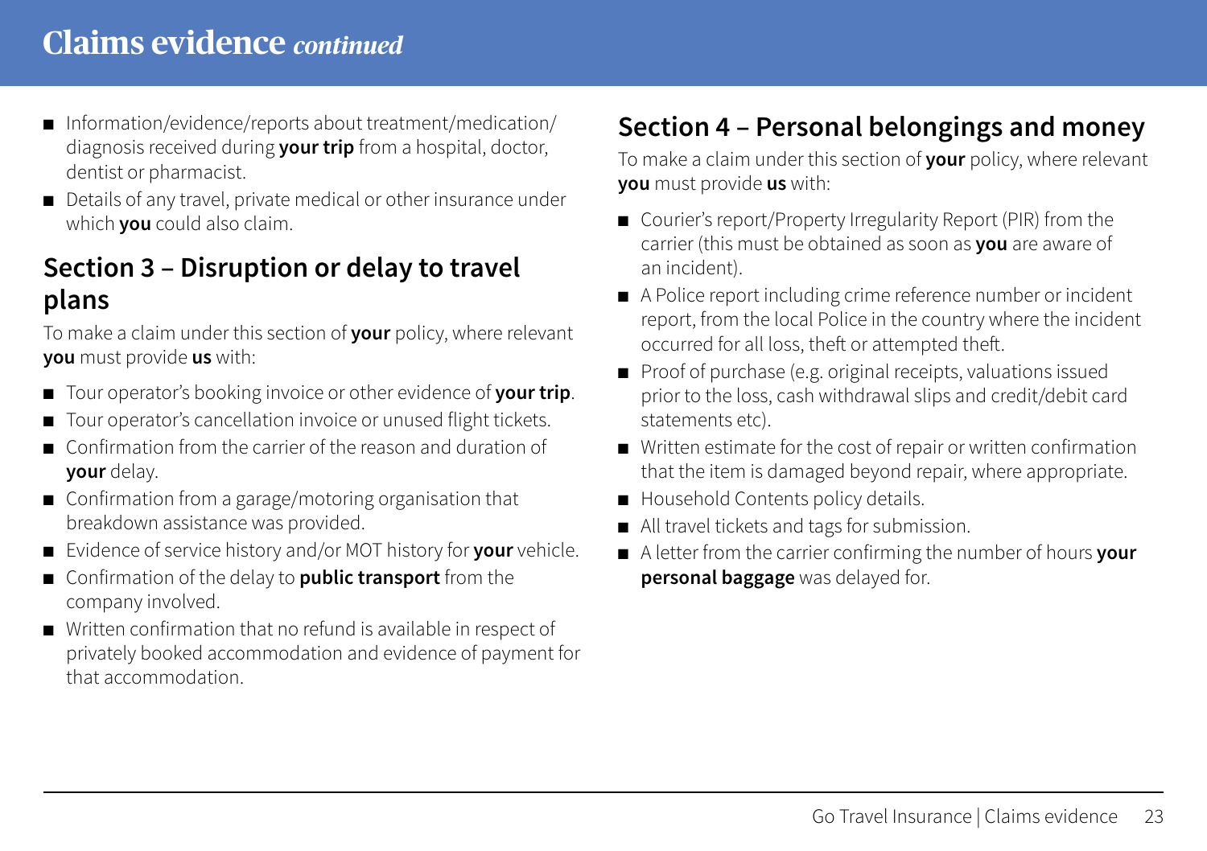# Claims evidence *continued*

- Information/evidence/reports about treatment/medication/diagnosis received during **your trip** from a hospital, doctor, dentist or pharmacist.
- Details of any travel, private medical or other insurance under which **you** could also claim.

## Section 3 – Disruption or delay to travel plans

To make a claim under this section of **your** policy, where relevant **you** must provide **us** with:

- Tour operator's booking invoice or other evidence of **your trip**.
- Tour operator's cancellation invoice or unused flight tickets.
- Confirmation from the carrier of the reason and duration of **your** delay.
- Confirmation from a garage/motoring organisation that breakdown assistance was provided.
- Evidence of service history and/or MOT history for **your** vehicle.
- Confirmation of the delay to **public transport** from the company involved.
- Written confirmation that no refund is available in respect of privately booked accommodation and evidence of payment for that accommodation.

## Section 4 – Personal belongings and money

To make a claim under this section of **your** policy, where relevant **you** must provide **us** with:

- Courier's report/Property Irregularity Report (PIR) from the carrier (this must be obtained as soon as **you** are aware of an incident).
- A Police report including crime reference number or incident report, from the local Police in the country where the incident occurred for all loss, theft or attempted theft.
- Proof of purchase (e.g. original receipts, valuations issued prior to the loss, cash withdrawal slips and credit/debit card statements etc).
- Written estimate for the cost of repair or written confirmation that the item is damaged beyond repair, where appropriate.
- Household Contents policy details.
- All travel tickets and tags for submission.
- A letter from the carrier confirming the number of hours **your personal baggage** was delayed for.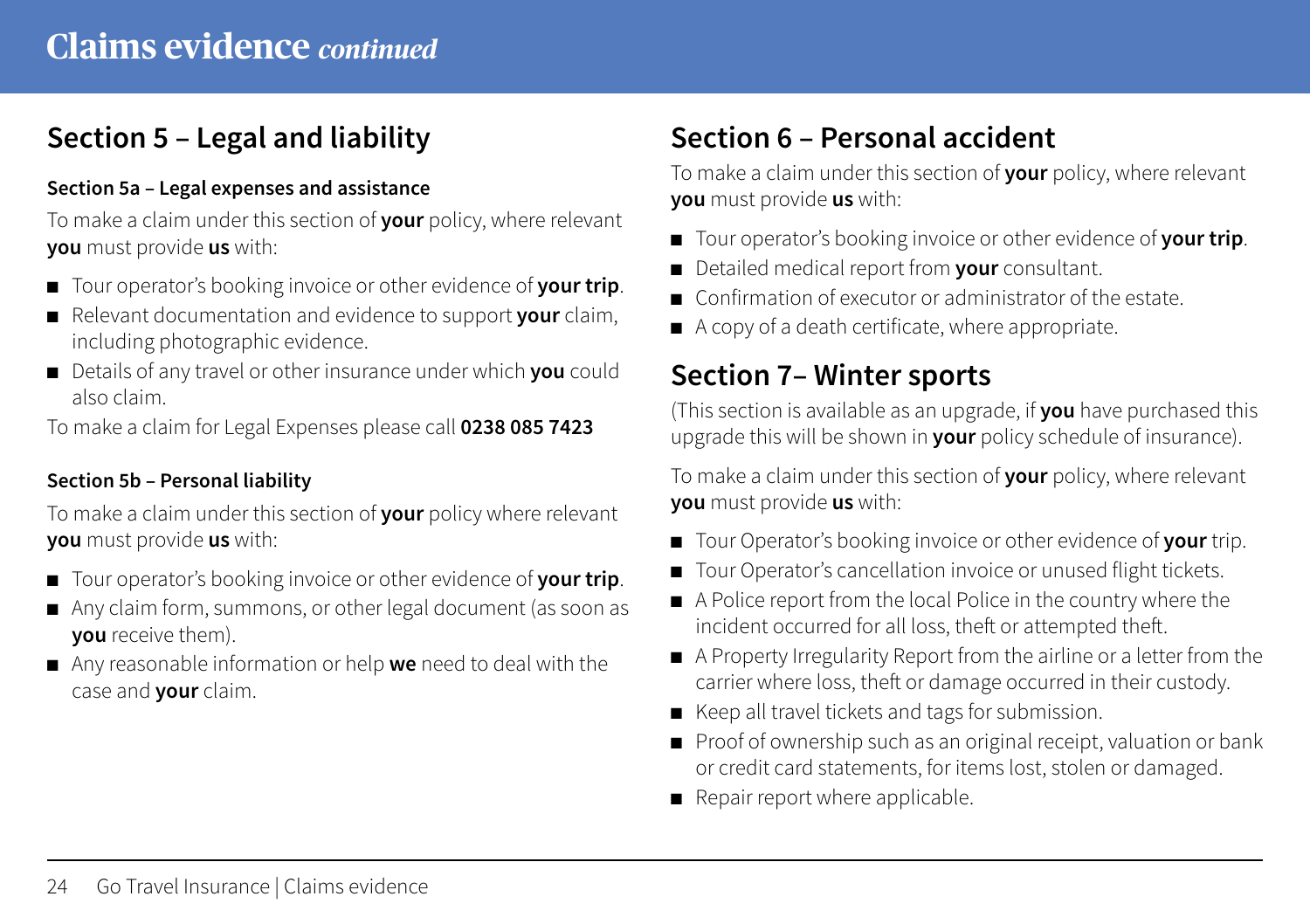# Claims evidence *continued*

## Section 5 – Legal and liability

### Section 5a – Legal expenses and assistance

To make a claim under this section of **your** policy, where relevant **you** must provide **us** with:

- Tour operator's booking invoice or other evidence of **your trip**.
- Relevant documentation and evidence to support **your** claim, including photographic evidence.
- Details of any travel or other insurance under which **you** could also claim.

To make a claim for Legal Expenses please call **0238 085 7423**

### Section 5b – Personal liability

To make a claim under this section of **your** policy where relevant **you** must provide **us** with:

- Tour operator's booking invoice or other evidence of **your trip**.
- Any claim form, summons, or other legal document (as soon as **you** receive them).
- Any reasonable information or help **we** need to deal with the case and **your** claim.

## Section 6 – Personal accident

To make a claim under this section of **your** policy, where relevant **you** must provide **us** with:

- Tour operator's booking invoice or other evidence of **your trip**.
- Detailed medical report from **your** consultant.
- Confirmation of executor or administrator of the estate.
- A copy of a death certificate, where appropriate.

## Section 7– Winter sports

(This section is available as an upgrade, if **you** have purchased this upgrade this will be shown in **your** policy schedule of insurance).

To make a claim under this section of **your** policy, where relevant **you** must provide **us** with:

- Tour Operator's booking invoice or other evidence of **your** trip.
- Tour Operator's cancellation invoice or unused flight tickets.
- A Police report from the local Police in the country where the incident occurred for all loss, theft or attempted theft.
- A Property Irregularity Report from the airline or a letter from the carrier where loss, theft or damage occurred in their custody.
- Keep all travel tickets and tags for submission.
- Proof of ownership such as an original receipt, valuation or bank or credit card statements, for items lost, stolen or damaged.
- Repair report where applicable.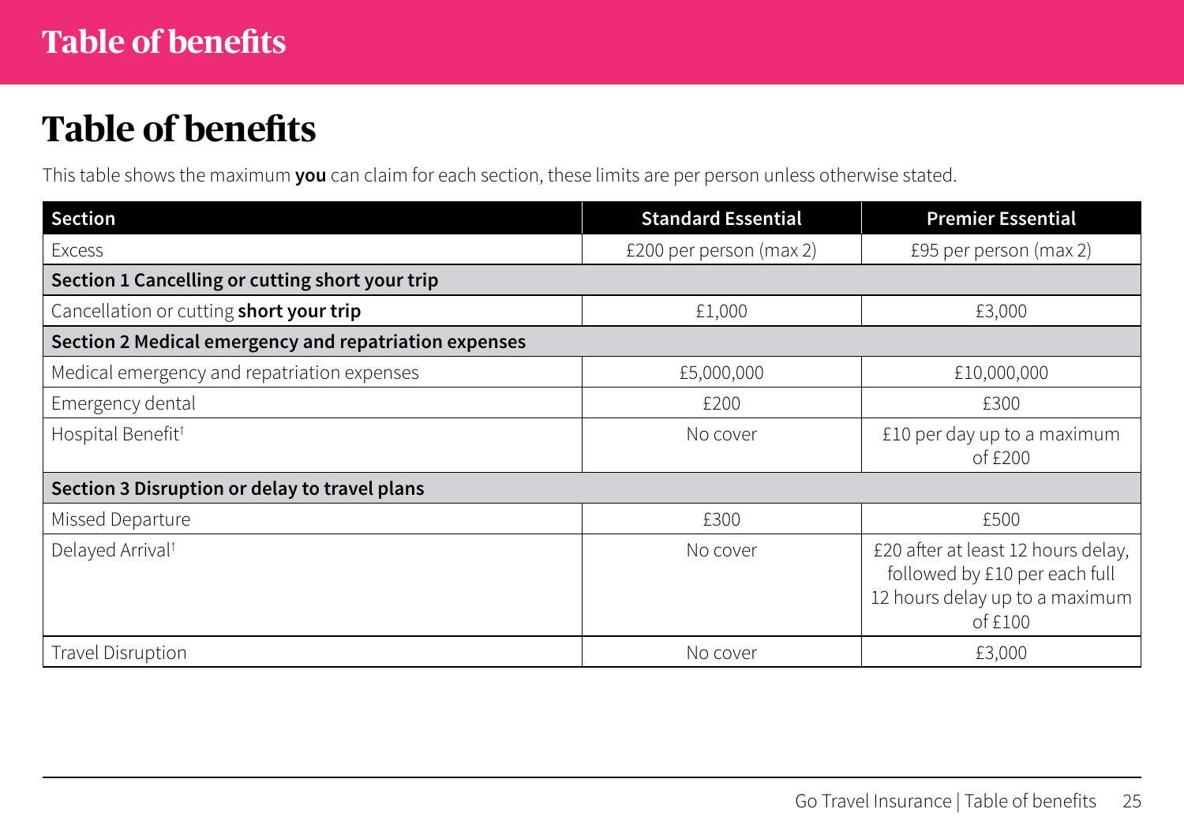# Table of benefits

## Table of benefits

This table shows the maximum **you** can claim for each section, these limits are per person unless otherwise stated.

| Section | Standard Essential | Premier Essential |
|---|---|---|
| Excess | £200 per person (max 2) | £95 per person (max 2) |
| **Section 1 Cancelling or cutting short your trip** | | |
| Cancellation or cutting **short your trip** | £1,000 | £3,000 |
| **Section 2 Medical emergency and repatriation expenses** | | |
| Medical emergency and repatriation expenses | £5,000,000 | £10,000,000 |
| Emergency dental | £200 | £300 |
| Hospital Benefit† | No cover | £10 per day up to a maximum of £200 |
| **Section 3 Disruption or delay to travel plans** | | |
| Missed Departure | £300 | £500 |
| Delayed Arrival† | No cover | £20 after at least 12 hours delay, followed by £10 per each full 12 hours delay up to a maximum of £100 |
| Travel Disruption | No cover | £3,000 |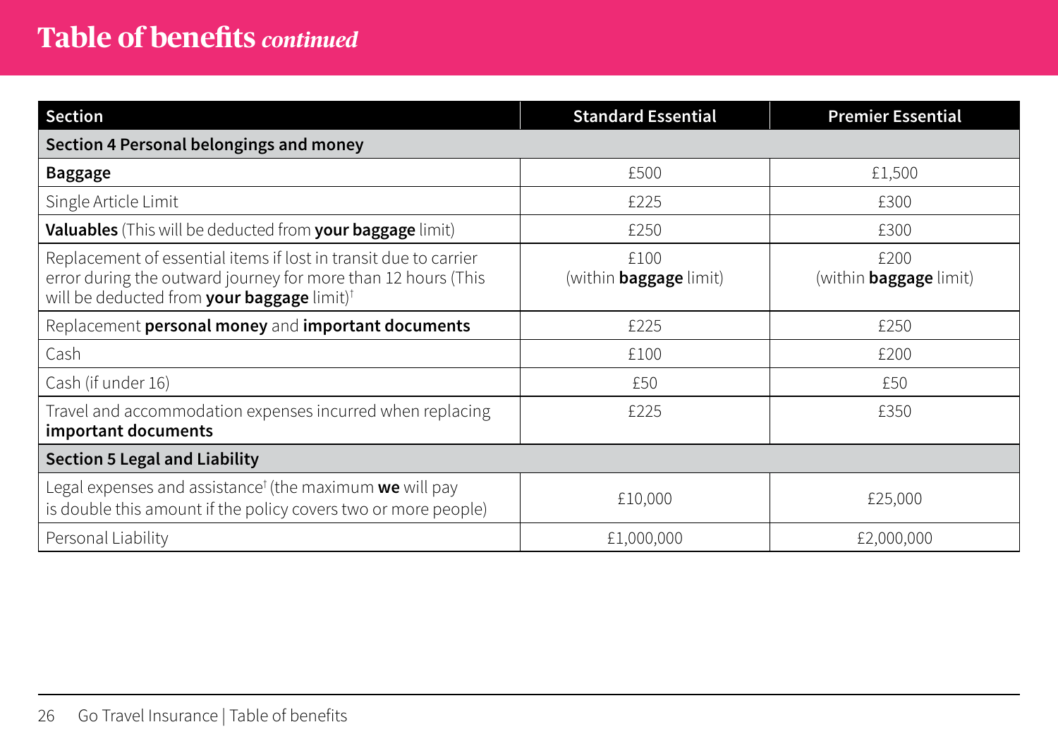# Table of benefits *continued*

| Section | Standard Essential | Premier Essential |
|---|---|---|
| **Section 4 Personal belongings and money** | | |
| **Baggage** | £500 | £1,500 |
| Single Article Limit | £225 | £300 |
| **Valuables** (This will be deducted from **your baggage** limit) | £250 | £300 |
| Replacement of essential items if lost in transit due to carrier error during the outward journey for more than 12 hours (This will be deducted from **your baggage** limit)† | £100 (within **baggage** limit) | £200 (within **baggage** limit) |
| Replacement **personal money** and **important documents** | £225 | £250 |
| Cash | £100 | £200 |
| Cash (if under 16) | £50 | £50 |
| Travel and accommodation expenses incurred when replacing **important documents** | £225 | £350 |
| **Section 5 Legal and Liability** | | |
| Legal expenses and assistance† (the maximum **we** will pay is double this amount if the policy covers two or more people) | £10,000 | £25,000 |
| Personal Liability | £1,000,000 | £2,000,000 |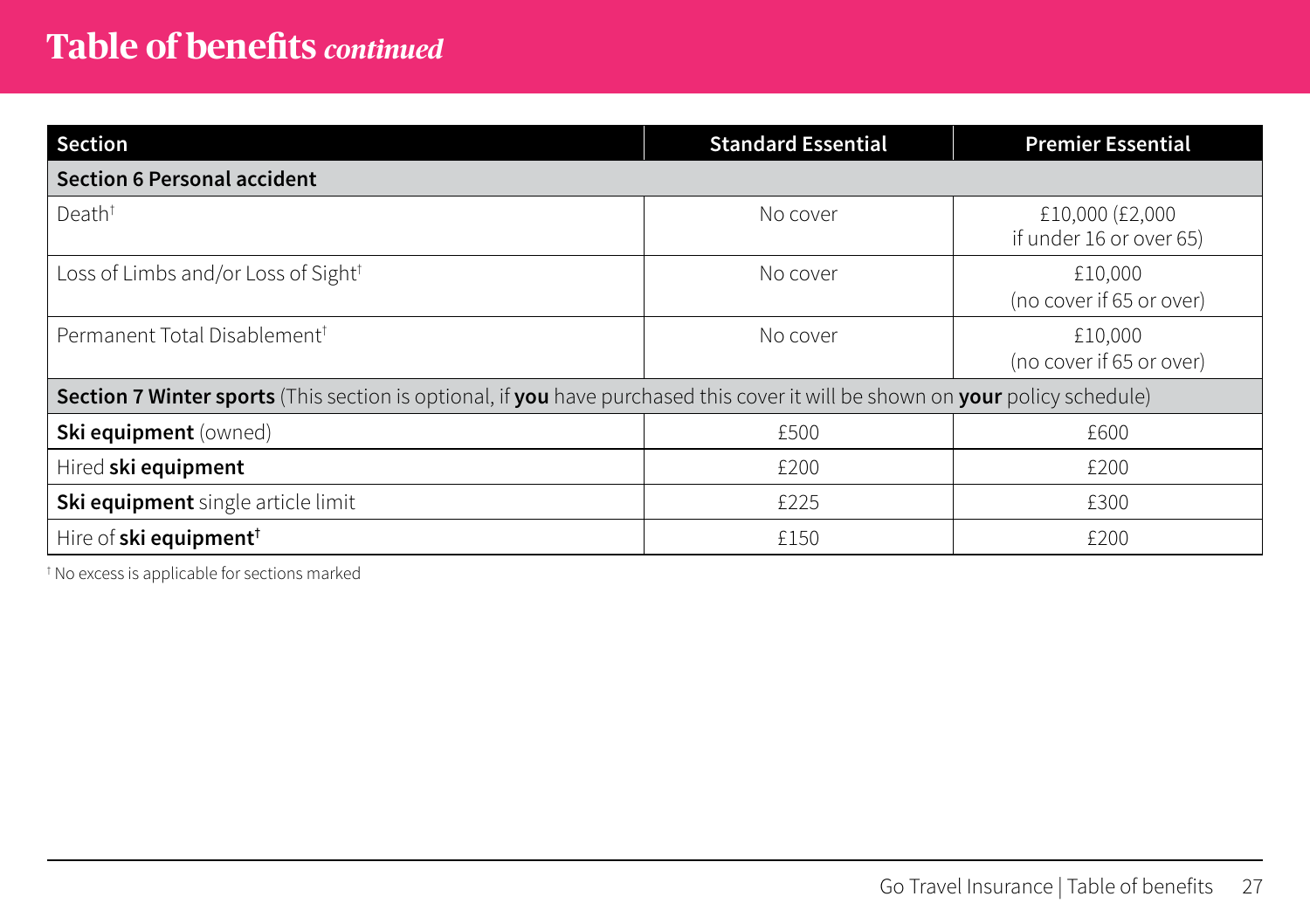# Table of benefits *continued*

| Section | Standard Essential | Premier Essential |
|---|---|---|
| **Section 6 Personal accident** | | |
| Death† | No cover | £10,000 (£2,000 if under 16 or over 65) |
| Loss of Limbs and/or Loss of Sight† | No cover | £10,000 (no cover if 65 or over) |
| Permanent Total Disablement† | No cover | £10,000 (no cover if 65 or over) |
| **Section 7 Winter sports** (This section is optional, if **you** have purchased this cover it will be shown on **your** policy schedule) | | |
| **Ski equipment** (owned) | £500 | £600 |
| Hired **ski equipment** | £200 | £200 |
| **Ski equipment** single article limit | £225 | £300 |
| Hire of **ski equipment**† | £150 | £200 |

† No excess is applicable for sections marked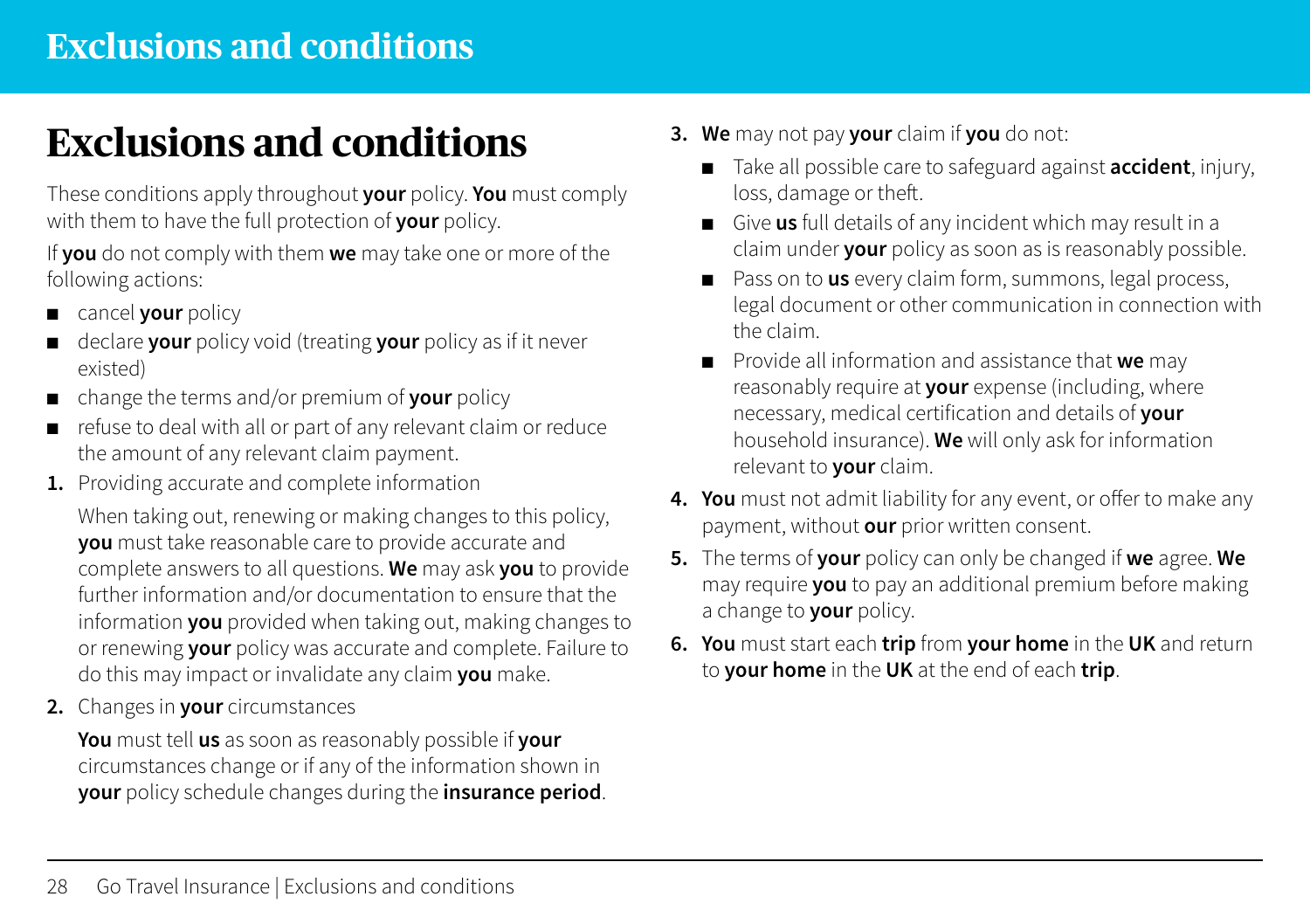# Exclusions and conditions

These conditions apply throughout **your** policy. **You** must comply with them to have the full protection of **your** policy.

If **you** do not comply with them **we** may take one or more of the following actions:

- cancel **your** policy
- declare **your** policy void (treating **your** policy as if it never existed)
- change the terms and/or premium of **your** policy
- refuse to deal with all or part of any relevant claim or reduce the amount of any relevant claim payment.

1. Providing accurate and complete information

   When taking out, renewing or making changes to this policy, **you** must take reasonable care to provide accurate and complete answers to all questions. **We** may ask **you** to provide further information and/or documentation to ensure that the information **you** provided when taking out, making changes to or renewing **your** policy was accurate and complete. Failure to do this may impact or invalidate any claim **you** make.

2. Changes in **your** circumstances

   **You** must tell **us** as soon as reasonably possible if **your** circumstances change or if any of the information shown in **your** policy schedule changes during the **insurance period**.

3. **We** may not pay **your** claim if **you** do not:
   - Take all possible care to safeguard against **accident**, injury, loss, damage or theft.
   - Give **us** full details of any incident which may result in a claim under **your** policy as soon as is reasonably possible.
   - Pass on to **us** every claim form, summons, legal process, legal document or other communication in connection with the claim.
   - Provide all information and assistance that **we** may reasonably require at **your** expense (including, where necessary, medical certification and details of **your** household insurance). **We** will only ask for information relevant to **your** claim.

4. **You** must not admit liability for any event, or offer to make any payment, without **our** prior written consent.

5. The terms of **your** policy can only be changed if **we** agree. **We** may require **you** to pay an additional premium before making a change to **your** policy.

6. **You** must start each **trip** from **your home** in the **UK** and return to **your home** in the **UK** at the end of each **trip**.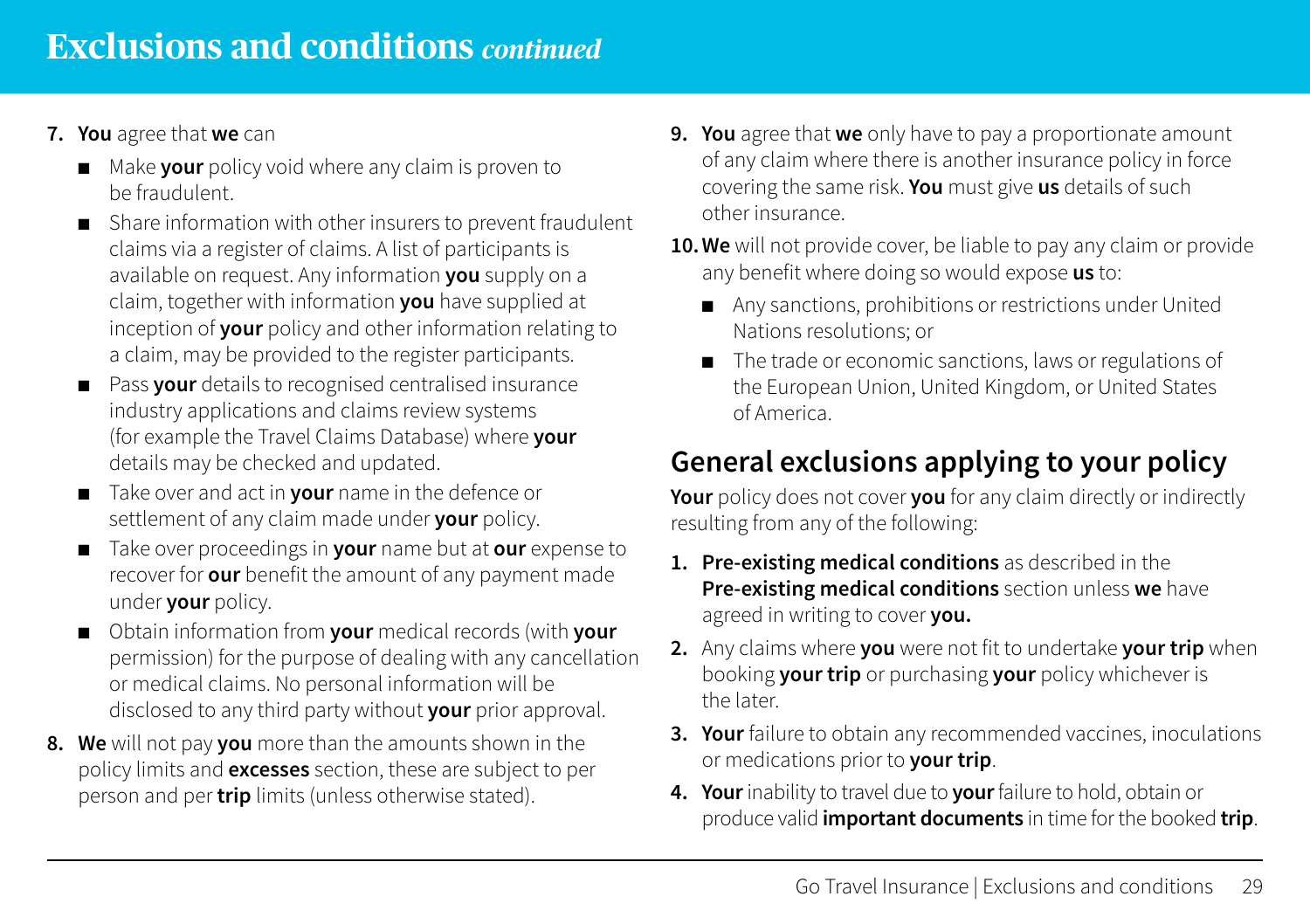# Exclusions and conditions *continued*

7. **You** agree that **we** can
   - Make **your** policy void where any claim is proven to be fraudulent.
   - Share information with other insurers to prevent fraudulent claims via a register of claims. A list of participants is available on request. Any information **you** supply on a claim, together with information **you** have supplied at inception of **your** policy and other information relating to a claim, may be provided to the register participants.
   - Pass **your** details to recognised centralised insurance industry applications and claims review systems (for example the Travel Claims Database) where **your** details may be checked and updated.
   - Take over and act in **your** name in the defence or settlement of any claim made under **your** policy.
   - Take over proceedings in **your** name but at **our** expense to recover for **our** benefit the amount of any payment made under **your** policy.
   - Obtain information from **your** medical records (with **your** permission) for the purpose of dealing with any cancellation or medical claims. No personal information will be disclosed to any third party without **your** prior approval.
8. **We** will not pay **you** more than the amounts shown in the policy limits and **excesses** section, these are subject to per person and per **trip** limits (unless otherwise stated).
9. **You** agree that **we** only have to pay a proportionate amount of any claim where there is another insurance policy in force covering the same risk. **You** must give **us** details of such other insurance.
10. **We** will not provide cover, be liable to pay any claim or provide any benefit where doing so would expose **us** to:
    - Any sanctions, prohibitions or restrictions under United Nations resolutions; or
    - The trade or economic sanctions, laws or regulations of the European Union, United Kingdom, or United States of America.

## General exclusions applying to your policy

**Your** policy does not cover **you** for any claim directly or indirectly resulting from any of the following:

1. **Pre-existing medical conditions** as described in the **Pre-existing medical conditions** section unless **we** have agreed in writing to cover **you.**
2. Any claims where **you** were not fit to undertake **your trip** when booking **your trip** or purchasing **your** policy whichever is the later.
3. **Your** failure to obtain any recommended vaccines, inoculations or medications prior to **your trip**.
4. **Your** inability to travel due to **your** failure to hold, obtain or produce valid **important documents** in time for the booked **trip**.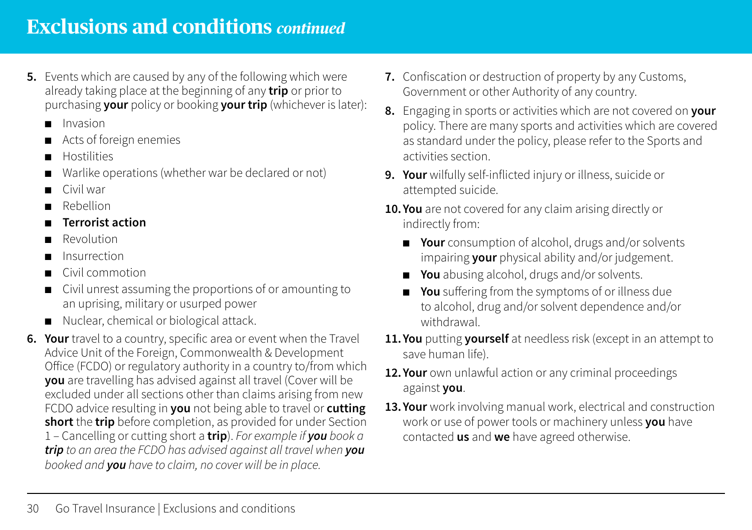# Exclusions and conditions *continued*

5. Events which are caused by any of the following which were already taking place at the beginning of any **trip** or prior to purchasing **your** policy or booking **your trip** (whichever is later):
   - Invasion
   - Acts of foreign enemies
   - Hostilities
   - Warlike operations (whether war be declared or not)
   - Civil war
   - Rebellion
   - **Terrorist action**
   - Revolution
   - Insurrection
   - Civil commotion
   - Civil unrest assuming the proportions of or amounting to an uprising, military or usurped power
   - Nuclear, chemical or biological attack.
6. **Your** travel to a country, specific area or event when the Travel Advice Unit of the Foreign, Commonwealth & Development Office (FCDO) or regulatory authority in a country to/from which **you** are travelling has advised against all travel (Cover will be excluded under all sections other than claims arising from new FCDO advice resulting in **you** not being able to travel or **cutting short** the **trip** before completion, as provided for under Section 1 – Cancelling or cutting short a **trip**). *For example if **you** book a **trip** to an area the FCDO has advised against all travel when **you** booked and **you** have to claim, no cover will be in place.*
7. Confiscation or destruction of property by any Customs, Government or other Authority of any country.
8. Engaging in sports or activities which are not covered on **your** policy. There are many sports and activities which are covered as standard under the policy, please refer to the Sports and activities section.
9. **Your** wilfully self-inflicted injury or illness, suicide or attempted suicide.
10. **You** are not covered for any claim arising directly or indirectly from:
    - **Your** consumption of alcohol, drugs and/or solvents impairing **your** physical ability and/or judgement.
    - **You** abusing alcohol, drugs and/or solvents.
    - **You** suffering from the symptoms of or illness due to alcohol, drug and/or solvent dependence and/or withdrawal.
11. **You** putting **yourself** at needless risk (except in an attempt to save human life).
12. **Your** own unlawful action or any criminal proceedings against **you**.
13. **Your** work involving manual work, electrical and construction work or use of power tools or machinery unless **you** have contacted **us** and **we** have agreed otherwise.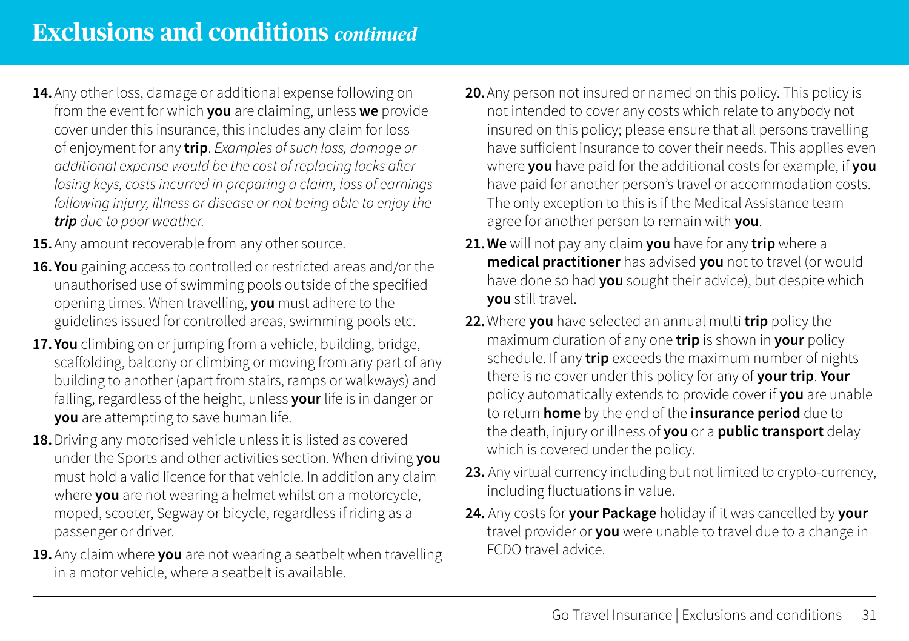# Exclusions and conditions *continued*

14. Any other loss, damage or additional expense following on from the event for which **you** are claiming, unless **we** provide cover under this insurance, this includes any claim for loss of enjoyment for any **trip**. *Examples of such loss, damage or additional expense would be the cost of replacing locks after losing keys, costs incurred in preparing a claim, loss of earnings following injury, illness or disease or not being able to enjoy the **trip** due to poor weather.*
15. Any amount recoverable from any other source.
16. **You** gaining access to controlled or restricted areas and/or the unauthorised use of swimming pools outside of the specified opening times. When travelling, **you** must adhere to the guidelines issued for controlled areas, swimming pools etc.
17. **You** climbing on or jumping from a vehicle, building, bridge, scaffolding, balcony or climbing or moving from any part of any building to another (apart from stairs, ramps or walkways) and falling, regardless of the height, unless **your** life is in danger or **you** are attempting to save human life.
18. Driving any motorised vehicle unless it is listed as covered under the Sports and other activities section. When driving **you** must hold a valid licence for that vehicle. In addition any claim where **you** are not wearing a helmet whilst on a motorcycle, moped, scooter, Segway or bicycle, regardless if riding as a passenger or driver.
19. Any claim where **you** are not wearing a seatbelt when travelling in a motor vehicle, where a seatbelt is available.
20. Any person not insured or named on this policy. This policy is not intended to cover any costs which relate to anybody not insured on this policy; please ensure that all persons travelling have sufficient insurance to cover their needs. This applies even where **you** have paid for the additional costs for example, if **you** have paid for another person's travel or accommodation costs. The only exception to this is if the Medical Assistance team agree for another person to remain with **you**.
21. **We** will not pay any claim **you** have for any **trip** where a **medical practitioner** has advised **you** not to travel (or would have done so had **you** sought their advice), but despite which **you** still travel.
22. Where **you** have selected an annual multi **trip** policy the maximum duration of any one **trip** is shown in **your** policy schedule. If any **trip** exceeds the maximum number of nights there is no cover under this policy for any of **your trip**. **Your** policy automatically extends to provide cover if **you** are unable to return **home** by the end of the **insurance period** due to the death, injury or illness of **you** or a **public transport** delay which is covered under the policy.
23. Any virtual currency including but not limited to crypto-currency, including fluctuations in value.
24. Any costs for **your Package** holiday if it was cancelled by **your** travel provider or **you** were unable to travel due to a change in FCDO travel advice.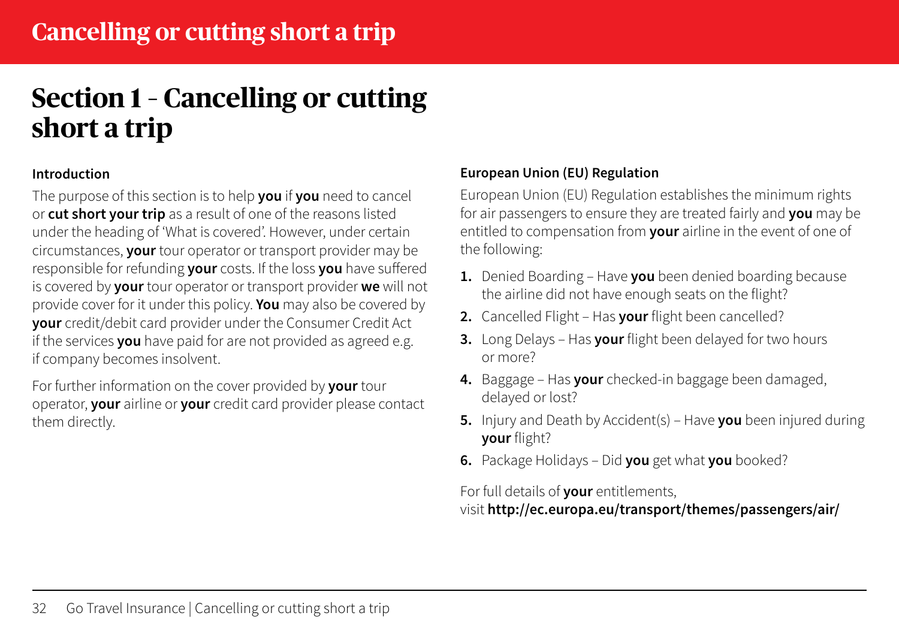# Section 1 – Cancelling or cutting short a trip

### Introduction

The purpose of this section is to help **you** if **you** need to cancel or **cut short your trip** as a result of one of the reasons listed under the heading of 'What is covered'. However, under certain circumstances, **your** tour operator or transport provider may be responsible for refunding **your** costs. If the loss **you** have suffered is covered by **your** tour operator or transport provider **we** will not provide cover for it under this policy. **You** may also be covered by **your** credit/debit card provider under the Consumer Credit Act if the services **you** have paid for are not provided as agreed e.g. if company becomes insolvent.

For further information on the cover provided by **your** tour operator, **your** airline or **your** credit card provider please contact them directly.

### European Union (EU) Regulation

European Union (EU) Regulation establishes the minimum rights for air passengers to ensure they are treated fairly and **you** may be entitled to compensation from **your** airline in the event of one of the following:

1. Denied Boarding – Have **you** been denied boarding because the airline did not have enough seats on the flight?
2. Cancelled Flight – Has **your** flight been cancelled?
3. Long Delays – Has **your** flight been delayed for two hours or more?
4. Baggage – Has **your** checked-in baggage been damaged, delayed or lost?
5. Injury and Death by Accident(s) – Have **you** been injured during **your** flight?
6. Package Holidays – Did **you** get what **you** booked?

For full details of **your** entitlements, visit **http://ec.europa.eu/transport/themes/passengers/air/**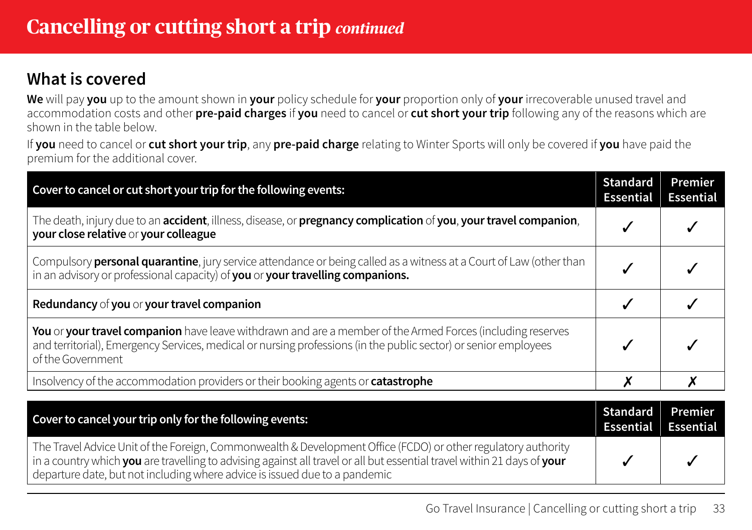# Cancelling or cutting short a trip *continued*

## What is covered

**We** will pay **you** up to the amount shown in **your** policy schedule for **your** proportion only of **your** irrecoverable unused travel and accommodation costs and other **pre-paid charges** if **you** need to cancel or **cut short your trip** following any of the reasons which are shown in the table below.

If **you** need to cancel or **cut short your trip**, any **pre-paid charge** relating to Winter Sports will only be covered if **you** have paid the premium for the additional cover.

| Cover to cancel or cut short your trip for the following events: | Standard Essential | Premier Essential |
|---|---|---|
| The death, injury due to an **accident**, illness, disease, or **pregnancy complication** of **you**, **your travel companion**, **your close relative** or **your colleague** | ✓ | ✓ |
| Compulsory **personal quarantine**, jury service attendance or being called as a witness at a Court of Law (other than in an advisory or professional capacity) of **you** or **your travelling companions.** | ✓ | ✓ |
| **Redundancy** of **you** or **your travel companion** | ✓ | ✓ |
| **You** or **your travel companion** have leave withdrawn and are a member of the Armed Forces (including reserves and territorial), Emergency Services, medical or nursing professions (in the public sector) or senior employees of the Government | ✓ | ✓ |
| Insolvency of the accommodation providers or their booking agents or **catastrophe** | ✗ | ✗ |

| Cover to cancel your trip only for the following events: | Standard Essential | Premier Essential |
|---|---|---|
| The Travel Advice Unit of the Foreign, Commonwealth & Development Office (FCDO) or other regulatory authority in a country which **you** are travelling to advising against all travel or all but essential travel within 21 days of **your** departure date, but not including where advice is issued due to a pandemic | ✓ | ✓ |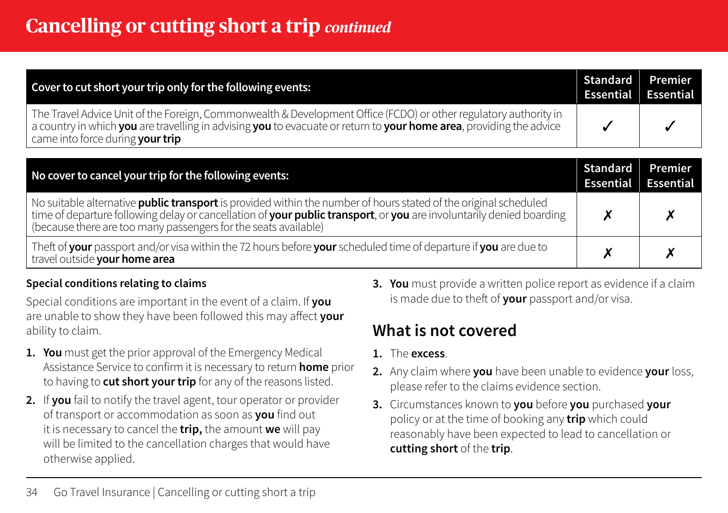# Cancelling or cutting short a trip *continued*

| Cover to cut short your trip only for the following events: | Standard Essential | Premier Essential |
|---|---|---|
| The Travel Advice Unit of the Foreign, Commonwealth & Development Office (FCDO) or other regulatory authority in a country in which **you** are travelling in advising **you** to evacuate or return to **your home area**, providing the advice came into force during **your trip** | ✓ | ✓ |

| No cover to cancel your trip for the following events: | Standard Essential | Premier Essential |
|---|---|---|
| No suitable alternative **public transport** is provided within the number of hours stated of the original scheduled time of departure following delay or cancellation of **your public transport**, or **you** are involuntarily denied boarding (because there are too many passengers for the seats available) | ✗ | ✗ |
| Theft of **your** passport and/or visa within the 72 hours before **your** scheduled time of departure if **you** are due to travel outside **your home area** | ✗ | ✗ |

**Special conditions relating to claims**

Special conditions are important in the event of a claim. If **you** are unable to show they have been followed this may affect **your** ability to claim.

1. **You** must get the prior approval of the Emergency Medical Assistance Service to confirm it is necessary to return **home** prior to having to **cut short your trip** for any of the reasons listed.
2. If **you** fail to notify the travel agent, tour operator or provider of transport or accommodation as soon as **you** find out it is necessary to cancel the **trip,** the amount **we** will pay will be limited to the cancellation charges that would have otherwise applied.
3. **You** must provide a written police report as evidence if a claim is made due to theft of **your** passport and/or visa.

## What is not covered

1. The **excess**.
2. Any claim where **you** have been unable to evidence **your** loss, please refer to the claims evidence section.
3. Circumstances known to **you** before **you** purchased **your** policy or at the time of booking any **trip** which could reasonably have been expected to lead to cancellation or **cutting short** of the **trip**.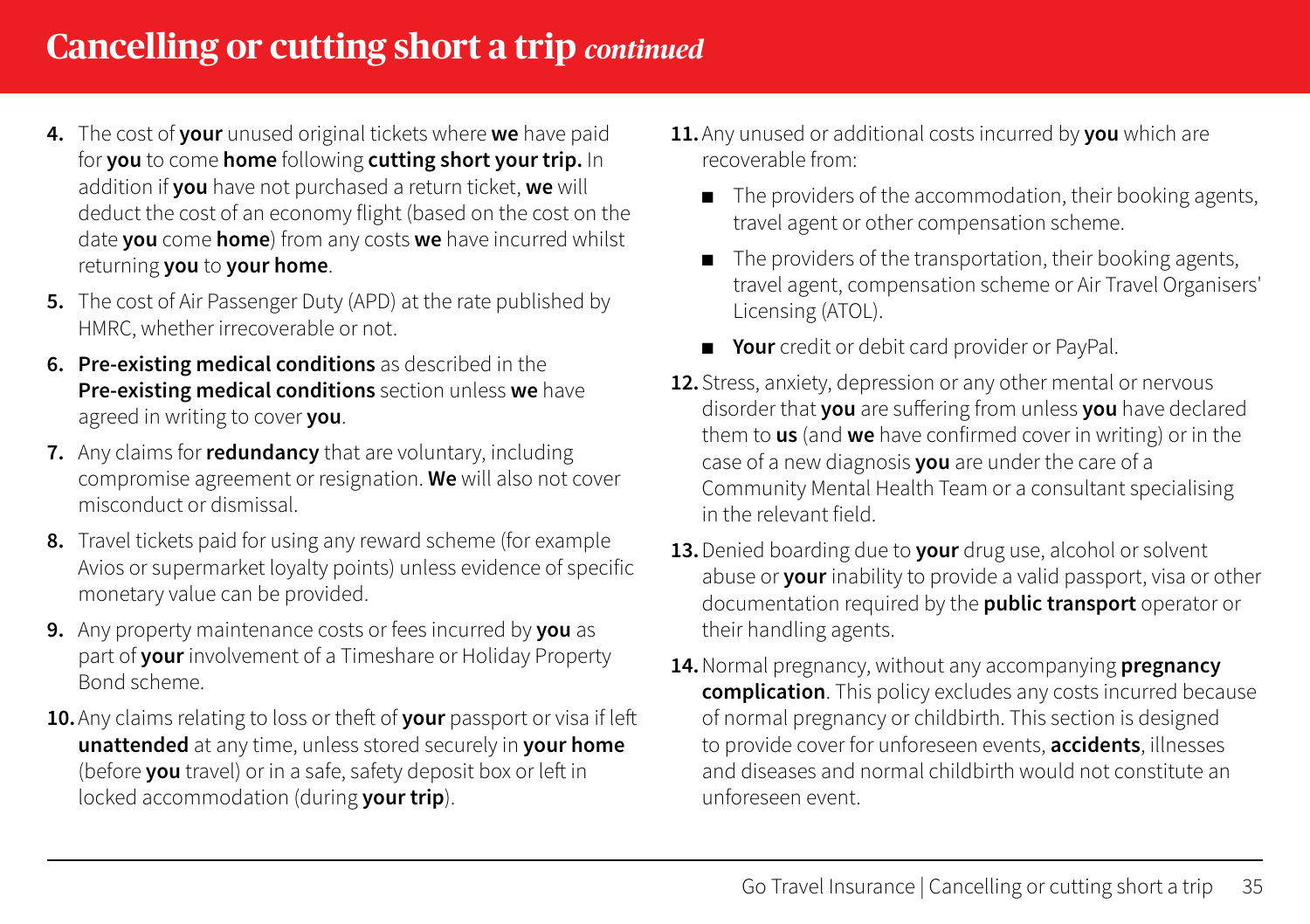# Cancelling or cutting short a trip *continued*

4. The cost of **your** unused original tickets where **we** have paid for **you** to come **home** following **cutting short your trip.** In addition if **you** have not purchased a return ticket, **we** will deduct the cost of an economy flight (based on the cost on the date **you** come **home**) from any costs **we** have incurred whilst returning **you** to **your home**.
5. The cost of Air Passenger Duty (APD) at the rate published by HMRC, whether irrecoverable or not.
6. **Pre-existing medical conditions** as described in the **Pre-existing medical conditions** section unless **we** have agreed in writing to cover **you**.
7. Any claims for **redundancy** that are voluntary, including compromise agreement or resignation. **We** will also not cover misconduct or dismissal.
8. Travel tickets paid for using any reward scheme (for example Avios or supermarket loyalty points) unless evidence of specific monetary value can be provided.
9. Any property maintenance costs or fees incurred by **you** as part of **your** involvement of a Timeshare or Holiday Property Bond scheme.
10. Any claims relating to loss or theft of **your** passport or visa if left **unattended** at any time, unless stored securely in **your home** (before **you** travel) or in a safe, safety deposit box or left in locked accommodation (during **your trip**).
11. Any unused or additional costs incurred by **you** which are recoverable from:
    - The providers of the accommodation, their booking agents, travel agent or other compensation scheme.
    - The providers of the transportation, their booking agents, travel agent, compensation scheme or Air Travel Organisers' Licensing (ATOL).
    - **Your** credit or debit card provider or PayPal.
12. Stress, anxiety, depression or any other mental or nervous disorder that **you** are suffering from unless **you** have declared them to **us** (and **we** have confirmed cover in writing) or in the case of a new diagnosis **you** are under the care of a Community Mental Health Team or a consultant specialising in the relevant field.
13. Denied boarding due to **your** drug use, alcohol or solvent abuse or **your** inability to provide a valid passport, visa or other documentation required by the **public transport** operator or their handling agents.
14. Normal pregnancy, without any accompanying **pregnancy complication**. This policy excludes any costs incurred because of normal pregnancy or childbirth. This section is designed to provide cover for unforeseen events, **accidents**, illnesses and diseases and normal childbirth would not constitute an unforeseen event.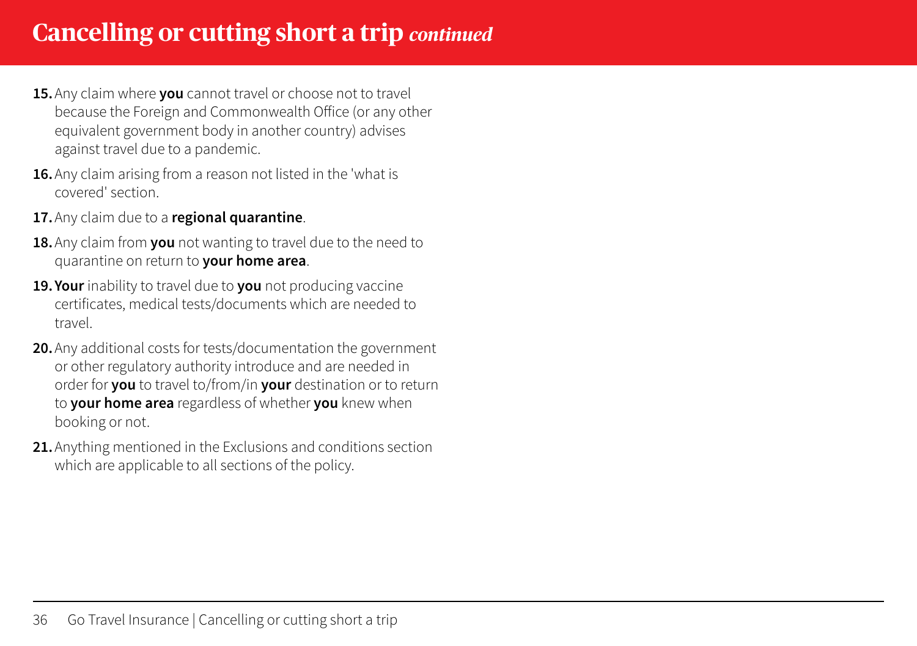# Cancelling or cutting short a trip *continued*

15. Any claim where **you** cannot travel or choose not to travel because the Foreign and Commonwealth Office (or any other equivalent government body in another country) advises against travel due to a pandemic.
16. Any claim arising from a reason not listed in the 'what is covered' section.
17. Any claim due to a **regional quarantine**.
18. Any claim from **you** not wanting to travel due to the need to quarantine on return to **your home area**.
19. **Your** inability to travel due to **you** not producing vaccine certificates, medical tests/documents which are needed to travel.
20. Any additional costs for tests/documentation the government or other regulatory authority introduce and are needed in order for **you** to travel to/from/in **your** destination or to return to **your home area** regardless of whether **you** knew when booking or not.
21. Anything mentioned in the Exclusions and conditions section which are applicable to all sections of the policy.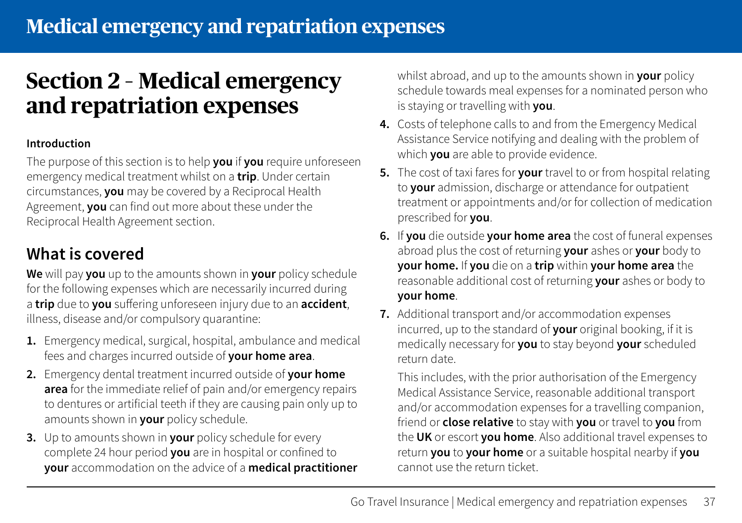# Medical emergency and repatriation expenses

## Section 2 - Medical emergency and repatriation expenses

**Introduction**

The purpose of this section is to help **you** if **you** require unforeseen emergency medical treatment whilst on a **trip**. Under certain circumstances, **you** may be covered by a Reciprocal Health Agreement, **you** can find out more about these under the Reciprocal Health Agreement section.

### What is covered

**We** will pay **you** up to the amounts shown in **your** policy schedule for the following expenses which are necessarily incurred during a **trip** due to **you** suffering unforeseen injury due to an **accident**, illness, disease and/or compulsory quarantine:

1. Emergency medical, surgical, hospital, ambulance and medical fees and charges incurred outside of **your home area**.
2. Emergency dental treatment incurred outside of **your home area** for the immediate relief of pain and/or emergency repairs to dentures or artificial teeth if they are causing pain only up to amounts shown in **your** policy schedule.
3. Up to amounts shown in **your** policy schedule for every complete 24 hour period **you** are in hospital or confined to **your** accommodation on the advice of a **medical practitioner** whilst abroad, and up to the amounts shown in **your** policy schedule towards meal expenses for a nominated person who is staying or travelling with **you**.
4. Costs of telephone calls to and from the Emergency Medical Assistance Service notifying and dealing with the problem of which **you** are able to provide evidence.
5. The cost of taxi fares for **your** travel to or from hospital relating to **your** admission, discharge or attendance for outpatient treatment or appointments and/or for collection of medication prescribed for **you**.
6. If **you** die outside **your home area** the cost of funeral expenses abroad plus the cost of returning **your** ashes or **your** body to **your home.** If **you** die on a **trip** within **your home area** the reasonable additional cost of returning **your** ashes or body to **your home**.
7. Additional transport and/or accommodation expenses incurred, up to the standard of **your** original booking, if it is medically necessary for **you** to stay beyond **your** scheduled return date.

   This includes, with the prior authorisation of the Emergency Medical Assistance Service, reasonable additional transport and/or accommodation expenses for a travelling companion, friend or **close relative** to stay with **you** or travel to **you** from the **UK** or escort **you home**. Also additional travel expenses to return **you** to **your home** or a suitable hospital nearby if **you** cannot use the return ticket.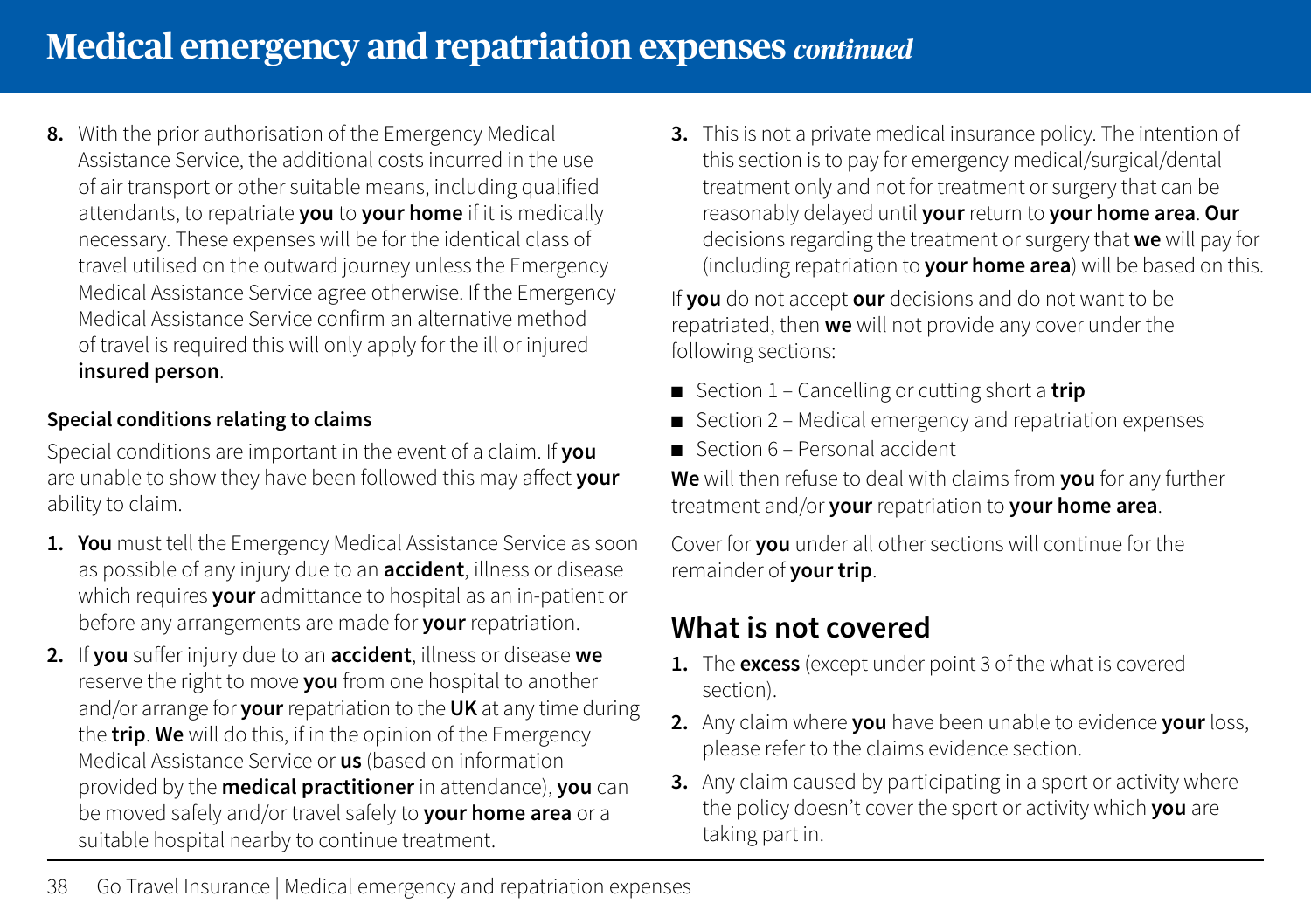# Medical emergency and repatriation expenses *continued*

8. With the prior authorisation of the Emergency Medical Assistance Service, the additional costs incurred in the use of air transport or other suitable means, including qualified attendants, to repatriate **you** to **your home** if it is medically necessary. These expenses will be for the identical class of travel utilised on the outward journey unless the Emergency Medical Assistance Service agree otherwise. If the Emergency Medical Assistance Service confirm an alternative method of travel is required this will only apply for the ill or injured **insured person**.

### Special conditions relating to claims

Special conditions are important in the event of a claim. If **you** are unable to show they have been followed this may affect **your** ability to claim.

1. **You** must tell the Emergency Medical Assistance Service as soon as possible of any injury due to an **accident**, illness or disease which requires **your** admittance to hospital as an in-patient or before any arrangements are made for **your** repatriation.
2. If **you** suffer injury due to an **accident**, illness or disease **we** reserve the right to move **you** from one hospital to another and/or arrange for **your** repatriation to the **UK** at any time during the **trip**. **We** will do this, if in the opinion of the Emergency Medical Assistance Service or **us** (based on information provided by the **medical practitioner** in attendance), **you** can be moved safely and/or travel safely to **your home area** or a suitable hospital nearby to continue treatment.
3. This is not a private medical insurance policy. The intention of this section is to pay for emergency medical/surgical/dental treatment only and not for treatment or surgery that can be reasonably delayed until **your** return to **your home area**. **Our** decisions regarding the treatment or surgery that **we** will pay for (including repatriation to **your home area**) will be based on this.

If **you** do not accept **our** decisions and do not want to be repatriated, then **we** will not provide any cover under the following sections:

- Section 1 – Cancelling or cutting short a **trip**
- Section 2 – Medical emergency and repatriation expenses
- Section 6 – Personal accident

**We** will then refuse to deal with claims from **you** for any further treatment and/or **your** repatriation to **your home area**.

Cover for **you** under all other sections will continue for the remainder of **your trip**.

## What is not covered

1. The **excess** (except under point 3 of the what is covered section).
2. Any claim where **you** have been unable to evidence **your** loss, please refer to the claims evidence section.
3. Any claim caused by participating in a sport or activity where the policy doesn't cover the sport or activity which **you** are taking part in.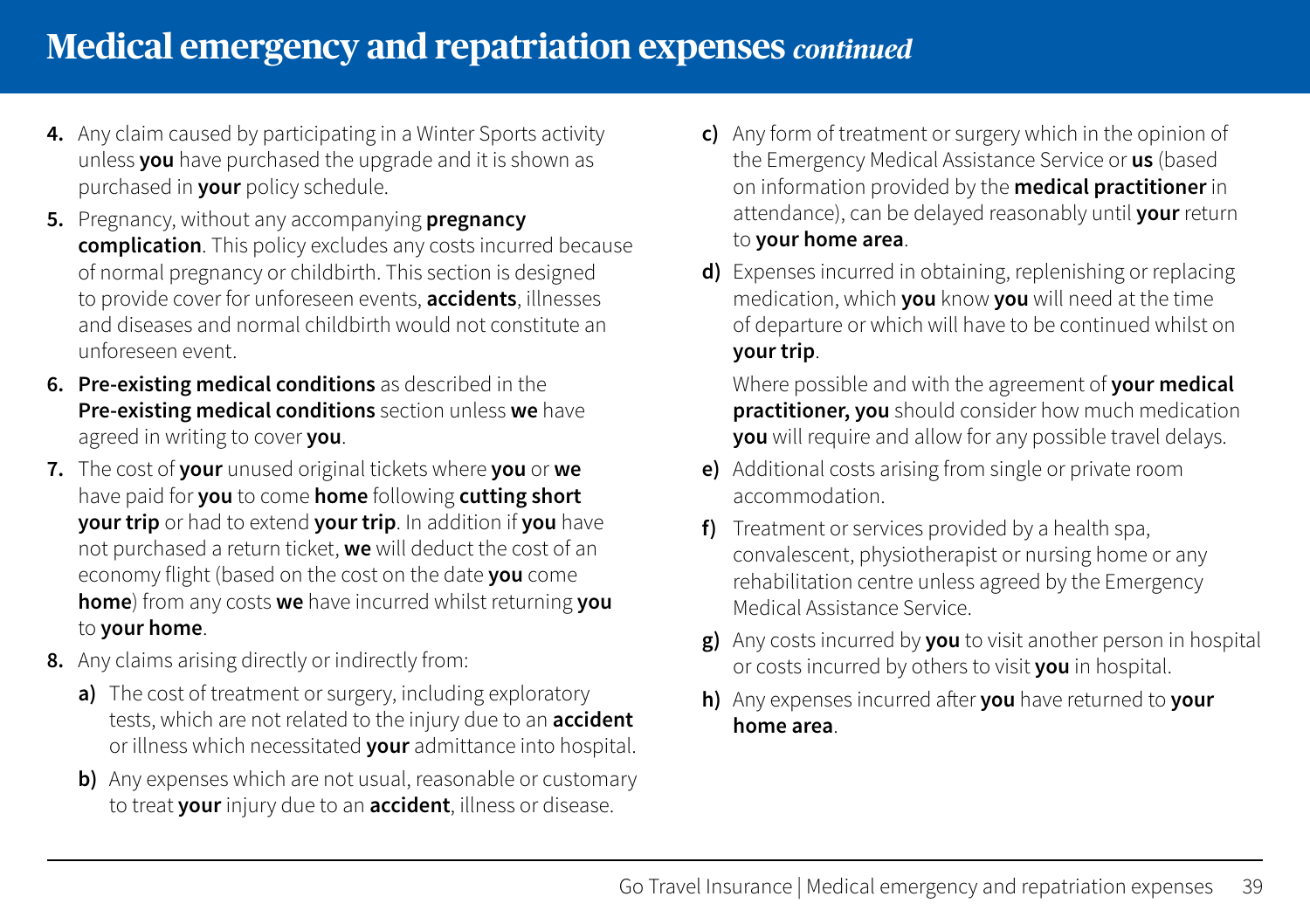# Medical emergency and repatriation expenses *continued*

4. Any claim caused by participating in a Winter Sports activity unless **you** have purchased the upgrade and it is shown as purchased in **your** policy schedule.
5. Pregnancy, without any accompanying **pregnancy complication**. This policy excludes any costs incurred because of normal pregnancy or childbirth. This section is designed to provide cover for unforeseen events, **accidents**, illnesses and diseases and normal childbirth would not constitute an unforeseen event.
6. **Pre-existing medical conditions** as described in the **Pre-existing medical conditions** section unless **we** have agreed in writing to cover **you**.
7. The cost of **your** unused original tickets where **you** or **we** have paid for **you** to come **home** following **cutting short your trip** or had to extend **your trip**. In addition if **you** have not purchased a return ticket, **we** will deduct the cost of an economy flight (based on the cost on the date **you** come **home**) from any costs **we** have incurred whilst returning **you** to **your home**.
8. Any claims arising directly or indirectly from:
   - **a)** The cost of treatment or surgery, including exploratory tests, which are not related to the injury due to an **accident** or illness which necessitated **your** admittance into hospital.
   - **b)** Any expenses which are not usual, reasonable or customary to treat **your** injury due to an **accident**, illness or disease.
   - **c)** Any form of treatment or surgery which in the opinion of the Emergency Medical Assistance Service or **us** (based on information provided by the **medical practitioner** in attendance), can be delayed reasonably until **your** return to **your home area**.
   - **d)** Expenses incurred in obtaining, replenishing or replacing medication, which **you** know **you** will need at the time of departure or which will have to be continued whilst on **your trip**.

     Where possible and with the agreement of **your medical practitioner, you** should consider how much medication **you** will require and allow for any possible travel delays.
   - **e)** Additional costs arising from single or private room accommodation.
   - **f)** Treatment or services provided by a health spa, convalescent, physiotherapist or nursing home or any rehabilitation centre unless agreed by the Emergency Medical Assistance Service.
   - **g)** Any costs incurred by **you** to visit another person in hospital or costs incurred by others to visit **you** in hospital.
   - **h)** Any expenses incurred after **you** have returned to **your home area**.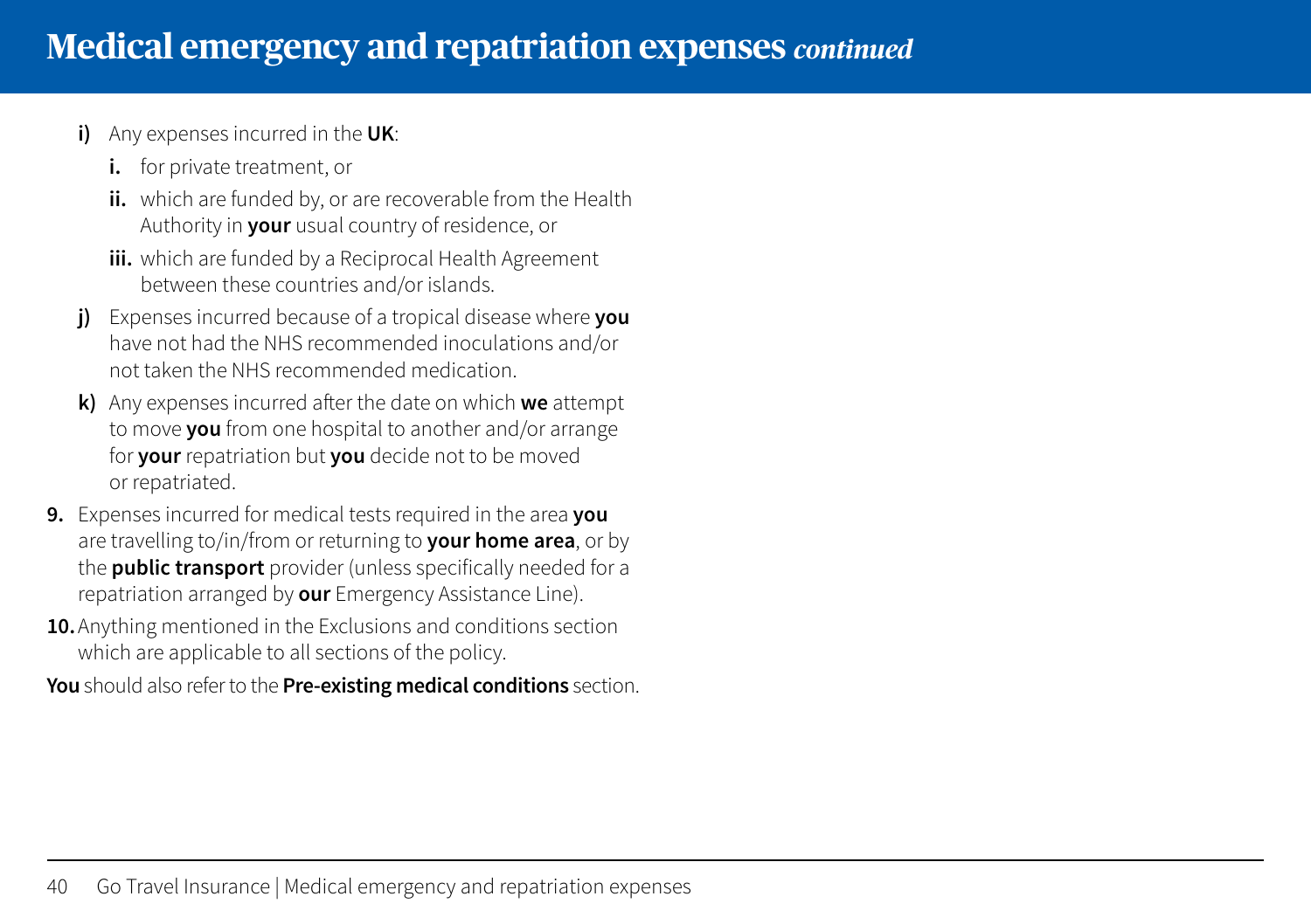# Medical emergency and repatriation expenses *continued*

- **i)** Any expenses incurred in the **UK**:
  - **i.** for private treatment, or
  - **ii.** which are funded by, or are recoverable from the Health Authority in **your** usual country of residence, or
  - **iii.** which are funded by a Reciprocal Health Agreement between these countries and/or islands.
- **j)** Expenses incurred because of a tropical disease where **you** have not had the NHS recommended inoculations and/or not taken the NHS recommended medication.
- **k)** Any expenses incurred after the date on which **we** attempt to move **you** from one hospital to another and/or arrange for **your** repatriation but **you** decide not to be moved or repatriated.

**9.** Expenses incurred for medical tests required in the area **you** are travelling to/in/from or returning to **your home area**, or by the **public transport** provider (unless specifically needed for a repatriation arranged by **our** Emergency Assistance Line).

**10.** Anything mentioned in the Exclusions and conditions section which are applicable to all sections of the policy.

**You** should also refer to the **Pre-existing medical conditions** section.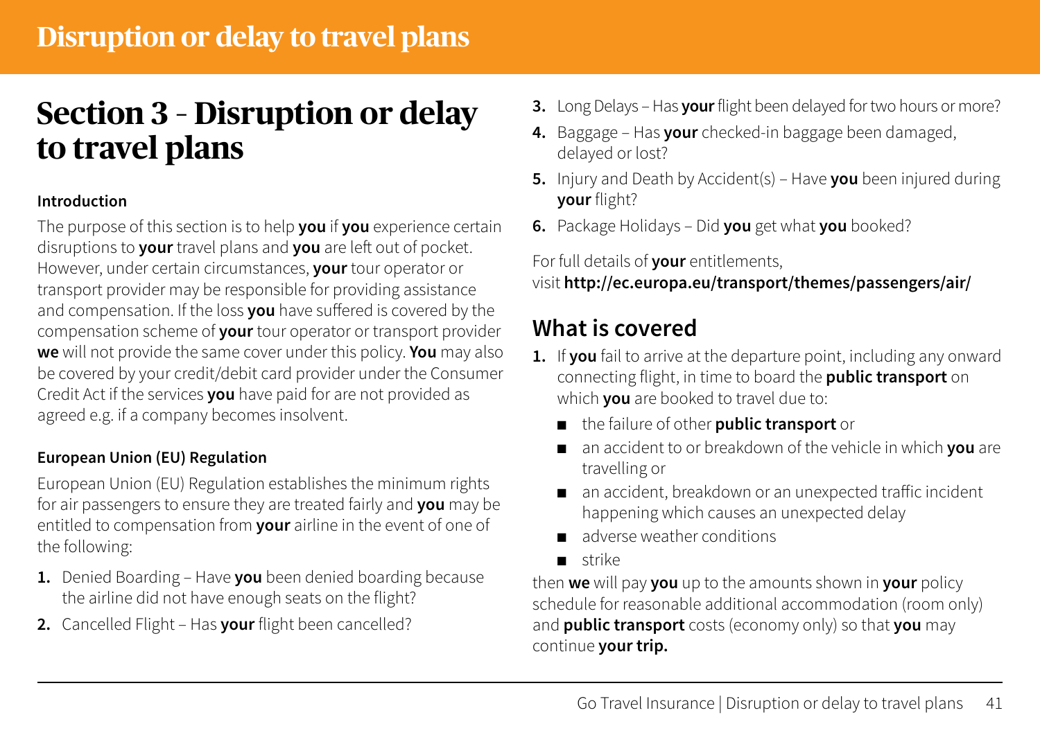# Section 3 - Disruption or delay to travel plans

### Introduction

The purpose of this section is to help **you** if **you** experience certain disruptions to **your** travel plans and **you** are left out of pocket. However, under certain circumstances, **your** tour operator or transport provider may be responsible for providing assistance and compensation. If the loss **you** have suffered is covered by the compensation scheme of **your** tour operator or transport provider **we** will not provide the same cover under this policy. **You** may also be covered by your credit/debit card provider under the Consumer Credit Act if the services **you** have paid for are not provided as agreed e.g. if a company becomes insolvent.

### European Union (EU) Regulation

European Union (EU) Regulation establishes the minimum rights for air passengers to ensure they are treated fairly and **you** may be entitled to compensation from **your** airline in the event of one of the following:

1. Denied Boarding – Have **you** been denied boarding because the airline did not have enough seats on the flight?
2. Cancelled Flight – Has **your** flight been cancelled?
3. Long Delays – Has **your** flight been delayed for two hours or more?
4. Baggage – Has **your** checked-in baggage been damaged, delayed or lost?
5. Injury and Death by Accident(s) – Have **you** been injured during **your** flight?
6. Package Holidays – Did **you** get what **you** booked?

For full details of **your** entitlements,
visit **http://ec.europa.eu/transport/themes/passengers/air/**

## What is covered

1. If **you** fail to arrive at the departure point, including any onward connecting flight, in time to board the **public transport** on which **you** are booked to travel due to:
   - the failure of other **public transport** or
   - an accident to or breakdown of the vehicle in which **you** are travelling or
   - an accident, breakdown or an unexpected traffic incident happening which causes an unexpected delay
   - adverse weather conditions
   - strike

   then **we** will pay **you** up to the amounts shown in **your** policy schedule for reasonable additional accommodation (room only) and **public transport** costs (economy only) so that **you** may continue **your trip.**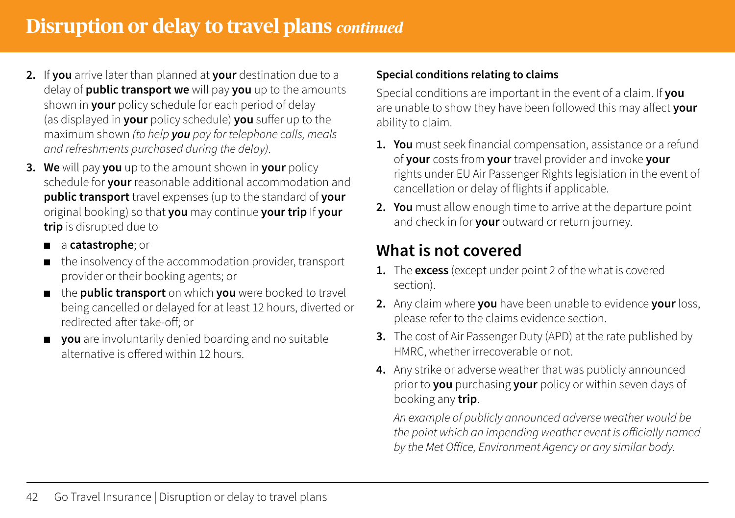# Disruption or delay to travel plans *continued*

2. If **you** arrive later than planned at **your** destination due to a delay of **public transport we** will pay **you** up to the amounts shown in **your** policy schedule for each period of delay (as displayed in **your** policy schedule) **you** suffer up to the maximum shown *(to help **you** pay for telephone calls, meals and refreshments purchased during the delay)*.
3. **We** will pay **you** up to the amount shown in **your** policy schedule for **your** reasonable additional accommodation and **public transport** travel expenses (up to the standard of **your** original booking) so that **you** may continue **your trip** If **your trip** is disrupted due to
   - a **catastrophe**; or
   - the insolvency of the accommodation provider, transport provider or their booking agents; or
   - the **public transport** on which **you** were booked to travel being cancelled or delayed for at least 12 hours, diverted or redirected after take-off; or
   - **you** are involuntarily denied boarding and no suitable alternative is offered within 12 hours.

**Special conditions relating to claims**

Special conditions are important in the event of a claim. If **you** are unable to show they have been followed this may affect **your** ability to claim.

1. **You** must seek financial compensation, assistance or a refund of **your** costs from **your** travel provider and invoke **your** rights under EU Air Passenger Rights legislation in the event of cancellation or delay of flights if applicable.
2. **You** must allow enough time to arrive at the departure point and check in for **your** outward or return journey.

## What is not covered

1. The **excess** (except under point 2 of the what is covered section).
2. Any claim where **you** have been unable to evidence **your** loss, please refer to the claims evidence section.
3. The cost of Air Passenger Duty (APD) at the rate published by HMRC, whether irrecoverable or not.
4. Any strike or adverse weather that was publicly announced prior to **you** purchasing **your** policy or within seven days of booking any **trip**.

   *An example of publicly announced adverse weather would be the point which an impending weather event is officially named by the Met Office, Environment Agency or any similar body.*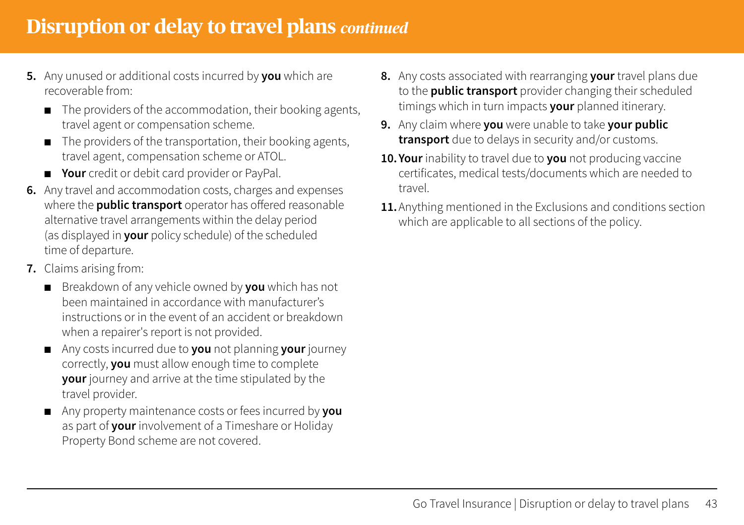# Disruption or delay to travel plans *continued*

5. Any unused or additional costs incurred by **you** which are recoverable from:
   - The providers of the accommodation, their booking agents, travel agent or compensation scheme.
   - The providers of the transportation, their booking agents, travel agent, compensation scheme or ATOL.
   - **Your** credit or debit card provider or PayPal.
6. Any travel and accommodation costs, charges and expenses where the **public transport** operator has offered reasonable alternative travel arrangements within the delay period (as displayed in **your** policy schedule) of the scheduled time of departure.
7. Claims arising from:
   - Breakdown of any vehicle owned by **you** which has not been maintained in accordance with manufacturer's instructions or in the event of an accident or breakdown when a repairer's report is not provided.
   - Any costs incurred due to **you** not planning **your** journey correctly, **you** must allow enough time to complete **your** journey and arrive at the time stipulated by the travel provider.
   - Any property maintenance costs or fees incurred by **you** as part of **your** involvement of a Timeshare or Holiday Property Bond scheme are not covered.
8. Any costs associated with rearranging **your** travel plans due to the **public transport** provider changing their scheduled timings which in turn impacts **your** planned itinerary.
9. Any claim where **you** were unable to take **your public transport** due to delays in security and/or customs.
10. **Your** inability to travel due to **you** not producing vaccine certificates, medical tests/documents which are needed to travel.
11. Anything mentioned in the Exclusions and conditions section which are applicable to all sections of the policy.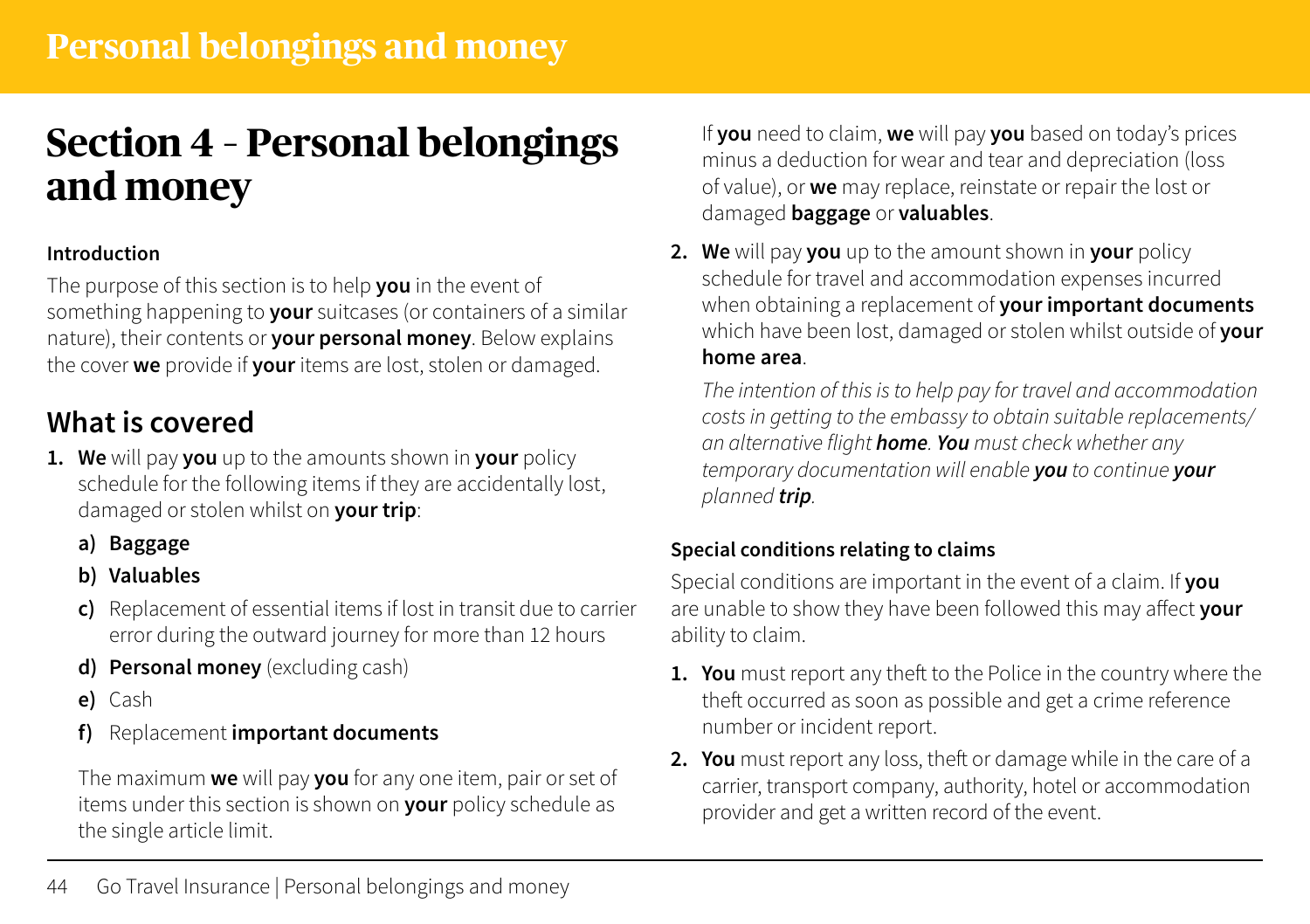# Section 4 - Personal belongings and money

**Introduction**

The purpose of this section is to help **you** in the event of something happening to **your** suitcases (or containers of a similar nature), their contents or **your personal money**. Below explains the cover **we** provide if **your** items are lost, stolen or damaged.

## What is covered

1. **We** will pay **you** up to the amounts shown in **your** policy schedule for the following items if they are accidentally lost, damaged or stolen whilst on **your trip**:
   a) **Baggage**
   b) **Valuables**
   c) Replacement of essential items if lost in transit due to carrier error during the outward journey for more than 12 hours
   d) **Personal money** (excluding cash)
   e) Cash
   f) Replacement **important documents**

   The maximum **we** will pay **you** for any one item, pair or set of items under this section is shown on **your** policy schedule as the single article limit.

   If **you** need to claim, **we** will pay **you** based on today's prices minus a deduction for wear and tear and depreciation (loss of value), or **we** may replace, reinstate or repair the lost or damaged **baggage** or **valuables**.

2. **We** will pay **you** up to the amount shown in **your** policy schedule for travel and accommodation expenses incurred when obtaining a replacement of **your important documents** which have been lost, damaged or stolen whilst outside of **your home area**.

   *The intention of this is to help pay for travel and accommodation costs in getting to the embassy to obtain suitable replacements/ an alternative flight **home**. **You** must check whether any temporary documentation will enable **you** to continue **your** planned **trip**.*

**Special conditions relating to claims**

Special conditions are important in the event of a claim. If **you** are unable to show they have been followed this may affect **your** ability to claim.

1. **You** must report any theft to the Police in the country where the theft occurred as soon as possible and get a crime reference number or incident report.
2. **You** must report any loss, theft or damage while in the care of a carrier, transport company, authority, hotel or accommodation provider and get a written record of the event.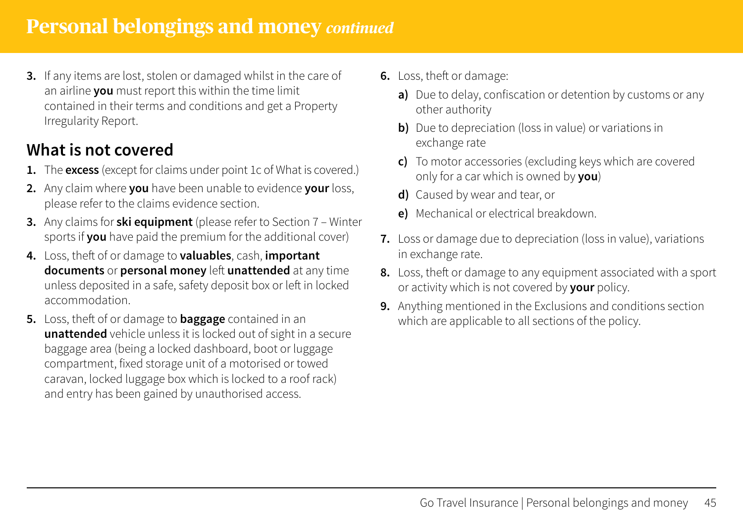# Personal belongings and money *continued*

3. If any items are lost, stolen or damaged whilst in the care of an airline **you** must report this within the time limit contained in their terms and conditions and get a Property Irregularity Report.

## What is not covered

1. The **excess** (except for claims under point 1c of What is covered.)
2. Any claim where **you** have been unable to evidence **your** loss, please refer to the claims evidence section.
3. Any claims for **ski equipment** (please refer to Section 7 – Winter sports if **you** have paid the premium for the additional cover)
4. Loss, theft of or damage to **valuables**, cash, **important documents** or **personal money** left **unattended** at any time unless deposited in a safe, safety deposit box or left in locked accommodation.
5. Loss, theft of or damage to **baggage** contained in an **unattended** vehicle unless it is locked out of sight in a secure baggage area (being a locked dashboard, boot or luggage compartment, fixed storage unit of a motorised or towed caravan, locked luggage box which is locked to a roof rack) and entry has been gained by unauthorised access.
6. Loss, theft or damage:
   - **a)** Due to delay, confiscation or detention by customs or any other authority
   - **b)** Due to depreciation (loss in value) or variations in exchange rate
   - **c)** To motor accessories (excluding keys which are covered only for a car which is owned by **you**)
   - **d)** Caused by wear and tear, or
   - **e)** Mechanical or electrical breakdown.
7. Loss or damage due to depreciation (loss in value), variations in exchange rate.
8. Loss, theft or damage to any equipment associated with a sport or activity which is not covered by **your** policy.
9. Anything mentioned in the Exclusions and conditions section which are applicable to all sections of the policy.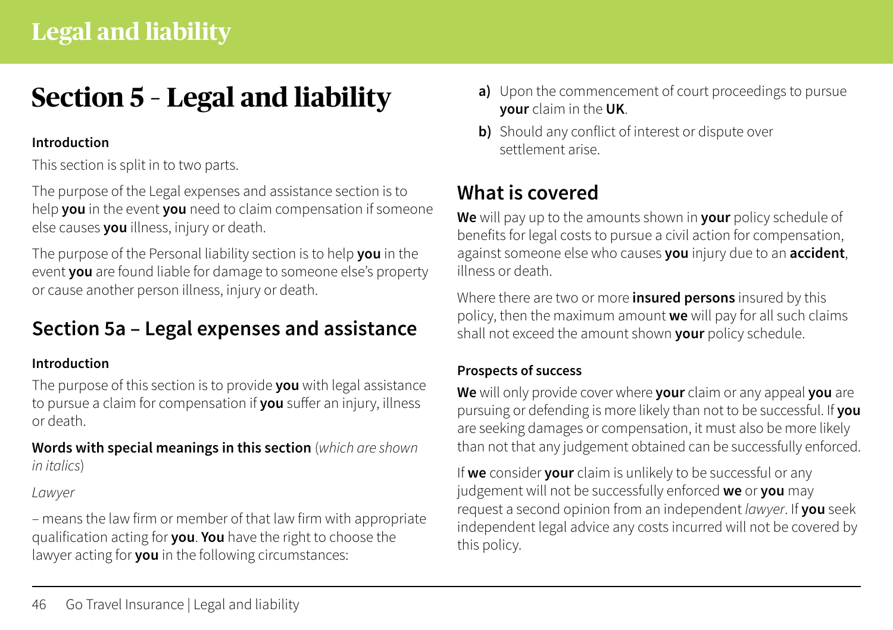# Section 5 - Legal and liability

**Introduction**

This section is split in to two parts.

The purpose of the Legal expenses and assistance section is to help **you** in the event **you** need to claim compensation if someone else causes **you** illness, injury or death.

The purpose of the Personal liability section is to help **you** in the event **you** are found liable for damage to someone else's property or cause another person illness, injury or death.

## Section 5a – Legal expenses and assistance

**Introduction**

The purpose of this section is to provide **you** with legal assistance to pursue a claim for compensation if **you** suffer an injury, illness or death.

**Words with special meanings in this section** (*which are shown in italics*)

*Lawyer*

– means the law firm or member of that law firm with appropriate qualification acting for **you**. **You** have the right to choose the lawyer acting for **you** in the following circumstances:

**a)** Upon the commencement of court proceedings to pursue **your** claim in the **UK**.

**b)** Should any conflict of interest or dispute over settlement arise.

## What is covered

**We** will pay up to the amounts shown in **your** policy schedule of benefits for legal costs to pursue a civil action for compensation, against someone else who causes **you** injury due to an **accident**, illness or death.

Where there are two or more **insured persons** insured by this policy, then the maximum amount **we** will pay for all such claims shall not exceed the amount shown **your** policy schedule.

**Prospects of success**

**We** will only provide cover where **your** claim or any appeal **you** are pursuing or defending is more likely than not to be successful. If **you** are seeking damages or compensation, it must also be more likely than not that any judgement obtained can be successfully enforced.

If **we** consider **your** claim is unlikely to be successful or any judgement will not be successfully enforced **we** or **you** may request a second opinion from an independent *lawyer*. If **you** seek independent legal advice any costs incurred will not be covered by this policy.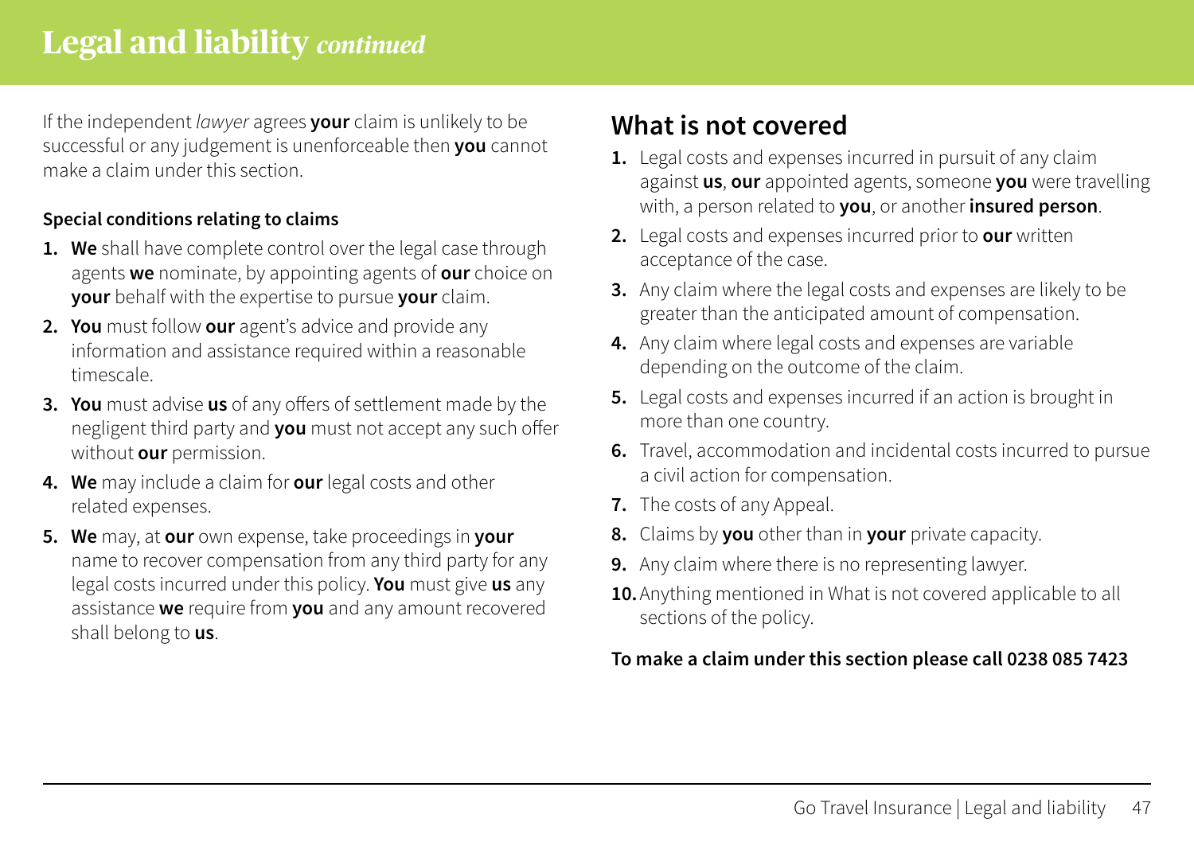# Legal and liability *continued*

If the independent *lawyer* agrees **your** claim is unlikely to be successful or any judgement is unenforceable then **you** cannot make a claim under this section.

**Special conditions relating to claims**

1. **We** shall have complete control over the legal case through agents **we** nominate, by appointing agents of **our** choice on **your** behalf with the expertise to pursue **your** claim.
2. **You** must follow **our** agent's advice and provide any information and assistance required within a reasonable timescale.
3. **You** must advise **us** of any offers of settlement made by the negligent third party and **you** must not accept any such offer without **our** permission.
4. **We** may include a claim for **our** legal costs and other related expenses.
5. **We** may, at **our** own expense, take proceedings in **your** name to recover compensation from any third party for any legal costs incurred under this policy. **You** must give **us** any assistance **we** require from **you** and any amount recovered shall belong to **us**.

## What is not covered

1. Legal costs and expenses incurred in pursuit of any claim against **us**, **our** appointed agents, someone **you** were travelling with, a person related to **you**, or another **insured person**.
2. Legal costs and expenses incurred prior to **our** written acceptance of the case.
3. Any claim where the legal costs and expenses are likely to be greater than the anticipated amount of compensation.
4. Any claim where legal costs and expenses are variable depending on the outcome of the claim.
5. Legal costs and expenses incurred if an action is brought in more than one country.
6. Travel, accommodation and incidental costs incurred to pursue a civil action for compensation.
7. The costs of any Appeal.
8. Claims by **you** other than in **your** private capacity.
9. Any claim where there is no representing lawyer.
10. Anything mentioned in What is not covered applicable to all sections of the policy.

**To make a claim under this section please call 0238 085 7423**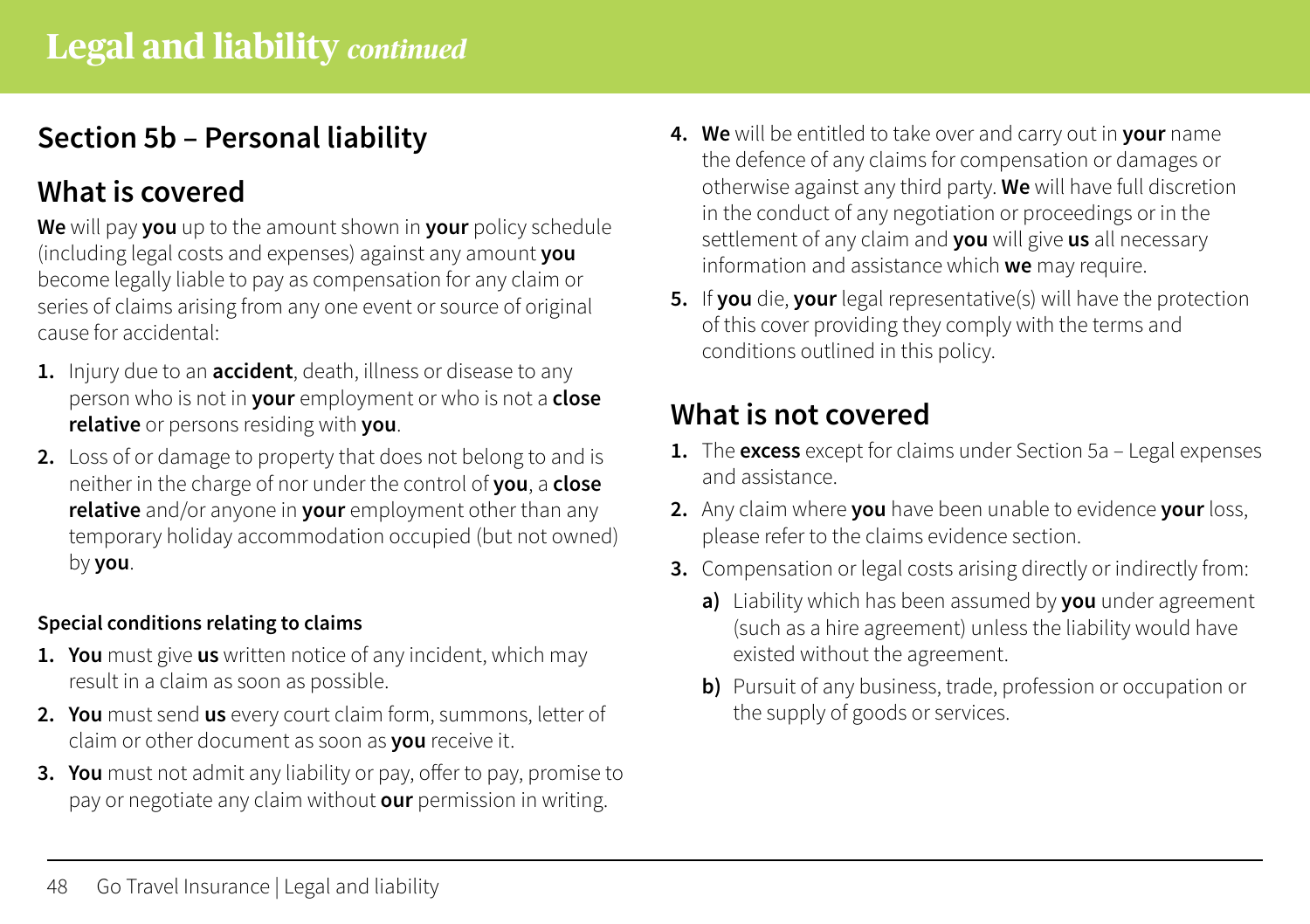# Legal and liability *continued*

## Section 5b – Personal liability

## What is covered

**We** will pay **you** up to the amount shown in **your** policy schedule (including legal costs and expenses) against any amount **you** become legally liable to pay as compensation for any claim or series of claims arising from any one event or source of original cause for accidental:

1. Injury due to an **accident**, death, illness or disease to any person who is not in **your** employment or who is not a **close relative** or persons residing with **you**.
2. Loss of or damage to property that does not belong to and is neither in the charge of nor under the control of **you**, a **close relative** and/or anyone in **your** employment other than any temporary holiday accommodation occupied (but not owned) by **you**.

#### Special conditions relating to claims

1. **You** must give **us** written notice of any incident, which may result in a claim as soon as possible.
2. **You** must send **us** every court claim form, summons, letter of claim or other document as soon as **you** receive it.
3. **You** must not admit any liability or pay, offer to pay, promise to pay or negotiate any claim without **our** permission in writing.
4. **We** will be entitled to take over and carry out in **your** name the defence of any claims for compensation or damages or otherwise against any third party. **We** will have full discretion in the conduct of any negotiation or proceedings or in the settlement of any claim and **you** will give **us** all necessary information and assistance which **we** may require.
5. If **you** die, **your** legal representative(s) will have the protection of this cover providing they comply with the terms and conditions outlined in this policy.

## What is not covered

1. The **excess** except for claims under Section 5a – Legal expenses and assistance.
2. Any claim where **you** have been unable to evidence **your** loss, please refer to the claims evidence section.
3. Compensation or legal costs arising directly or indirectly from:
   - **a)** Liability which has been assumed by **you** under agreement (such as a hire agreement) unless the liability would have existed without the agreement.
   - **b)** Pursuit of any business, trade, profession or occupation or the supply of goods or services.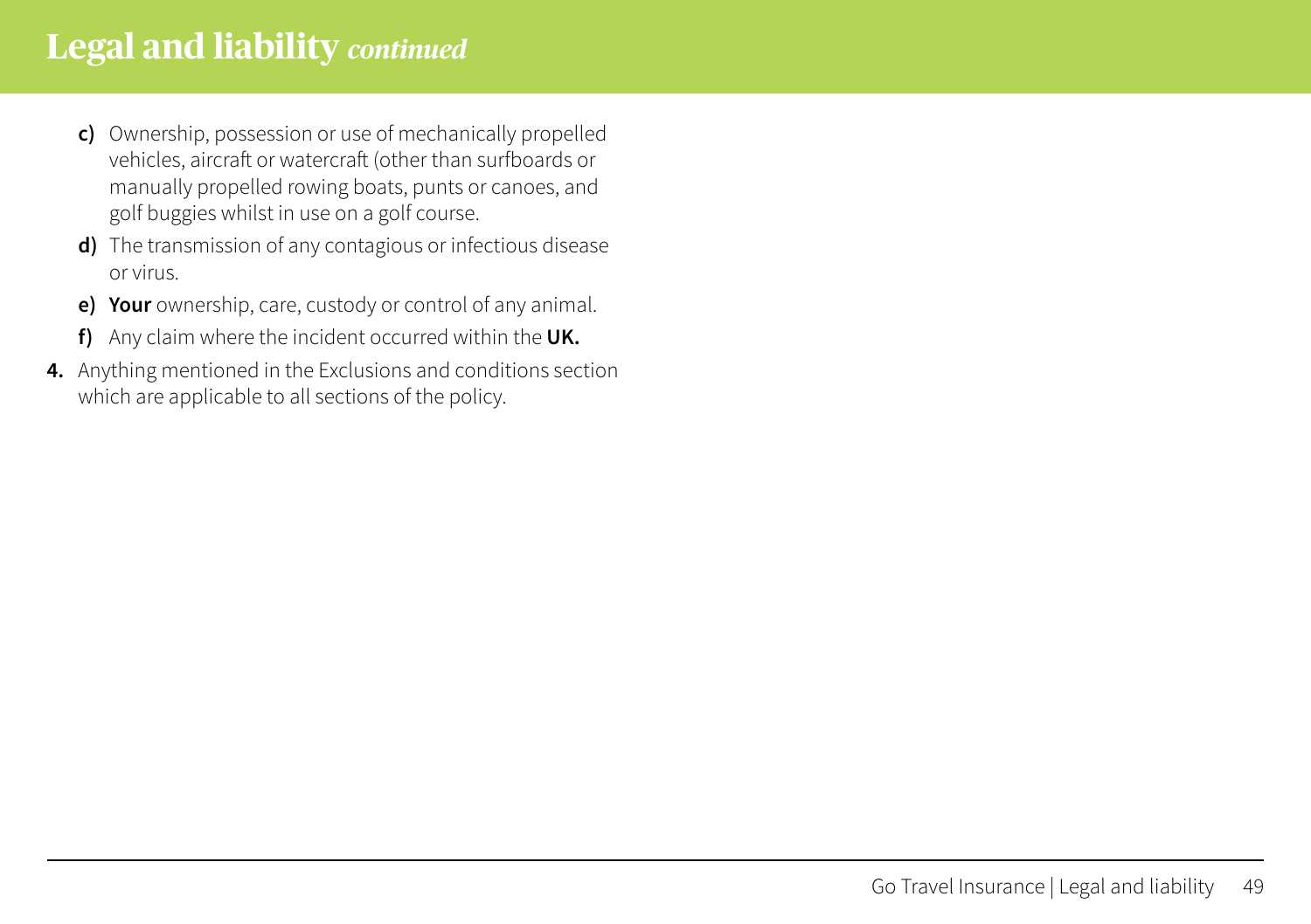# Legal and liability *continued*

- **c)** Ownership, possession or use of mechanically propelled vehicles, aircraft or watercraft (other than surfboards or manually propelled rowing boats, punts or canoes, and golf buggies whilst in use on a golf course.
- **d)** The transmission of any contagious or infectious disease or virus.
- **e)** **Your** ownership, care, custody or control of any animal.
- **f)** Any claim where the incident occurred within the **UK.**

**4.** Anything mentioned in the Exclusions and conditions section which are applicable to all sections of the policy.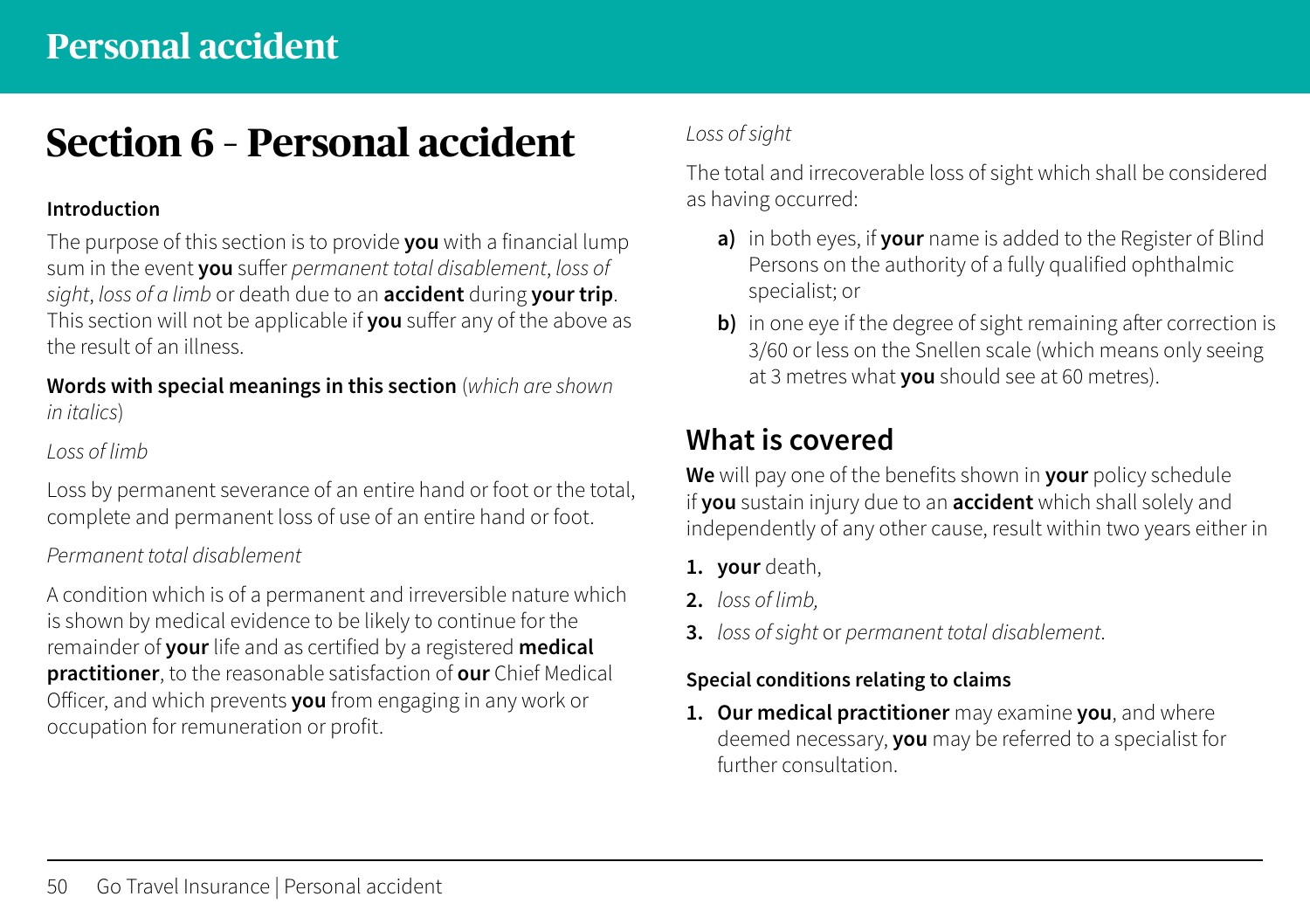# Section 6 - Personal accident

**Introduction**

The purpose of this section is to provide **you** with a financial lump sum in the event **you** suffer *permanent total disablement*, *loss of sight*, *loss of a limb* or death due to an **accident** during **your trip**. This section will not be applicable if **you** suffer any of the above as the result of an illness.

**Words with special meanings in this section** (*which are shown in italics*)

*Loss of limb*

Loss by permanent severance of an entire hand or foot or the total, complete and permanent loss of use of an entire hand or foot.

*Permanent total disablement*

A condition which is of a permanent and irreversible nature which is shown by medical evidence to be likely to continue for the remainder of **your** life and as certified by a registered **medical practitioner**, to the reasonable satisfaction of **our** Chief Medical Officer, and which prevents **you** from engaging in any work or occupation for remuneration or profit.

*Loss of sight*

The total and irrecoverable loss of sight which shall be considered as having occurred:

- **a)** in both eyes, if **your** name is added to the Register of Blind Persons on the authority of a fully qualified ophthalmic specialist; or
- **b)** in one eye if the degree of sight remaining after correction is 3/60 or less on the Snellen scale (which means only seeing at 3 metres what **you** should see at 60 metres).

## What is covered

**We** will pay one of the benefits shown in **your** policy schedule if **you** sustain injury due to an **accident** which shall solely and independently of any other cause, result within two years either in

1. **your** death,
2. *loss of limb,*
3. *loss of sight* or *permanent total disablement*.

**Special conditions relating to claims**

1. **Our medical practitioner** may examine **you**, and where deemed necessary, **you** may be referred to a specialist for further consultation.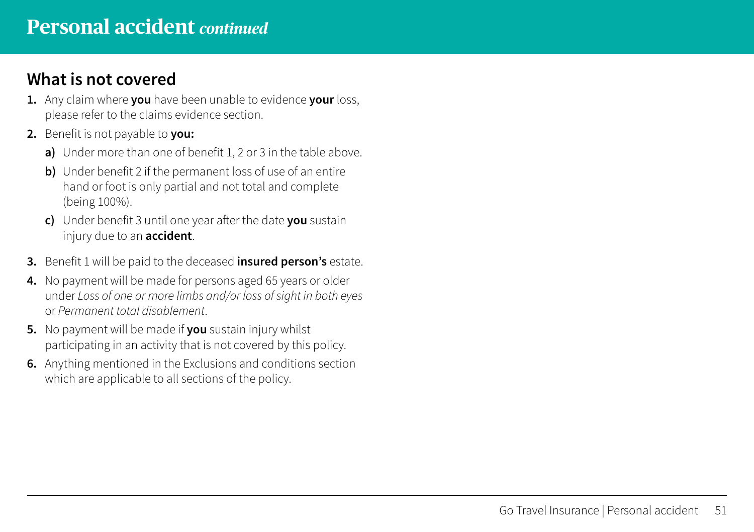# Personal accident *continued*

## What is not covered

1. Any claim where **you** have been unable to evidence **your** loss, please refer to the claims evidence section.
2. Benefit is not payable to **you:**
   - **a)** Under more than one of benefit 1, 2 or 3 in the table above.
   - **b)** Under benefit 2 if the permanent loss of use of an entire hand or foot is only partial and not total and complete (being 100%).
   - **c)** Under benefit 3 until one year after the date **you** sustain injury due to an **accident**.
3. Benefit 1 will be paid to the deceased **insured person's** estate.
4. No payment will be made for persons aged 65 years or older under *Loss of one or more limbs and/or loss of sight in both eyes* or *Permanent total disablement*.
5. No payment will be made if **you** sustain injury whilst participating in an activity that is not covered by this policy.
6. Anything mentioned in the Exclusions and conditions section which are applicable to all sections of the policy.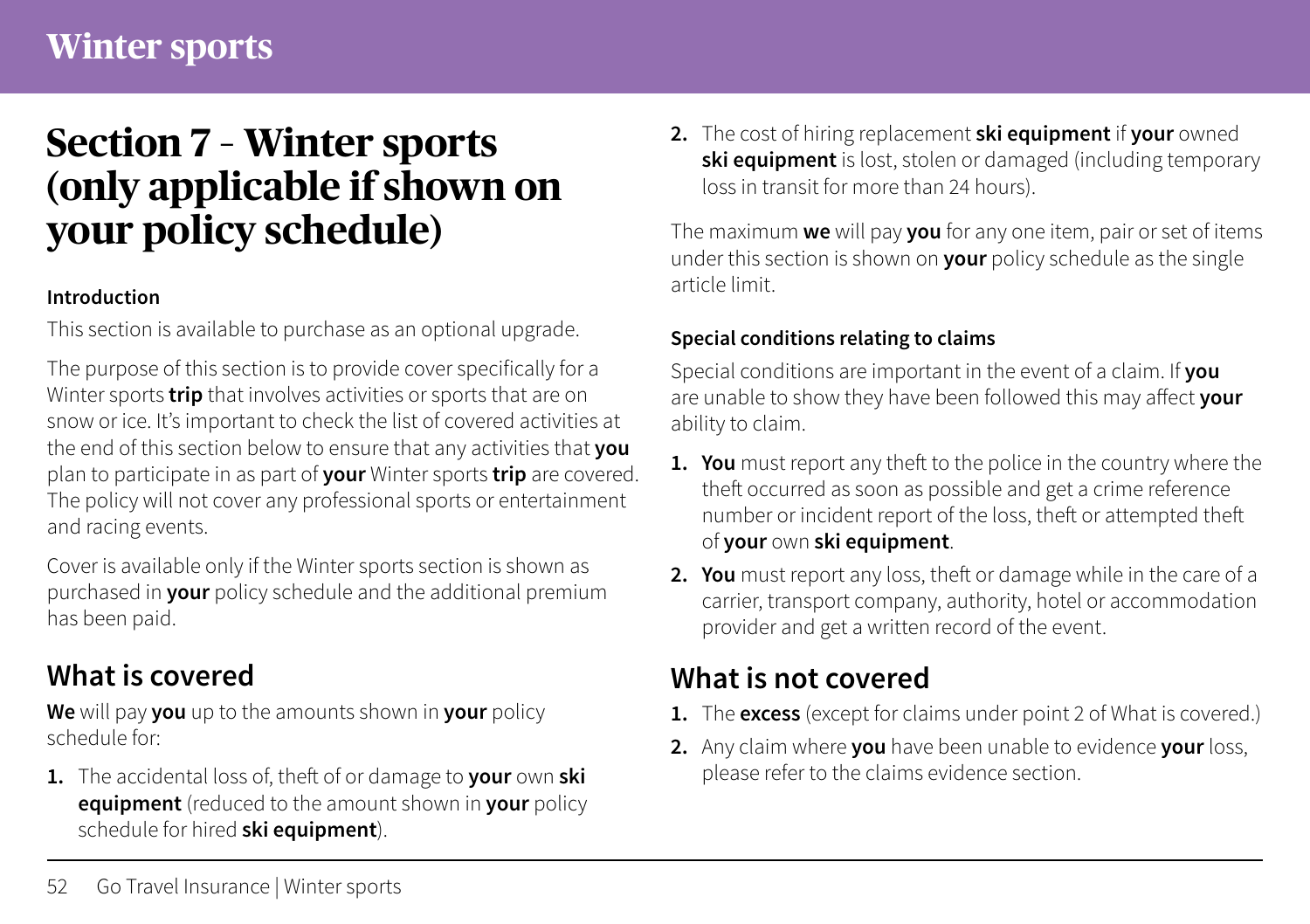# Section 7 - Winter sports (only applicable if shown on your policy schedule)

**Introduction**

This section is available to purchase as an optional upgrade.

The purpose of this section is to provide cover specifically for a Winter sports **trip** that involves activities or sports that are on snow or ice. It's important to check the list of covered activities at the end of this section below to ensure that any activities that **you** plan to participate in as part of **your** Winter sports **trip** are covered. The policy will not cover any professional sports or entertainment and racing events.

Cover is available only if the Winter sports section is shown as purchased in **your** policy schedule and the additional premium has been paid.

## What is covered

**We** will pay **you** up to the amounts shown in **your** policy schedule for:

1. The accidental loss of, theft of or damage to **your** own **ski equipment** (reduced to the amount shown in **your** policy schedule for hired **ski equipment**).
2. The cost of hiring replacement **ski equipment** if **your** owned **ski equipment** is lost, stolen or damaged (including temporary loss in transit for more than 24 hours).

The maximum **we** will pay **you** for any one item, pair or set of items under this section is shown on **your** policy schedule as the single article limit.

**Special conditions relating to claims**

Special conditions are important in the event of a claim. If **you** are unable to show they have been followed this may affect **your** ability to claim.

1. **You** must report any theft to the police in the country where the theft occurred as soon as possible and get a crime reference number or incident report of the loss, theft or attempted theft of **your** own **ski equipment**.
2. **You** must report any loss, theft or damage while in the care of a carrier, transport company, authority, hotel or accommodation provider and get a written record of the event.

## What is not covered

1. The **excess** (except for claims under point 2 of What is covered.)
2. Any claim where **you** have been unable to evidence **your** loss, please refer to the claims evidence section.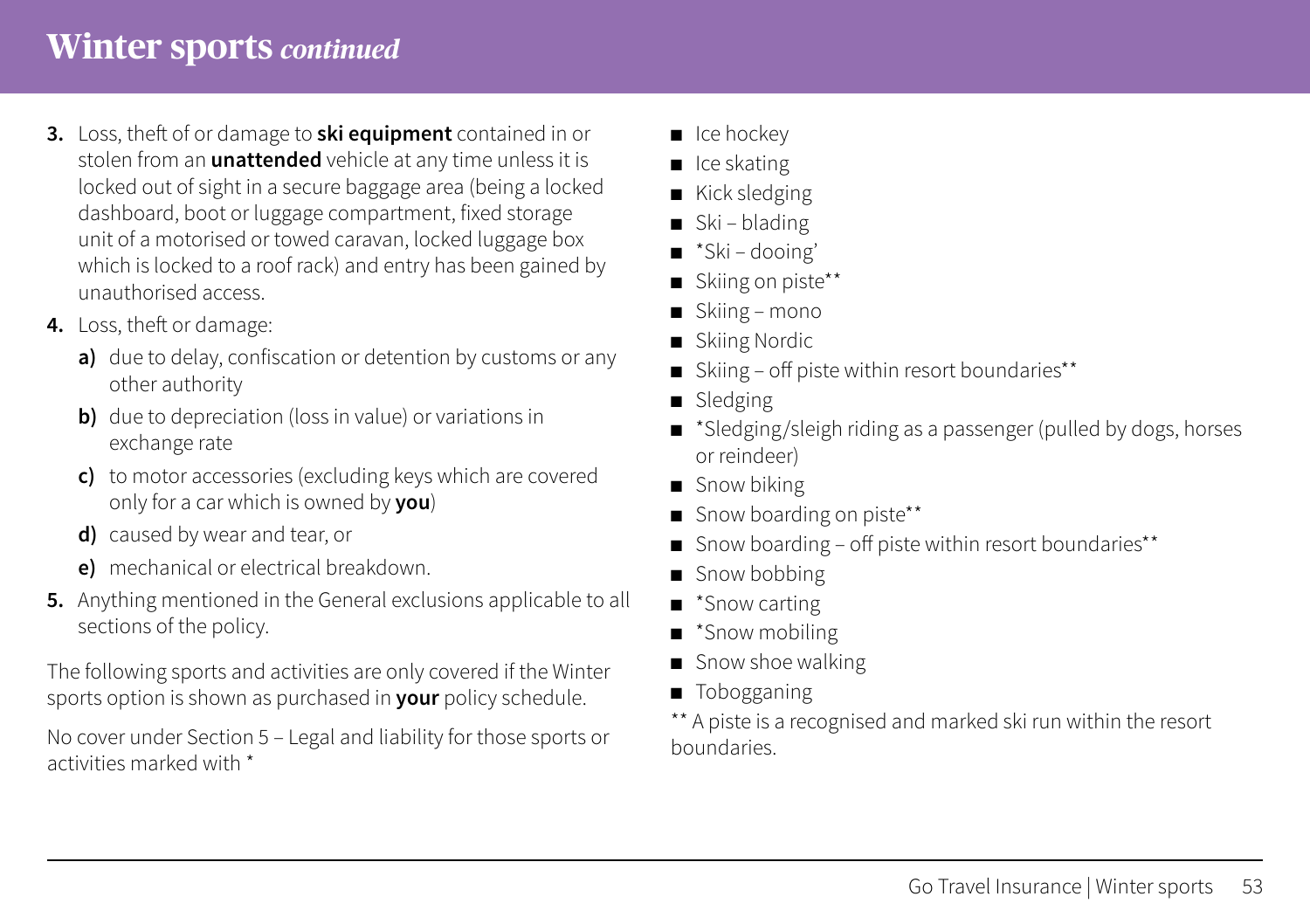# Winter sports *continued*

3. Loss, theft of or damage to **ski equipment** contained in or stolen from an **unattended** vehicle at any time unless it is locked out of sight in a secure baggage area (being a locked dashboard, boot or luggage compartment, fixed storage unit of a motorised or towed caravan, locked luggage box which is locked to a roof rack) and entry has been gained by unauthorised access.
4. Loss, theft or damage:
   - **a)** due to delay, confiscation or detention by customs or any other authority
   - **b)** due to depreciation (loss in value) or variations in exchange rate
   - **c)** to motor accessories (excluding keys which are covered only for a car which is owned by **you**)
   - **d)** caused by wear and tear, or
   - **e)** mechanical or electrical breakdown.
5. Anything mentioned in the General exclusions applicable to all sections of the policy.

The following sports and activities are only covered if the Winter sports option is shown as purchased in **your** policy schedule.

No cover under Section 5 – Legal and liability for those sports or activities marked with *

- Ice hockey
- Ice skating
- Kick sledging
- Ski – blading
- *Ski – dooing'
- Skiing on piste**
- Skiing – mono
- Skiing Nordic
- Skiing – off piste within resort boundaries**
- Sledging
- *Sledging/sleigh riding as a passenger (pulled by dogs, horses or reindeer)
- Snow biking
- Snow boarding on piste**
- Snow boarding – off piste within resort boundaries**
- Snow bobbing
- *Snow carting
- *Snow mobiling
- Snow shoe walking
- Tobogganing

** A piste is a recognised and marked ski run within the resort boundaries.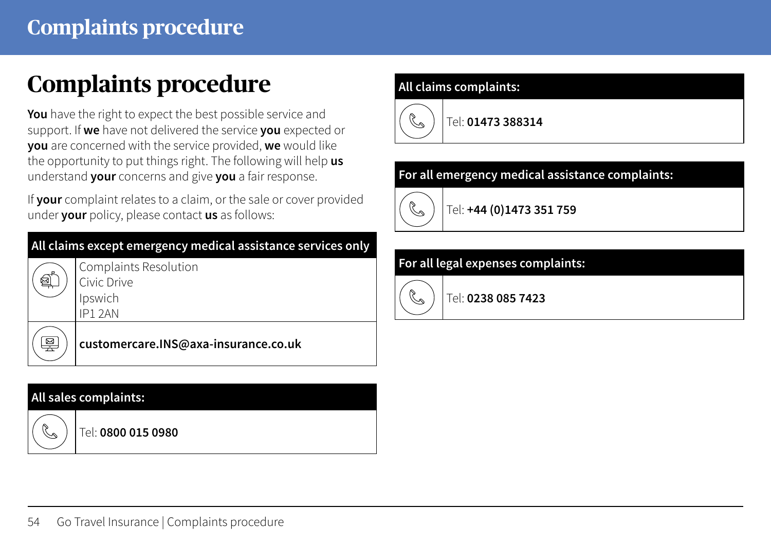# Complaints procedure

**You** have the right to expect the best possible service and support. If **we** have not delivered the service **you** expected or **you** are concerned with the service provided, **we** would like the opportunity to put things right. The following will help **us** understand **your** concerns and give **you** a fair response.

If **your** complaint relates to a claim, or the sale or cover provided under **your** policy, please contact **us** as follows:

| All claims except emergency medical assistance services only |
|---|
| Complaints Resolution<br>Civic Drive<br>Ipswich<br>IP1 2AN |
| **customercare.INS@axa-insurance.co.uk** |

| All sales complaints: |
|---|
| Tel: **0800 015 0980** |

| All claims complaints: |
|---|
| Tel: **01473 388314** |

| For all emergency medical assistance complaints: |
|---|
| Tel: **+44 (0)1473 351 759** |

| For all legal expenses complaints: |
|---|
| Tel: **0238 085 7423** |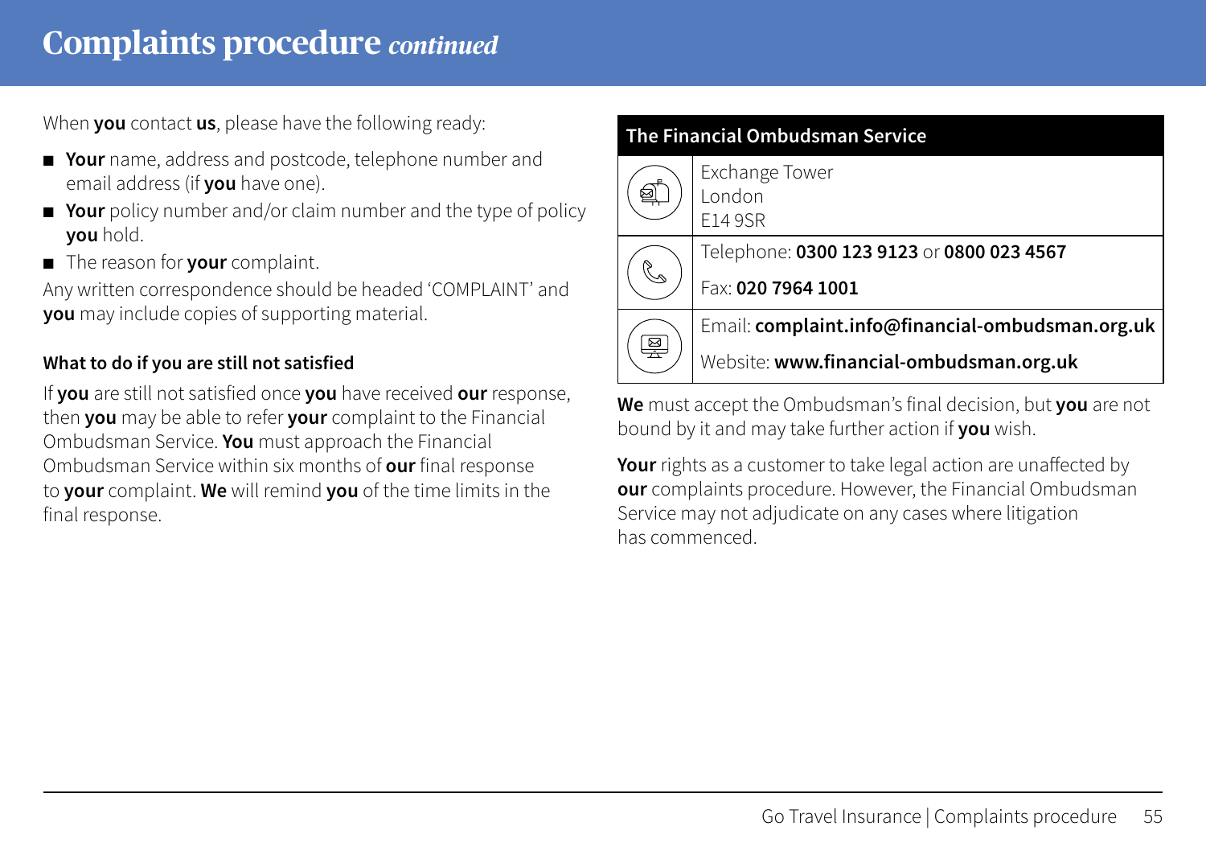# Complaints procedure *continued*

When **you** contact **us**, please have the following ready:

- **Your** name, address and postcode, telephone number and email address (if **you** have one).
- **Your** policy number and/or claim number and the type of policy **you** hold.
- The reason for **your** complaint.

Any written correspondence should be headed 'COMPLAINT' and **you** may include copies of supporting material.

### What to do if you are still not satisfied

If **you** are still not satisfied once **you** have received **our** response, then **you** may be able to refer **your** complaint to the Financial Ombudsman Service. **You** must approach the Financial Ombudsman Service within six months of **our** final response to **your** complaint. **We** will remind **you** of the time limits in the final response.

| The Financial Ombudsman Service | |
|---|---|
| Post | Exchange Tower<br>London<br>E14 9SR |
| Phone | Telephone: **0300 123 9123** or **0800 023 4567**<br>Fax: **020 7964 1001** |
| Online | Email: **complaint.info@financial-ombudsman.org.uk**<br>Website: **www.financial-ombudsman.org.uk** |

**We** must accept the Ombudsman's final decision, but **you** are not bound by it and may take further action if **you** wish.

**Your** rights as a customer to take legal action are unaffected by **our** complaints procedure. However, the Financial Ombudsman Service may not adjudicate on any cases where litigation has commenced.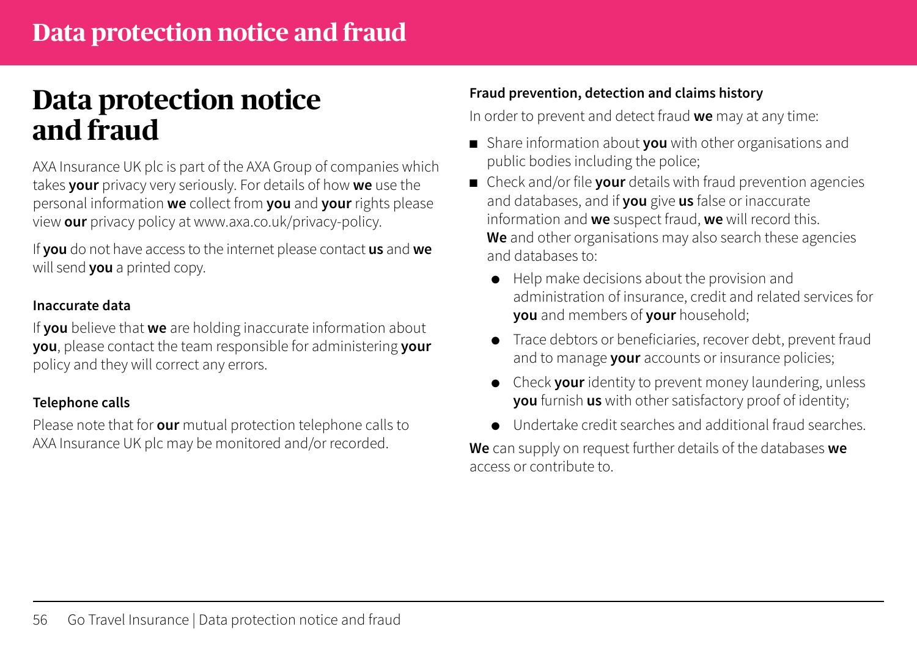# Data protection notice and fraud

AXA Insurance UK plc is part of the AXA Group of companies which takes **your** privacy very seriously. For details of how **we** use the personal information **we** collect from **you** and **your** rights please view **our** privacy policy at www.axa.co.uk/privacy-policy.

If **you** do not have access to the internet please contact **us** and **we** will send **you** a printed copy.

### Inaccurate data

If **you** believe that **we** are holding inaccurate information about **you**, please contact the team responsible for administering **your** policy and they will correct any errors.

### Telephone calls

Please note that for **our** mutual protection telephone calls to AXA Insurance UK plc may be monitored and/or recorded.

### Fraud prevention, detection and claims history

In order to prevent and detect fraud **we** may at any time:

- Share information about **you** with other organisations and public bodies including the police;
- Check and/or file **your** details with fraud prevention agencies and databases, and if **you** give **us** false or inaccurate information and **we** suspect fraud, **we** will record this. **We** and other organisations may also search these agencies and databases to:
  - Help make decisions about the provision and administration of insurance, credit and related services for **you** and members of **your** household;
  - Trace debtors or beneficiaries, recover debt, prevent fraud and to manage **your** accounts or insurance policies;
  - Check **your** identity to prevent money laundering, unless **you** furnish **us** with other satisfactory proof of identity;
  - Undertake credit searches and additional fraud searches.

**We** can supply on request further details of the databases **we** access or contribute to.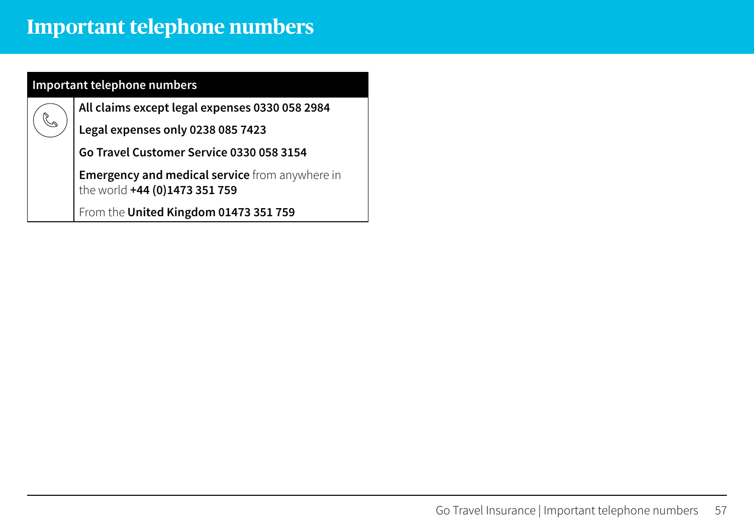# Important telephone numbers

| Important telephone numbers | |
|---|---|
| | **All claims except legal expenses 0330 058 2984** |
| | **Legal expenses only 0238 085 7423** |
| | **Go Travel Customer Service 0330 058 3154** |
| | **Emergency and medical service** from anywhere in the world **+44 (0)1473 351 759** |
| | From the **United Kingdom 01473 351 759** |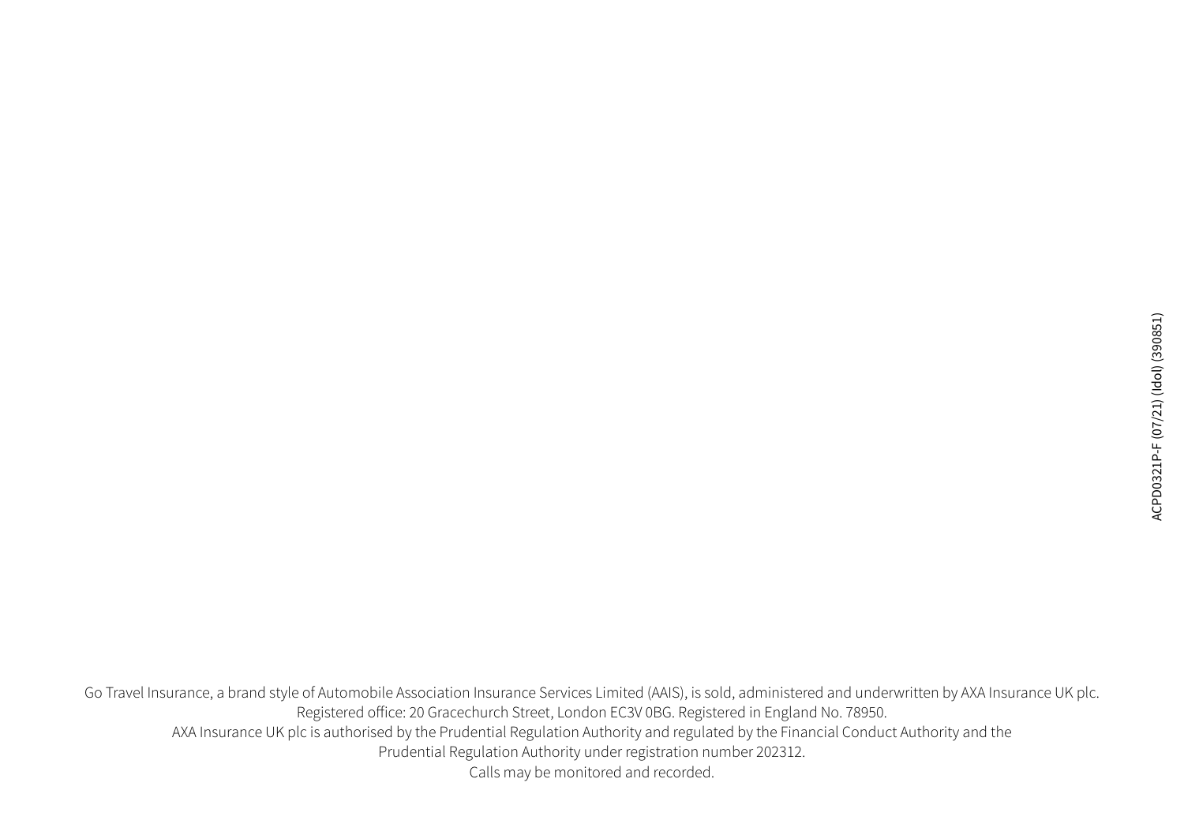Go Travel Insurance, a brand style of Automobile Association Insurance Services Limited (AAIS), is sold, administered and underwritten by AXA Insurance UK plc.
Registered office: 20 Gracechurch Street, London EC3V 0BG. Registered in England No. 78950.
AXA Insurance UK plc is authorised by the Prudential Regulation Authority and regulated by the Financial Conduct Authority and the
Prudential Regulation Authority under registration number 202312.
Calls may be monitored and recorded.

ACPD0321P-F (07/21) (Idol) (390851)